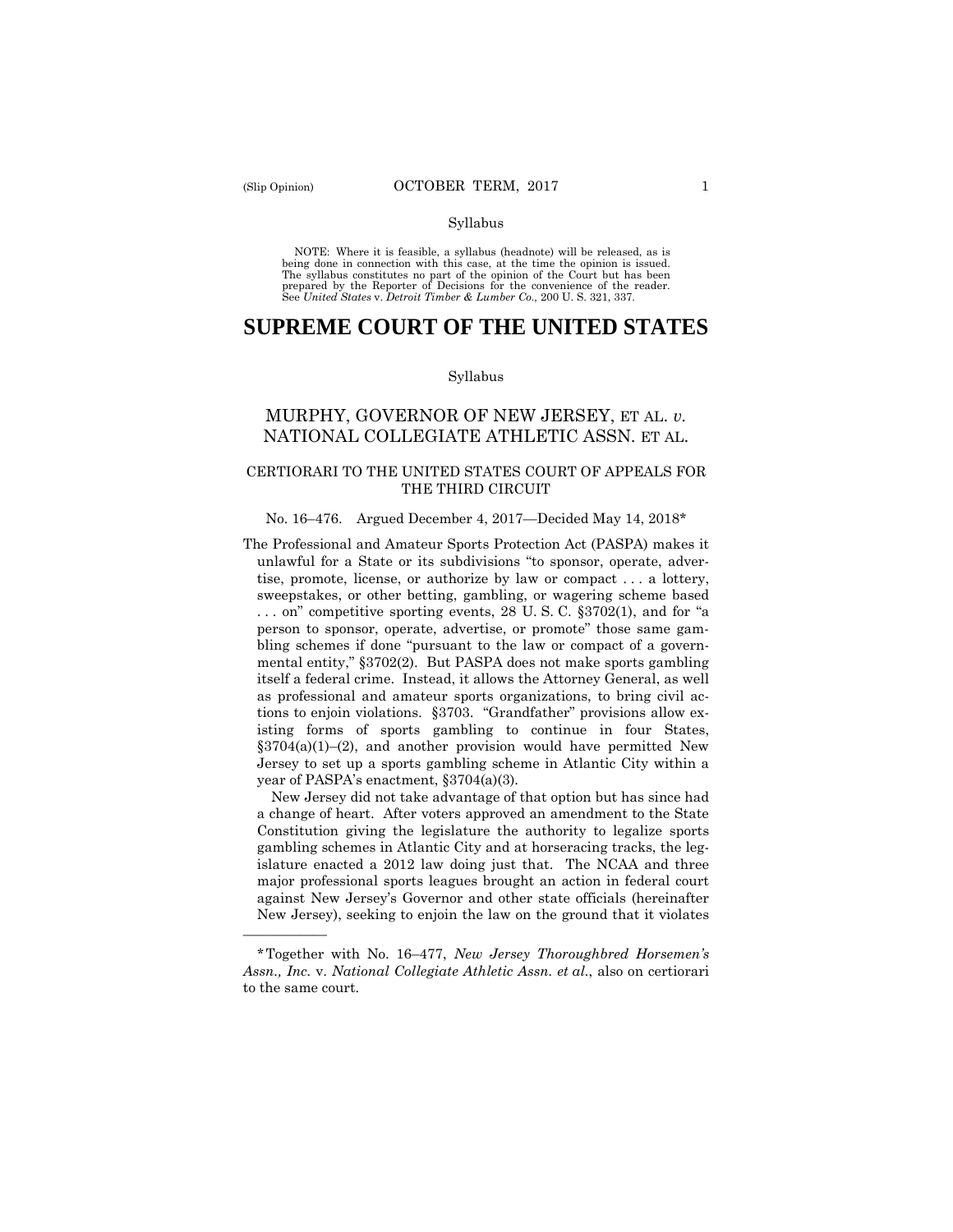Syllabus

NOTE: Where it is feasible, a syllabus (headnote) will be released, as is being done in connection with this case, at the time the opinion is issued. The syllabus constitutes no part of the opinion of the Court but has been prepared by the Reporter of Decisions for the convenience of the reader. See *United States* v. *Detroit Timber & Lumber Co.,* 200 U. S. 321, 337.

# SUPREME COURT OF THE UNITED STATES

Syllabus

## MURPHY, GOVERNOR OF NEW JERSEY, ET AL. *v.* NATIONAL COLLEGIATE ATHLETIC ASSN. ET AL.

### CERTIORARI TO THE UNITED STATES COURT OF APPEALS FOR THE THIRD CIRCUIT

No. 16–476. Argued December 4, 2017—Decided May 14, 2018*

The Professional and Amateur Sports Protection Act (PASPA) makes it unlawful for a State or its subdivisions "to sponsor, operate, advertise, promote, license, or authorize by law or compact . . . a lottery, sweepstakes, or other betting, gambling, or wagering scheme based . . . on" competitive sporting events, 28 U. S. C. §3702(1), and for "a person to sponsor, operate, advertise, or promote" those same gambling schemes if done "pursuant to the law or compact of a governmental entity," §3702(2). But PASPA does not make sports gambling itself a federal crime. Instead, it allows the Attorney General, as well as professional and amateur sports organizations, to bring civil actions to enjoin violations. §3703. "Grandfather" provisions allow existing forms of sports gambling to continue in four States, §3704(a)(1)–(2), and another provision would have permitted New Jersey to set up a sports gambling scheme in Atlantic City within a year of PASPA's enactment, §3704(a)(3).

New Jersey did not take advantage of that option but has since had a change of heart. After voters approved an amendment to the State Constitution giving the legislature the authority to legalize sports gambling schemes in Atlantic City and at horseracing tracks, the legislature enacted a 2012 law doing just that. The NCAA and three major professional sports leagues brought an action in federal court against New Jersey's Governor and other state officials (hereinafter New Jersey), seeking to enjoin the law on the ground that it violates

---

*Together with No. 16–477, *New Jersey Thoroughbred Horsemen's Assn., Inc.* v. *National Collegiate Athletic Assn. et al.*, also on certiorari to the same court.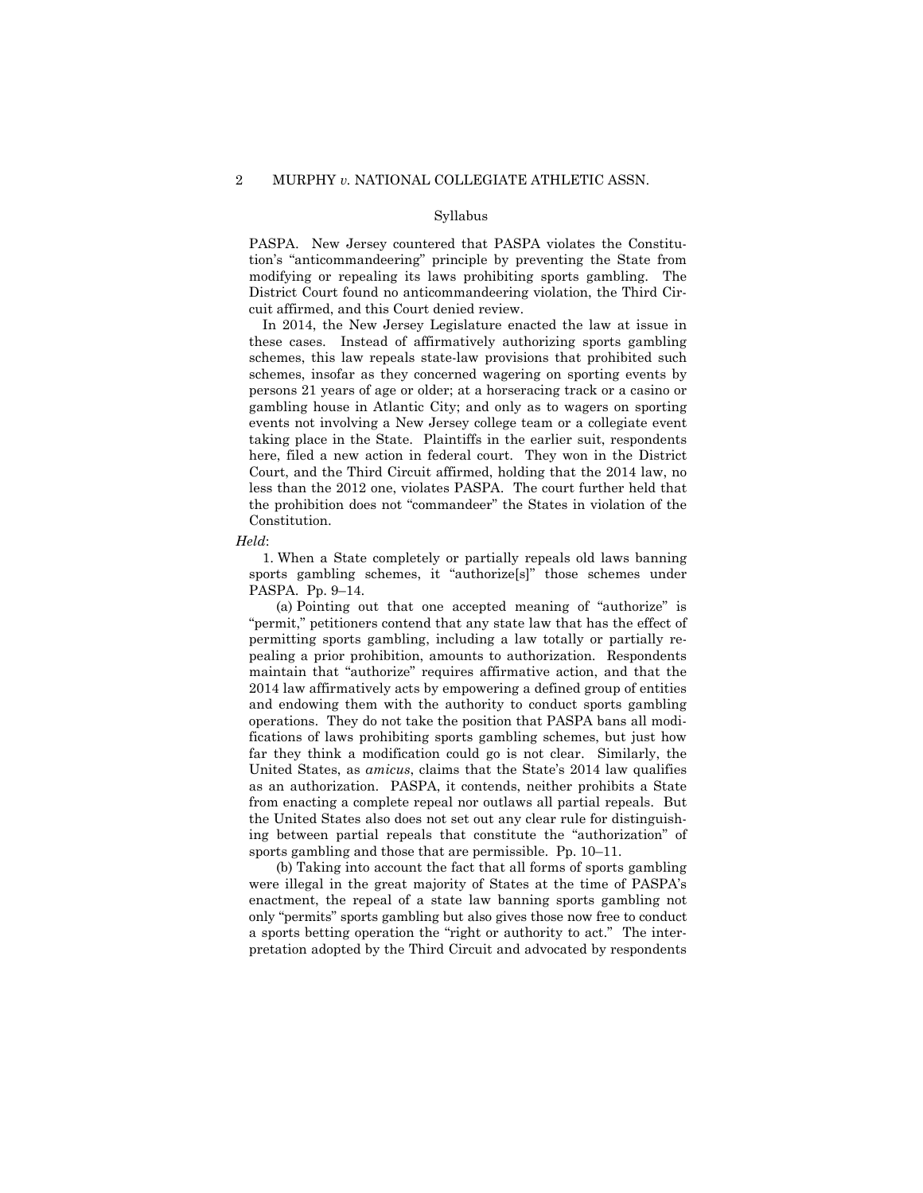Syllabus

PASPA. New Jersey countered that PASPA violates the Constitution's "anticommandeering" principle by preventing the State from modifying or repealing its laws prohibiting sports gambling. The District Court found no anticommandeering violation, the Third Circuit affirmed, and this Court denied review.

In 2014, the New Jersey Legislature enacted the law at issue in these cases. Instead of affirmatively authorizing sports gambling schemes, this law repeals state-law provisions that prohibited such schemes, insofar as they concerned wagering on sporting events by persons 21 years of age or older; at a horseracing track or a casino or gambling house in Atlantic City; and only as to wagers on sporting events not involving a New Jersey college team or a collegiate event taking place in the State. Plaintiffs in the earlier suit, respondents here, filed a new action in federal court. They won in the District Court, and the Third Circuit affirmed, holding that the 2014 law, no less than the 2012 one, violates PASPA. The court further held that the prohibition does not "commandeer" the States in violation of the Constitution.

*Held*:

1. When a State completely or partially repeals old laws banning sports gambling schemes, it "authorize[s]" those schemes under PASPA. Pp. 9–14.

(a) Pointing out that one accepted meaning of "authorize" is "permit," petitioners contend that any state law that has the effect of permitting sports gambling, including a law totally or partially repealing a prior prohibition, amounts to authorization. Respondents maintain that "authorize" requires affirmative action, and that the 2014 law affirmatively acts by empowering a defined group of entities and endowing them with the authority to conduct sports gambling operations. They do not take the position that PASPA bans all modifications of laws prohibiting sports gambling schemes, but just how far they think a modification could go is not clear. Similarly, the United States, as *amicus*, claims that the State's 2014 law qualifies as an authorization. PASPA, it contends, neither prohibits a State from enacting a complete repeal nor outlaws all partial repeals. But the United States also does not set out any clear rule for distinguishing between partial repeals that constitute the "authorization" of sports gambling and those that are permissible. Pp. 10–11.

(b) Taking into account the fact that all forms of sports gambling were illegal in the great majority of States at the time of PASPA's enactment, the repeal of a state law banning sports gambling not only "permits" sports gambling but also gives those now free to conduct a sports betting operation the "right or authority to act." The interpretation adopted by the Third Circuit and advocated by respondents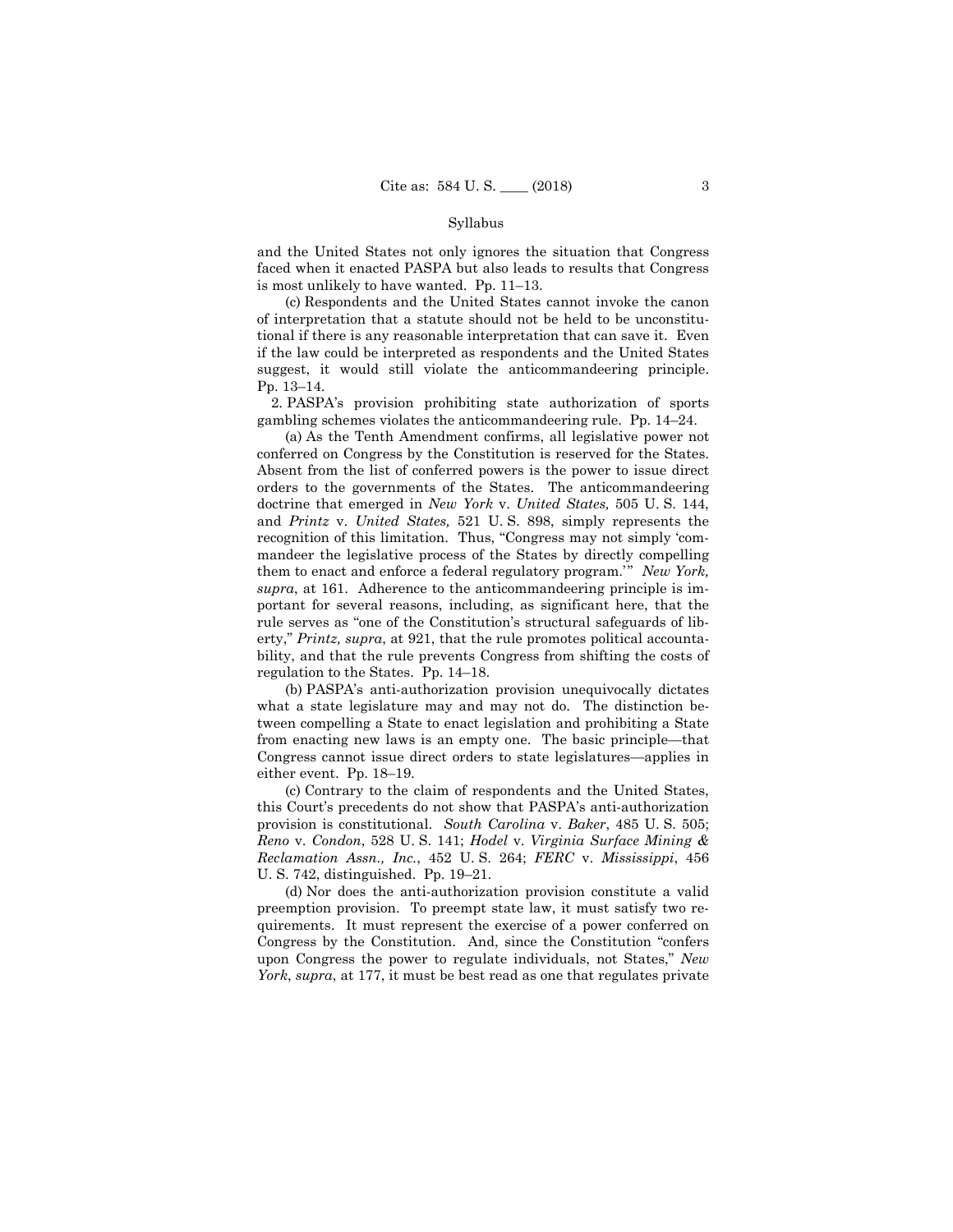and the United States not only ignores the situation that Congress faced when it enacted PASPA but also leads to results that Congress is most unlikely to have wanted. Pp. 11–13.

(c) Respondents and the United States cannot invoke the canon of interpretation that a statute should not be held to be unconstitutional if there is any reasonable interpretation that can save it. Even if the law could be interpreted as respondents and the United States suggest, it would still violate the anticommandeering principle. Pp. 13–14.

2. PASPA's provision prohibiting state authorization of sports gambling schemes violates the anticommandeering rule. Pp. 14–24.

(a) As the Tenth Amendment confirms, all legislative power not conferred on Congress by the Constitution is reserved for the States. Absent from the list of conferred powers is the power to issue direct orders to the governments of the States. The anticommandeering doctrine that emerged in *New York* v. *United States,* 505 U. S. 144, and *Printz* v. *United States,* 521 U. S. 898, simply represents the recognition of this limitation. Thus, "Congress may not simply 'commandeer the legislative process of the States by directly compelling them to enact and enforce a federal regulatory program.'" *New York, supra*, at 161. Adherence to the anticommandeering principle is important for several reasons, including, as significant here, that the rule serves as "one of the Constitution's structural safeguards of liberty," *Printz, supra*, at 921, that the rule promotes political accountability, and that the rule prevents Congress from shifting the costs of regulation to the States. Pp. 14–18.

(b) PASPA's anti-authorization provision unequivocally dictates what a state legislature may and may not do. The distinction between compelling a State to enact legislation and prohibiting a State from enacting new laws is an empty one. The basic principle—that Congress cannot issue direct orders to state legislatures—applies in either event. Pp. 18–19.

(c) Contrary to the claim of respondents and the United States, this Court's precedents do not show that PASPA's anti-authorization provision is constitutional. *South Carolina* v. *Baker*, 485 U. S. 505; *Reno* v. *Condon*, 528 U. S. 141; *Hodel* v. *Virginia Surface Mining & Reclamation Assn., Inc.*, 452 U. S. 264; *FERC* v. *Mississippi*, 456 U. S. 742, distinguished. Pp. 19–21.

(d) Nor does the anti-authorization provision constitute a valid preemption provision. To preempt state law, it must satisfy two requirements. It must represent the exercise of a power conferred on Congress by the Constitution. And, since the Constitution "confers upon Congress the power to regulate individuals, not States," *New York*, *supra*, at 177, it must be best read as one that regulates private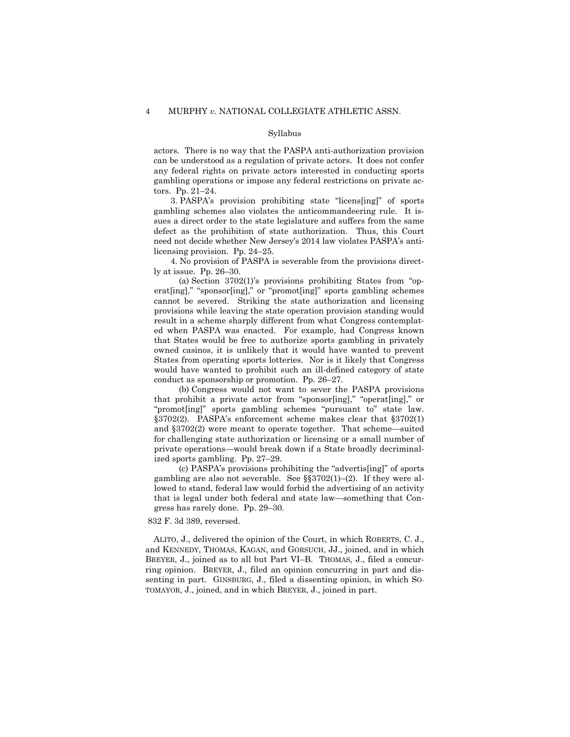actors. There is no way that the PASPA anti-authorization provision can be understood as a regulation of private actors. It does not confer any federal rights on private actors interested in conducting sports gambling operations or impose any federal restrictions on private actors. Pp. 21–24.

3. PASPA's provision prohibiting state "licens[ing]" of sports gambling schemes also violates the anticommandeering rule. It issues a direct order to the state legislature and suffers from the same defect as the prohibition of state authorization. Thus, this Court need not decide whether New Jersey's 2014 law violates PASPA's anti-licensing provision. Pp. 24–25.

4. No provision of PASPA is severable from the provisions directly at issue. Pp. 26–30.

(a) Section 3702(1)'s provisions prohibiting States from "operat[ing]," "sponsor[ing]," or "promot[ing]" sports gambling schemes cannot be severed. Striking the state authorization and licensing provisions while leaving the state operation provision standing would result in a scheme sharply different from what Congress contemplated when PASPA was enacted. For example, had Congress known that States would be free to authorize sports gambling in privately owned casinos, it is unlikely that it would have wanted to prevent States from operating sports lotteries. Nor is it likely that Congress would have wanted to prohibit such an ill-defined category of state conduct as sponsorship or promotion. Pp. 26–27.

(b) Congress would not want to sever the PASPA provisions that prohibit a private actor from "sponsor[ing]," "operat[ing]," or "promot[ing]" sports gambling schemes "pursuant to" state law. §3702(2). PASPA's enforcement scheme makes clear that §3702(1) and §3702(2) were meant to operate together. That scheme—suited for challenging state authorization or licensing or a small number of private operations—would break down if a State broadly decriminalized sports gambling. Pp. 27–29.

(c) PASPA's provisions prohibiting the "advertis[ing]" of sports gambling are also not severable. See §§3702(1)–(2). If they were allowed to stand, federal law would forbid the advertising of an activity that is legal under both federal and state law—something that Congress has rarely done. Pp. 29–30.

832 F. 3d 389, reversed.

ALITO, J., delivered the opinion of the Court, in which ROBERTS, C. J., and KENNEDY, THOMAS, KAGAN, and GORSUCH, JJ., joined, and in which BREYER, J., joined as to all but Part VI–B. THOMAS, J., filed a concurring opinion. BREYER, J., filed an opinion concurring in part and dissenting in part. GINSBURG, J., filed a dissenting opinion, in which SOTOMAYOR, J., joined, and in which BREYER, J., joined in part.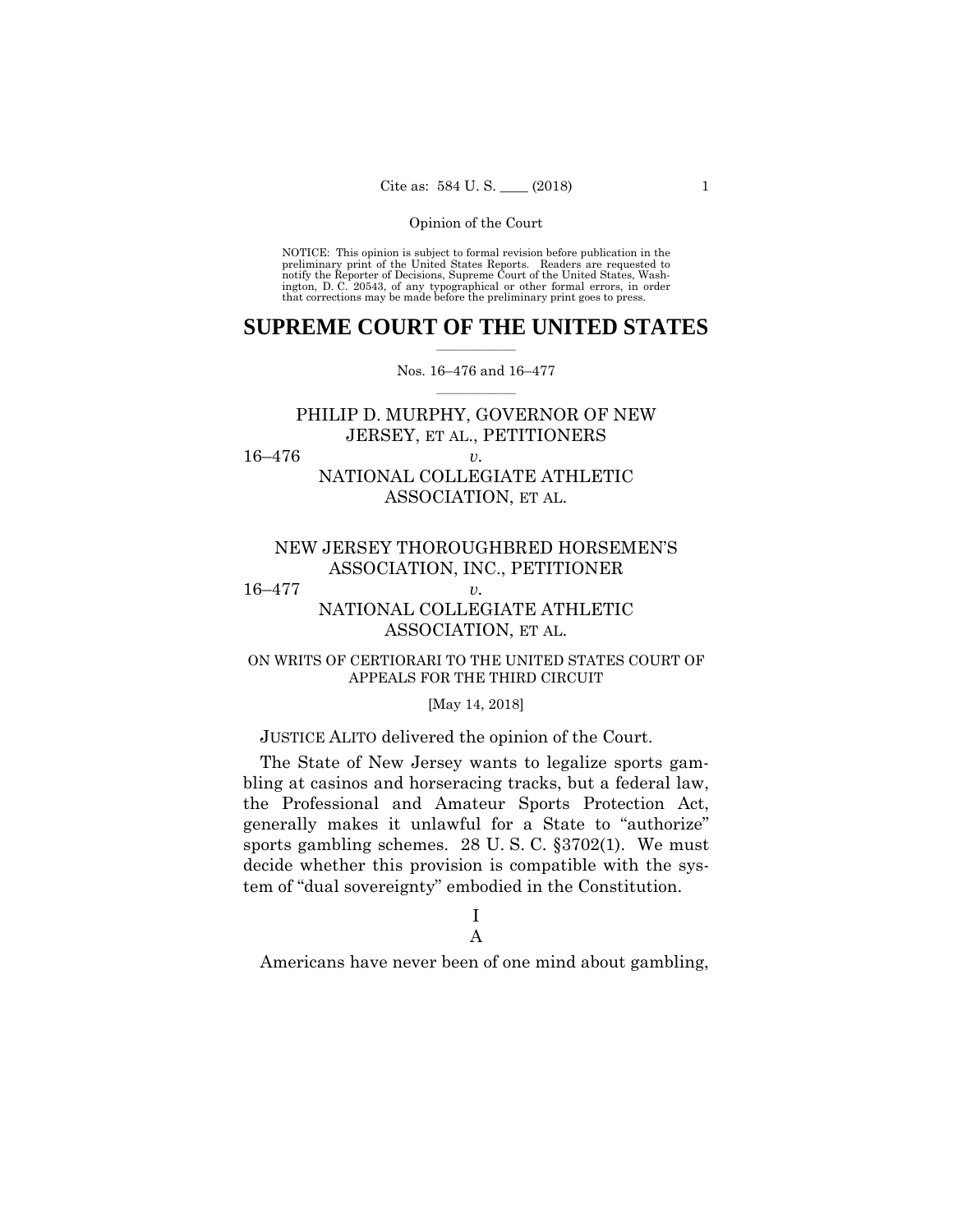NOTICE: This opinion is subject to formal revision before publication in the preliminary print of the United States Reports. Readers are requested to notify the Reporter of Decisions, Supreme Court of the United States, Washington, D. C. 20543, of any typographical or other formal errors, in order that corrections may be made before the preliminary print goes to press.

# SUPREME COURT OF THE UNITED STATES

Nos. 16–476 and 16–477

PHILIP D. MURPHY, GOVERNOR OF NEW JERSEY, ET AL., PETITIONERS

16–476 *v.*

NATIONAL COLLEGIATE ATHLETIC ASSOCIATION, ET AL.

NEW JERSEY THOROUGHBRED HORSEMEN'S ASSOCIATION, INC., PETITIONER

16–477 *v.*

NATIONAL COLLEGIATE ATHLETIC ASSOCIATION, ET AL.

ON WRITS OF CERTIORARI TO THE UNITED STATES COURT OF APPEALS FOR THE THIRD CIRCUIT

[May 14, 2018]

JUSTICE ALITO delivered the opinion of the Court.

The State of New Jersey wants to legalize sports gambling at casinos and horseracing tracks, but a federal law, the Professional and Amateur Sports Protection Act, generally makes it unlawful for a State to "authorize" sports gambling schemes. 28 U. S. C. §3702(1). We must decide whether this provision is compatible with the system of "dual sovereignty" embodied in the Constitution.

## I

### A

Americans have never been of one mind about gambling,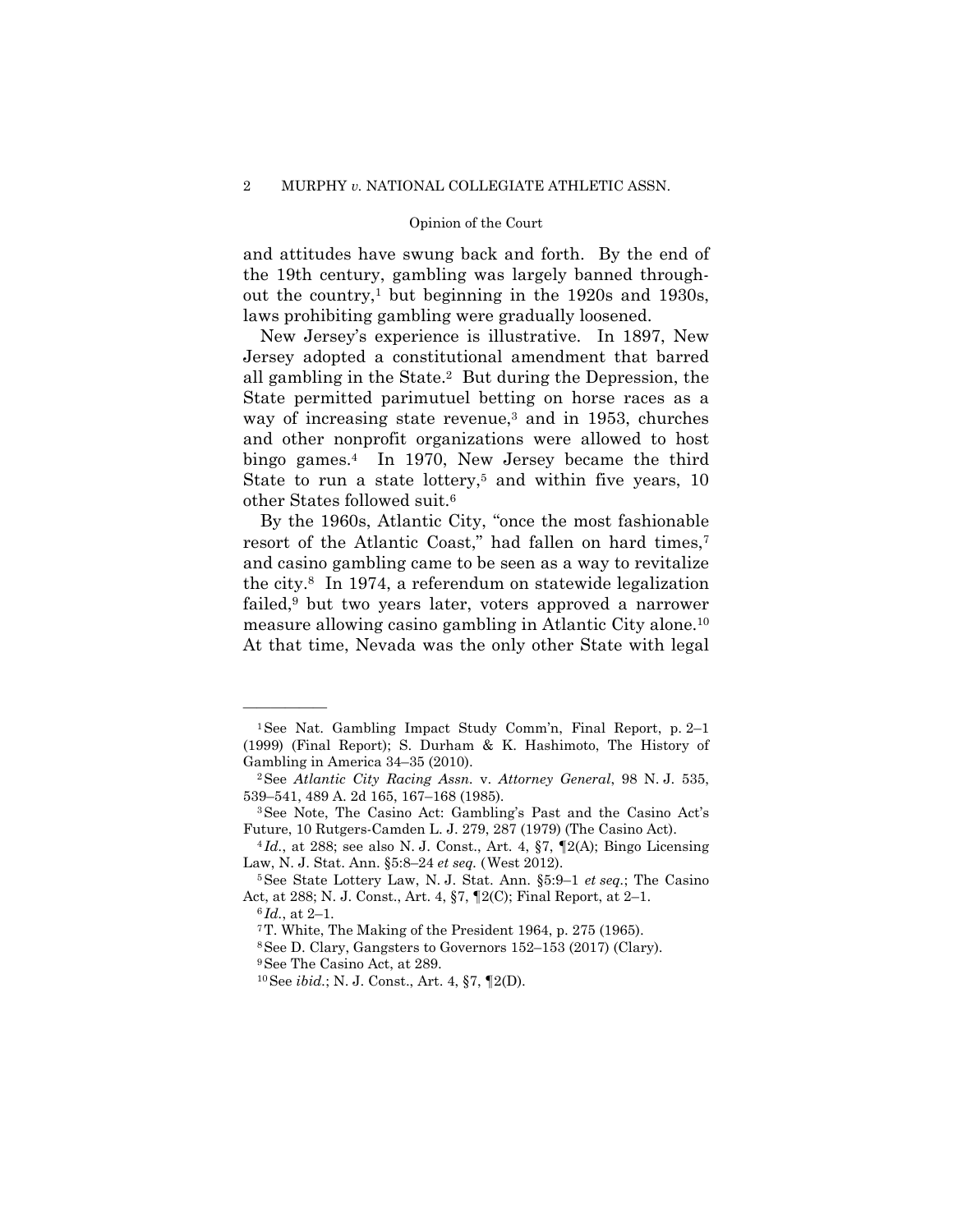and attitudes have swung back and forth. By the end of the 19th century, gambling was largely banned throughout the country,[1] but beginning in the 1920s and 1930s, laws prohibiting gambling were gradually loosened.

New Jersey's experience is illustrative. In 1897, New Jersey adopted a constitutional amendment that barred all gambling in the State.[2] But during the Depression, the State permitted parimutuel betting on horse races as a way of increasing state revenue,[3] and in 1953, churches and other nonprofit organizations were allowed to host bingo games.[4] In 1970, New Jersey became the third State to run a state lottery,[5] and within five years, 10 other States followed suit.[6]

By the 1960s, Atlantic City, "once the most fashionable resort of the Atlantic Coast," had fallen on hard times,[7] and casino gambling came to be seen as a way to revitalize the city.[8] In 1974, a referendum on statewide legalization failed,[9] but two years later, voters approved a narrower measure allowing casino gambling in Atlantic City alone.[10] At that time, Nevada was the only other State with legal

---

[1] See Nat. Gambling Impact Study Comm'n, Final Report, p. 2–1 (1999) (Final Report); S. Durham & K. Hashimoto, The History of Gambling in America 34–35 (2010).

[2] See *Atlantic City Racing Assn.* v. *Attorney General*, 98 N. J. 535, 539–541, 489 A. 2d 165, 167–168 (1985).

[3] See Note, The Casino Act: Gambling's Past and the Casino Act's Future, 10 Rutgers-Camden L. J. 279, 287 (1979) (The Casino Act).

[4] *Id.*, at 288; see also N. J. Const., Art. 4, §7, ¶2(A); Bingo Licensing Law, N. J. Stat. Ann. §5:8–24 *et seq.* (West 2012).

[5] See State Lottery Law, N. J. Stat. Ann. §5:9–1 *et seq.*; The Casino Act, at 288; N. J. Const., Art. 4, §7, ¶2(C); Final Report, at 2–1.

[6] *Id.*, at 2–1.

[7] T. White, The Making of the President 1964, p. 275 (1965).

[8] See D. Clary, Gangsters to Governors 152–153 (2017) (Clary).

[9] See The Casino Act, at 289.

[10] See *ibid.*; N. J. Const., Art. 4, §7, ¶2(D).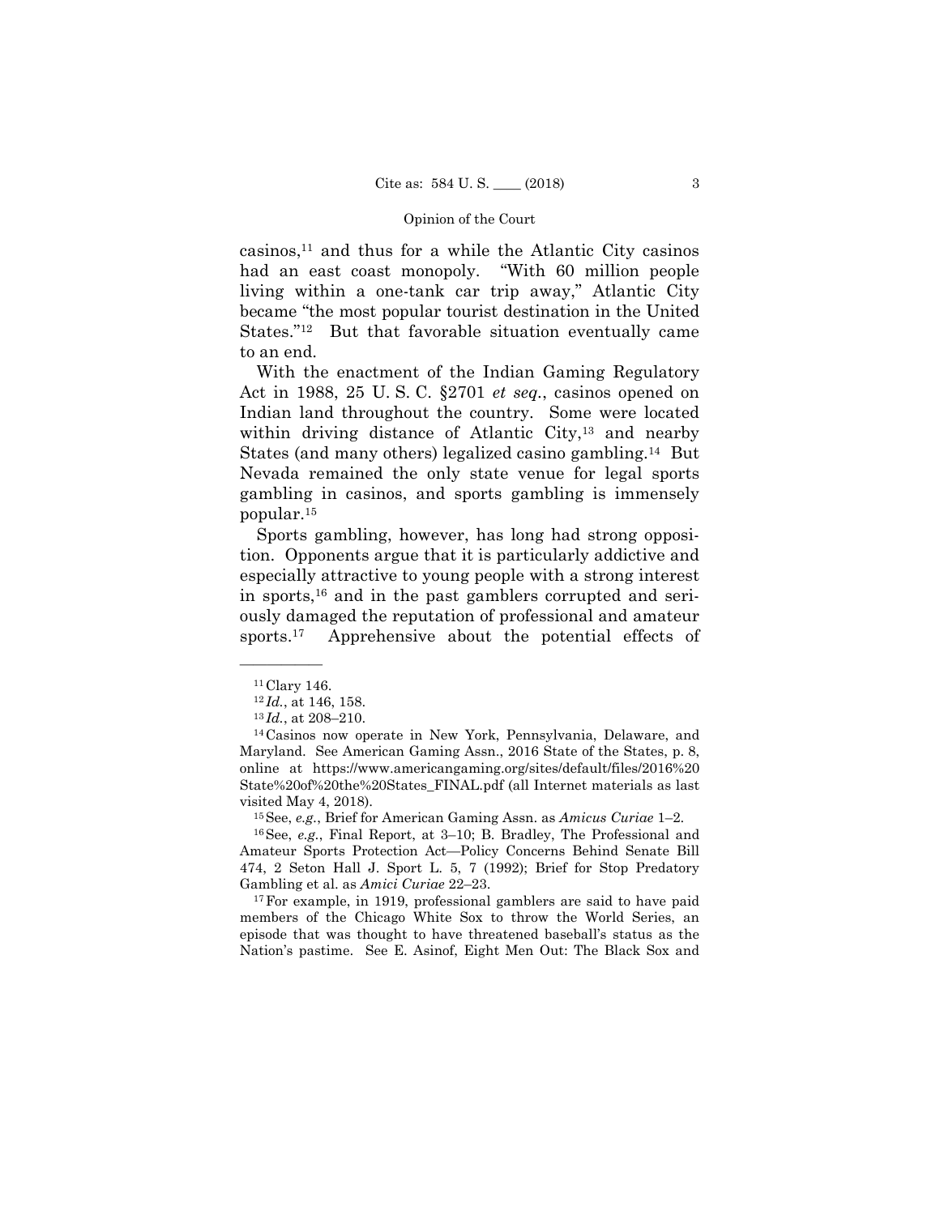casinos,[11] and thus for a while the Atlantic City casinos had an east coast monopoly. "With 60 million people living within a one-tank car trip away," Atlantic City became "the most popular tourist destination in the United States."[12] But that favorable situation eventually came to an end.

With the enactment of the Indian Gaming Regulatory Act in 1988, 25 U. S. C. §2701 *et seq.*, casinos opened on Indian land throughout the country. Some were located within driving distance of Atlantic City,[13] and nearby States (and many others) legalized casino gambling.[14] But Nevada remained the only state venue for legal sports gambling in casinos, and sports gambling is immensely popular.[15]

Sports gambling, however, has long had strong opposition. Opponents argue that it is particularly addictive and especially attractive to young people with a strong interest in sports,[16] and in the past gamblers corrupted and seriously damaged the reputation of professional and amateur sports.[17] Apprehensive about the potential effects of

---

[11] Clary 146.

[12] *Id.*, at 146, 158.

[13] *Id.*, at 208–210.

[14] Casinos now operate in New York, Pennsylvania, Delaware, and Maryland. See American Gaming Assn., 2016 State of the States, p. 8, online at https://www.americangaming.org/sites/default/files/2016%20State%20of%20the%20States_FINAL.pdf (all Internet materials as last visited May 4, 2018).

[15] See, *e.g.*, Brief for American Gaming Assn. as *Amicus Curiae* 1–2.

[16] See, *e.g.*, Final Report, at 3–10; B. Bradley, The Professional and Amateur Sports Protection Act—Policy Concerns Behind Senate Bill 474, 2 Seton Hall J. Sport L. 5, 7 (1992); Brief for Stop Predatory Gambling et al. as *Amici Curiae* 22–23.

[17] For example, in 1919, professional gamblers are said to have paid members of the Chicago White Sox to throw the World Series, an episode that was thought to have threatened baseball's status as the Nation's pastime. See E. Asinof, Eight Men Out: The Black Sox and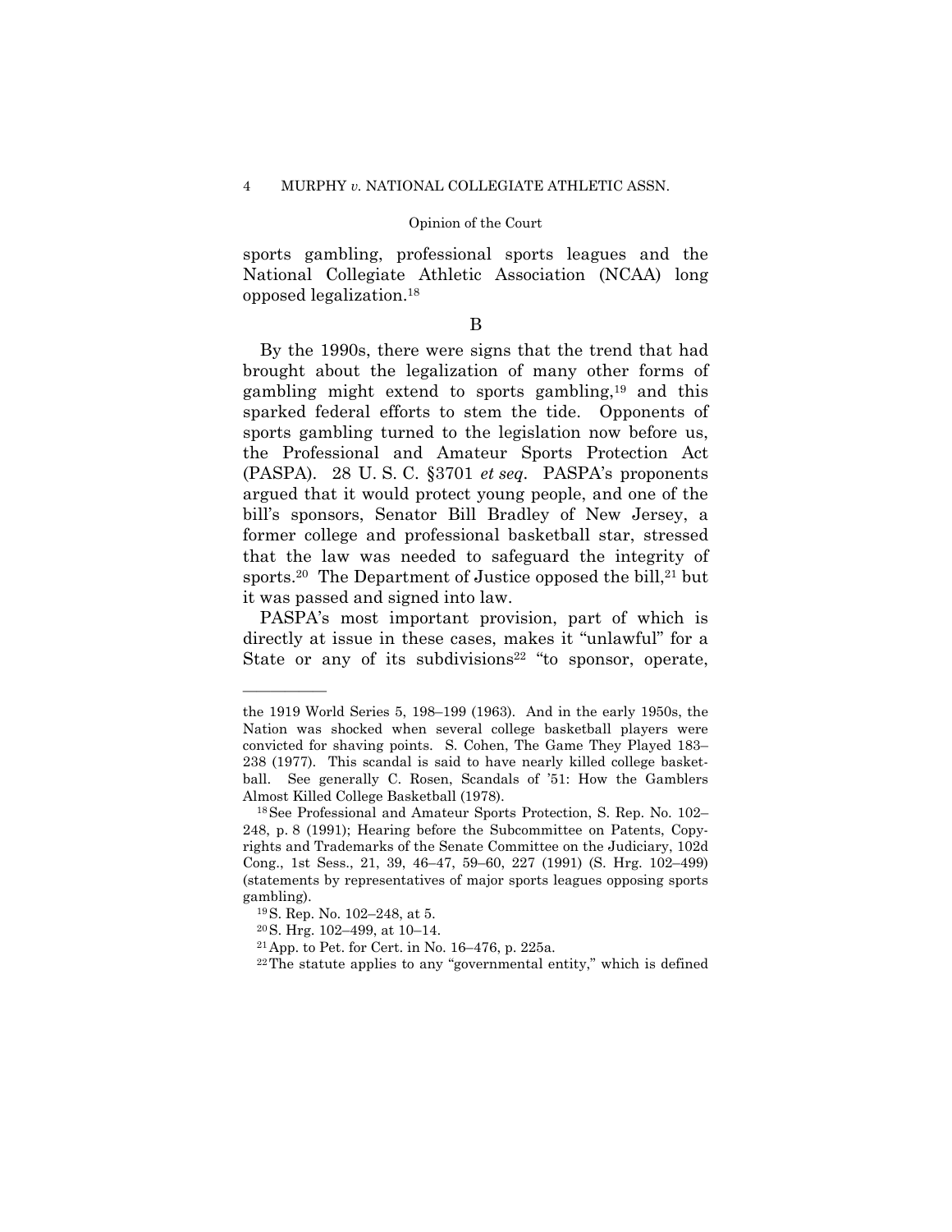sports gambling, professional sports leagues and the National Collegiate Athletic Association (NCAA) long opposed legalization.[18]

B

By the 1990s, there were signs that the trend that had brought about the legalization of many other forms of gambling might extend to sports gambling,[19] and this sparked federal efforts to stem the tide. Opponents of sports gambling turned to the legislation now before us, the Professional and Amateur Sports Protection Act (PASPA). 28 U. S. C. §3701 *et seq*. PASPA's proponents argued that it would protect young people, and one of the bill's sponsors, Senator Bill Bradley of New Jersey, a former college and professional basketball star, stressed that the law was needed to safeguard the integrity of sports.[20] The Department of Justice opposed the bill,[21] but it was passed and signed into law.

PASPA's most important provision, part of which is directly at issue in these cases, makes it "unlawful" for a State or any of its subdivisions[22] "to sponsor, operate,

---

the 1919 World Series 5, 198–199 (1963). And in the early 1950s, the Nation was shocked when several college basketball players were convicted for shaving points. S. Cohen, The Game They Played 183–238 (1977). This scandal is said to have nearly killed college basketball. See generally C. Rosen, Scandals of '51: How the Gamblers Almost Killed College Basketball (1978).

[18] See Professional and Amateur Sports Protection, S. Rep. No. 102–248, p. 8 (1991); Hearing before the Subcommittee on Patents, Copyrights and Trademarks of the Senate Committee on the Judiciary, 102d Cong., 1st Sess., 21, 39, 46–47, 59–60, 227 (1991) (S. Hrg. 102–499) (statements by representatives of major sports leagues opposing sports gambling).

[19] S. Rep. No. 102–248, at 5.

[20] S. Hrg. 102–499, at 10–14.

[21] App. to Pet. for Cert. in No. 16–476, p. 225a.

[22] The statute applies to any "governmental entity," which is defined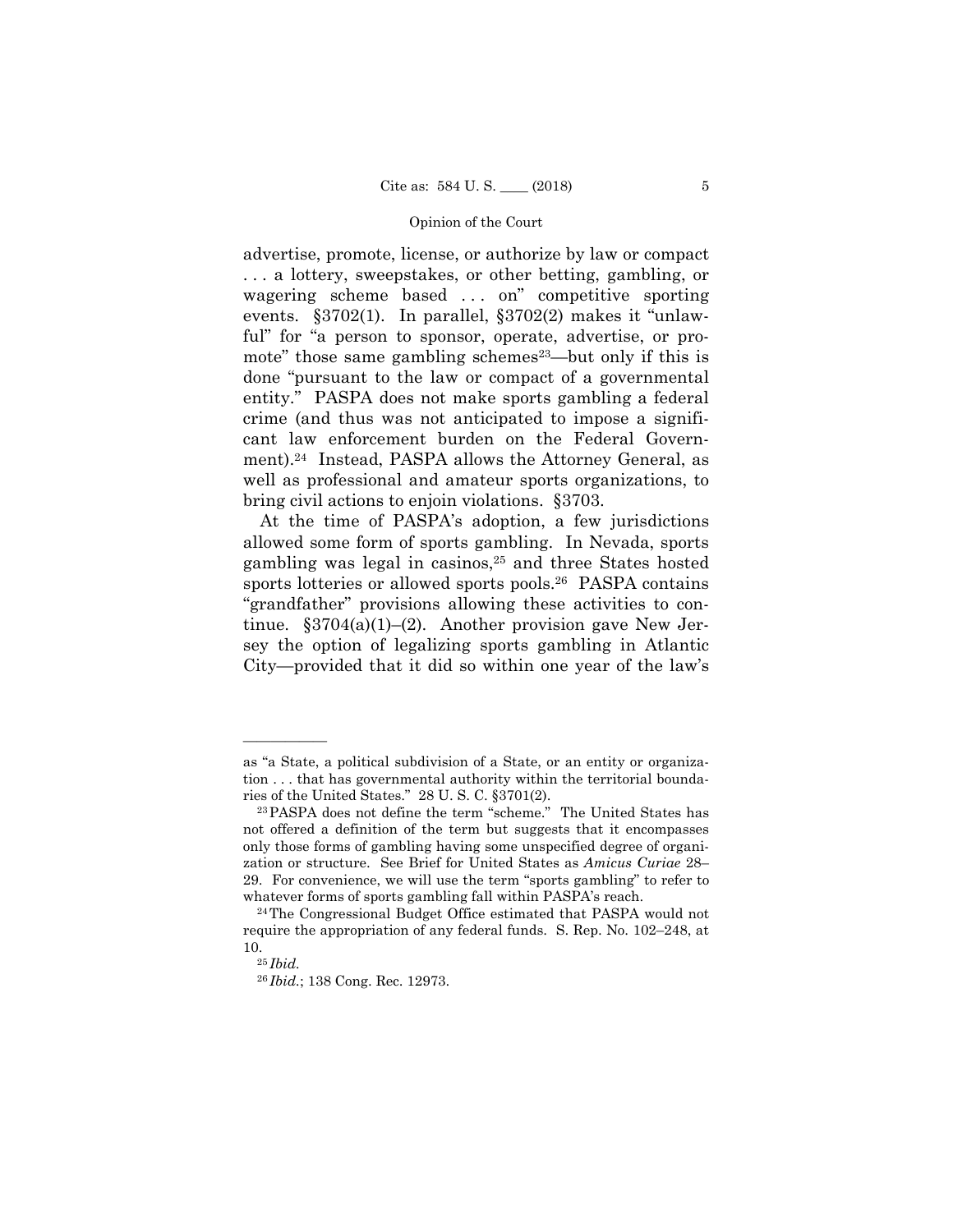advertise, promote, license, or authorize by law or compact . . . a lottery, sweepstakes, or other betting, gambling, or wagering scheme based . . . on" competitive sporting events. §3702(1). In parallel, §3702(2) makes it "unlawful" for "a person to sponsor, operate, advertise, or promote" those same gambling schemes[23]—but only if this is done "pursuant to the law or compact of a governmental entity." PASPA does not make sports gambling a federal crime (and thus was not anticipated to impose a significant law enforcement burden on the Federal Government).[24] Instead, PASPA allows the Attorney General, as well as professional and amateur sports organizations, to bring civil actions to enjoin violations. §3703.

At the time of PASPA's adoption, a few jurisdictions allowed some form of sports gambling. In Nevada, sports gambling was legal in casinos,[25] and three States hosted sports lotteries or allowed sports pools.[26] PASPA contains "grandfather" provisions allowing these activities to continue. §3704(a)(1)–(2). Another provision gave New Jersey the option of legalizing sports gambling in Atlantic City—provided that it did so within one year of the law's

---

as "a State, a political subdivision of a State, or an entity or organization . . . that has governmental authority within the territorial boundaries of the United States." 28 U. S. C. §3701(2).

[23] PASPA does not define the term "scheme." The United States has not offered a definition of the term but suggests that it encompasses only those forms of gambling having some unspecified degree of organization or structure. See Brief for United States as *Amicus Curiae* 28–29. For convenience, we will use the term "sports gambling" to refer to whatever forms of sports gambling fall within PASPA's reach.

[24] The Congressional Budget Office estimated that PASPA would not require the appropriation of any federal funds. S. Rep. No. 102–248, at 10.

[25] *Ibid.*

[26] *Ibid.*; 138 Cong. Rec. 12973.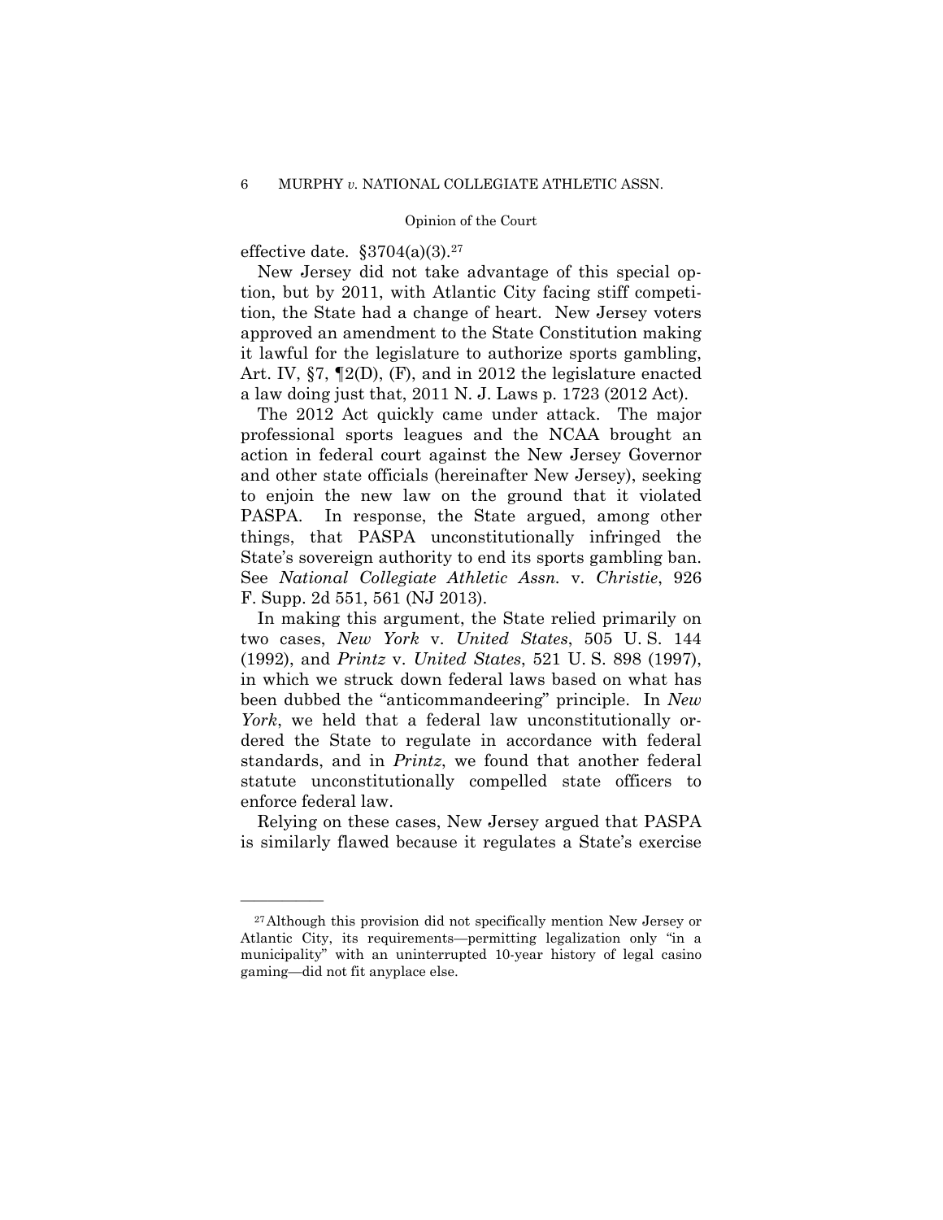effective date. §3704(a)(3).[27]

New Jersey did not take advantage of this special option, but by 2011, with Atlantic City facing stiff competition, the State had a change of heart. New Jersey voters approved an amendment to the State Constitution making it lawful for the legislature to authorize sports gambling, Art. IV, §7, ¶2(D), (F), and in 2012 the legislature enacted a law doing just that, 2011 N. J. Laws p. 1723 (2012 Act).

The 2012 Act quickly came under attack. The major professional sports leagues and the NCAA brought an action in federal court against the New Jersey Governor and other state officials (hereinafter New Jersey), seeking to enjoin the new law on the ground that it violated PASPA. In response, the State argued, among other things, that PASPA unconstitutionally infringed the State's sovereign authority to end its sports gambling ban. See *National Collegiate Athletic Assn.* v. *Christie*, 926 F. Supp. 2d 551, 561 (NJ 2013).

In making this argument, the State relied primarily on two cases, *New York* v. *United States*, 505 U. S. 144 (1992), and *Printz* v. *United States*, 521 U. S. 898 (1997), in which we struck down federal laws based on what has been dubbed the "anticommandeering" principle. In *New York*, we held that a federal law unconstitutionally ordered the State to regulate in accordance with federal standards, and in *Printz*, we found that another federal statute unconstitutionally compelled state officers to enforce federal law.

Relying on these cases, New Jersey argued that PASPA is similarly flawed because it regulates a State's exercise

---

[27] Although this provision did not specifically mention New Jersey or Atlantic City, its requirements—permitting legalization only "in a municipality" with an uninterrupted 10-year history of legal casino gaming—did not fit anyplace else.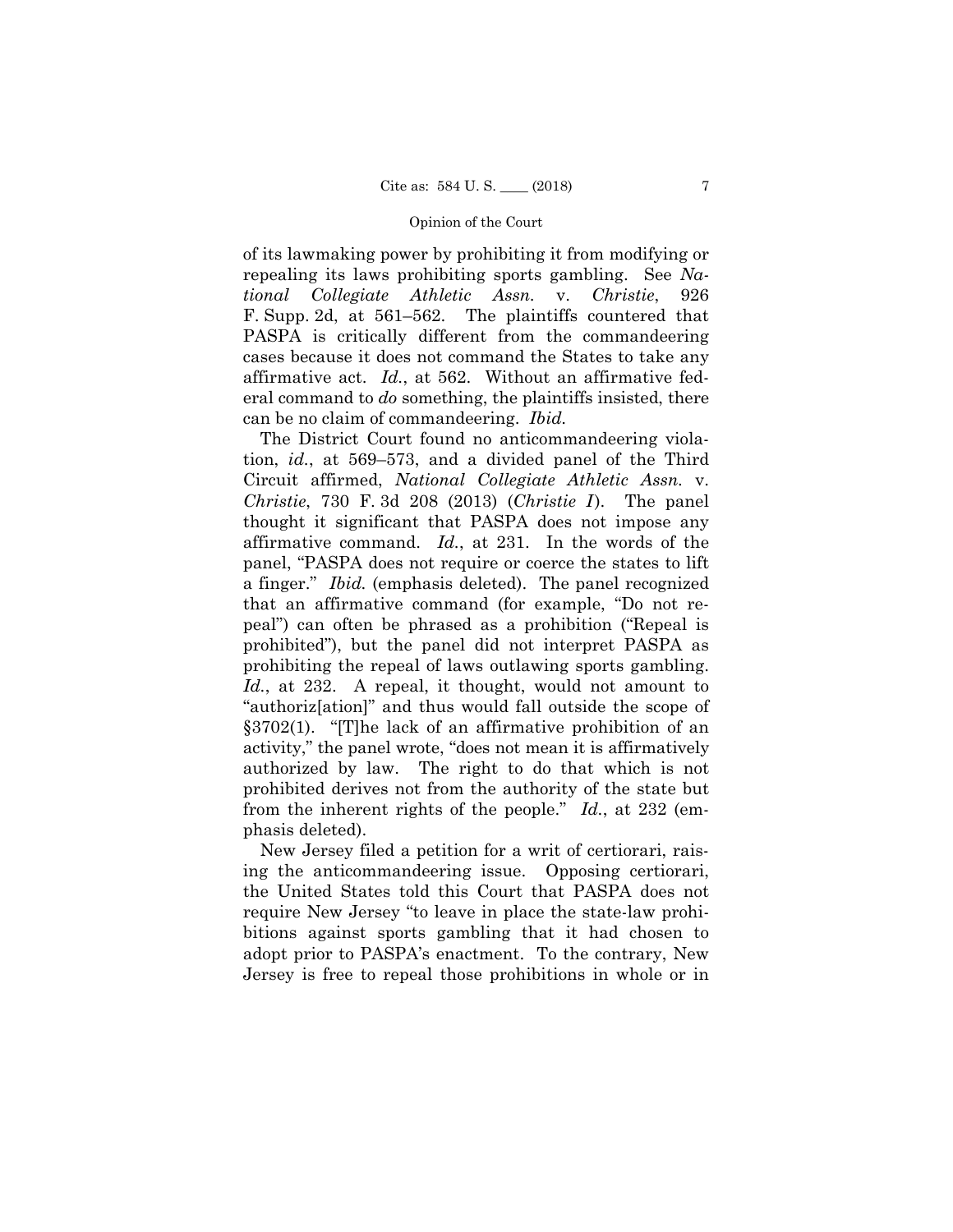of its lawmaking power by prohibiting it from modifying or repealing its laws prohibiting sports gambling. See *National Collegiate Athletic Assn.* v. *Christie*, 926 F. Supp. 2d, at 561–562. The plaintiffs countered that PASPA is critically different from the commandeering cases because it does not command the States to take any affirmative act. *Id.*, at 562. Without an affirmative federal command to *do* something, the plaintiffs insisted, there can be no claim of commandeering. *Ibid.*

The District Court found no anticommandeering violation, *id.*, at 569–573, and a divided panel of the Third Circuit affirmed, *National Collegiate Athletic Assn.* v. *Christie*, 730 F. 3d 208 (2013) (*Christie I*). The panel thought it significant that PASPA does not impose any affirmative command. *Id.*, at 231. In the words of the panel, "PASPA does not require or coerce the states to lift a finger." *Ibid.* (emphasis deleted). The panel recognized that an affirmative command (for example, "Do not repeal") can often be phrased as a prohibition ("Repeal is prohibited"), but the panel did not interpret PASPA as prohibiting the repeal of laws outlawing sports gambling. *Id.*, at 232. A repeal, it thought, would not amount to "authoriz[ation]" and thus would fall outside the scope of §3702(1). "[T]he lack of an affirmative prohibition of an activity," the panel wrote, "does not mean it is affirmatively authorized by law. The right to do that which is not prohibited derives not from the authority of the state but from the inherent rights of the people." *Id.*, at 232 (emphasis deleted).

New Jersey filed a petition for a writ of certiorari, raising the anticommandeering issue. Opposing certiorari, the United States told this Court that PASPA does not require New Jersey "to leave in place the state-law prohibitions against sports gambling that it had chosen to adopt prior to PASPA's enactment. To the contrary, New Jersey is free to repeal those prohibitions in whole or in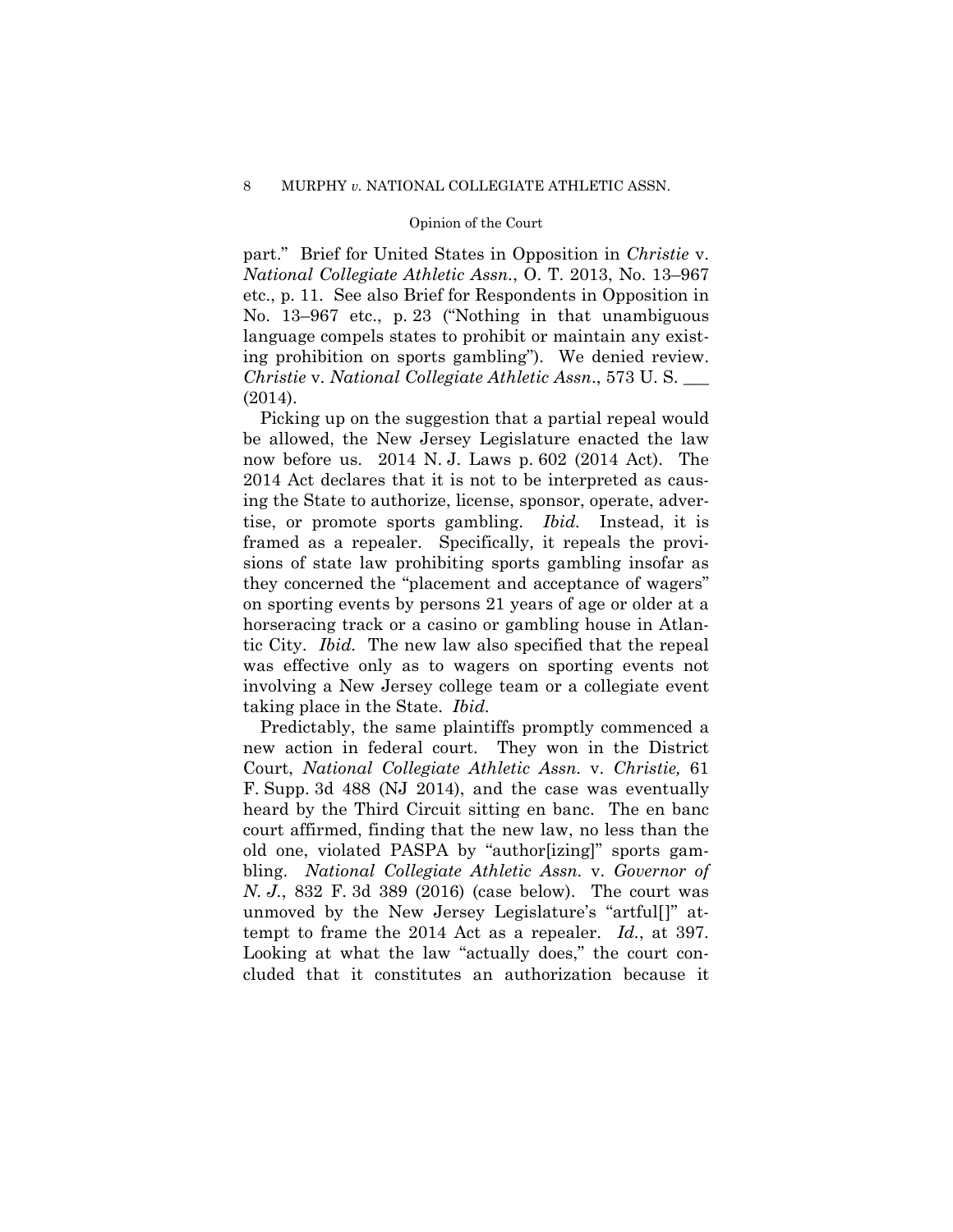part." Brief for United States in Opposition in *Christie* v. *National Collegiate Athletic Assn.*, O. T. 2013, No. 13–967 etc., p. 11. See also Brief for Respondents in Opposition in No. 13–967 etc., p. 23 ("Nothing in that unambiguous language compels states to prohibit or maintain any existing prohibition on sports gambling"). We denied review. *Christie* v. *National Collegiate Athletic Assn.*, 573 U. S. ___ (2014).

Picking up on the suggestion that a partial repeal would be allowed, the New Jersey Legislature enacted the law now before us. 2014 N. J. Laws p. 602 (2014 Act). The 2014 Act declares that it is not to be interpreted as causing the State to authorize, license, sponsor, operate, advertise, or promote sports gambling. *Ibid.* Instead, it is framed as a repealer. Specifically, it repeals the provisions of state law prohibiting sports gambling insofar as they concerned the "placement and acceptance of wagers" on sporting events by persons 21 years of age or older at a horseracing track or a casino or gambling house in Atlantic City. *Ibid.* The new law also specified that the repeal was effective only as to wagers on sporting events not involving a New Jersey college team or a collegiate event taking place in the State. *Ibid.*

Predictably, the same plaintiffs promptly commenced a new action in federal court. They won in the District Court, *National Collegiate Athletic Assn.* v. *Christie,* 61 F. Supp. 3d 488 (NJ 2014), and the case was eventually heard by the Third Circuit sitting en banc. The en banc court affirmed, finding that the new law, no less than the old one, violated PASPA by "author[izing]" sports gambling. *National Collegiate Athletic Assn.* v. *Governor of N. J.*, 832 F. 3d 389 (2016) (case below). The court was unmoved by the New Jersey Legislature's "artful[]" attempt to frame the 2014 Act as a repealer. *Id.*, at 397. Looking at what the law "actually does," the court concluded that it constitutes an authorization because it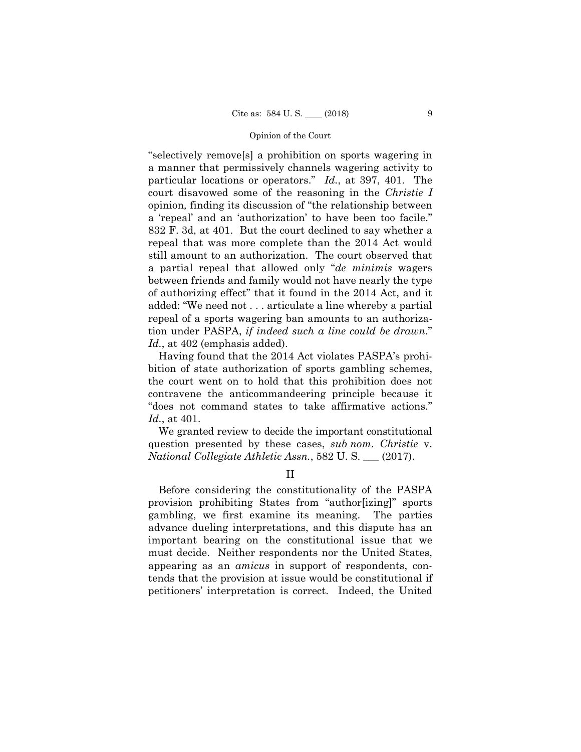"selectively remove[s] a prohibition on sports wagering in a manner that permissively channels wagering activity to particular locations or operators." *Id.*, at 397, 401. The court disavowed some of the reasoning in the *Christie I* opinion, finding its discussion of "the relationship between a 'repeal' and an 'authorization' to have been too facile." 832 F. 3d, at 401. But the court declined to say whether a repeal that was more complete than the 2014 Act would still amount to an authorization. The court observed that a partial repeal that allowed only "*de minimis* wagers between friends and family would not have nearly the type of authorizing effect" that it found in the 2014 Act, and it added: "We need not . . . articulate a line whereby a partial repeal of a sports wagering ban amounts to an authorization under PASPA, *if indeed such a line could be drawn*." *Id.*, at 402 (emphasis added).

Having found that the 2014 Act violates PASPA's prohibition of state authorization of sports gambling schemes, the court went on to hold that this prohibition does not contravene the anticommandeering principle because it "does not command states to take affirmative actions." *Id.*, at 401.

We granted review to decide the important constitutional question presented by these cases, *sub nom*. *Christie* v. *National Collegiate Athletic Assn.*, 582 U. S. \_\_\_ (2017).

## II

Before considering the constitutionality of the PASPA provision prohibiting States from "author[izing]" sports gambling, we first examine its meaning. The parties advance dueling interpretations, and this dispute has an important bearing on the constitutional issue that we must decide. Neither respondents nor the United States, appearing as an *amicus* in support of respondents, contends that the provision at issue would be constitutional if petitioners' interpretation is correct. Indeed, the United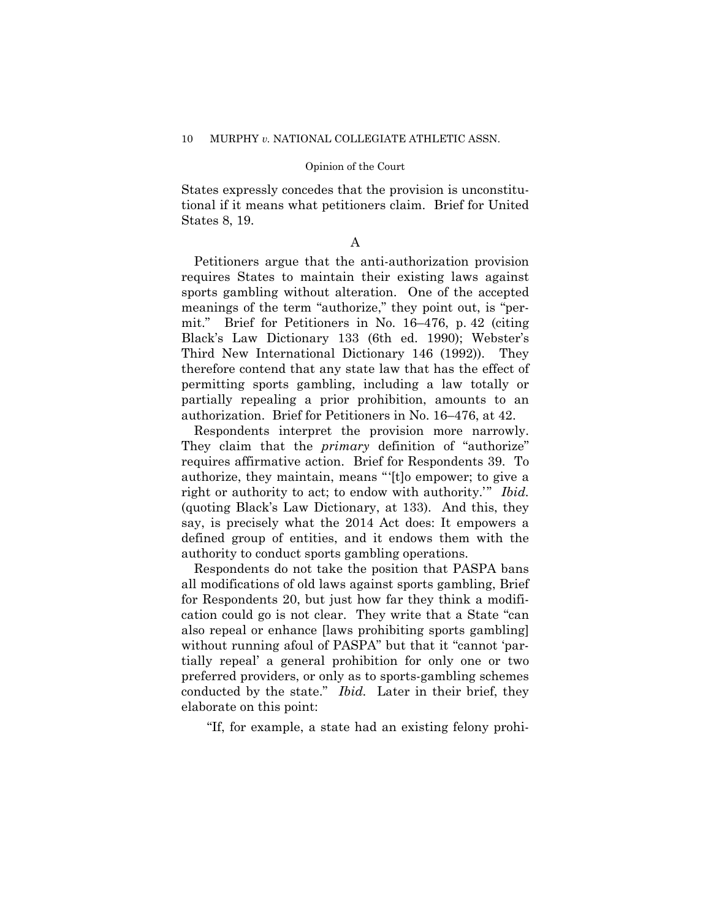States expressly concedes that the provision is unconstitutional if it means what petitioners claim. Brief for United States 8, 19.

A

Petitioners argue that the anti-authorization provision requires States to maintain their existing laws against sports gambling without alteration. One of the accepted meanings of the term "authorize," they point out, is "permit." Brief for Petitioners in No. 16–476, p. 42 (citing Black's Law Dictionary 133 (6th ed. 1990); Webster's Third New International Dictionary 146 (1992)). They therefore contend that any state law that has the effect of permitting sports gambling, including a law totally or partially repealing a prior prohibition, amounts to an authorization. Brief for Petitioners in No. 16–476, at 42.

Respondents interpret the provision more narrowly. They claim that the *primary* definition of "authorize" requires affirmative action. Brief for Respondents 39. To authorize, they maintain, means "'[t]o empower; to give a right or authority to act; to endow with authority.'" *Ibid.* (quoting Black's Law Dictionary, at 133). And this, they say, is precisely what the 2014 Act does: It empowers a defined group of entities, and it endows them with the authority to conduct sports gambling operations.

Respondents do not take the position that PASPA bans all modifications of old laws against sports gambling, Brief for Respondents 20, but just how far they think a modification could go is not clear. They write that a State "can also repeal or enhance [laws prohibiting sports gambling] without running afoul of PASPA" but that it "cannot 'partially repeal' a general prohibition for only one or two preferred providers, or only as to sports-gambling schemes conducted by the state." *Ibid.* Later in their brief, they elaborate on this point:

"If, for example, a state had an existing felony prohi-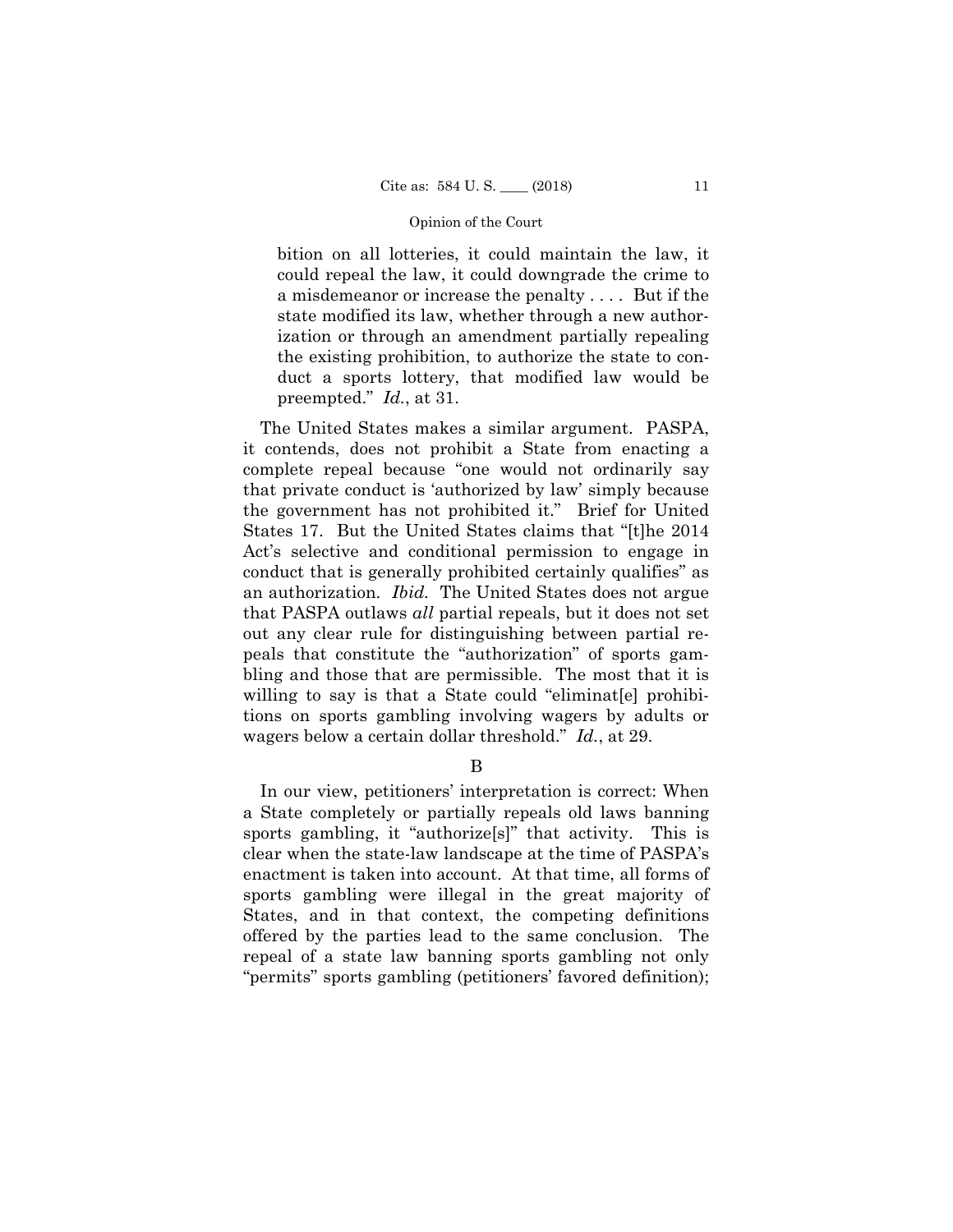bition on all lotteries, it could maintain the law, it could repeal the law, it could downgrade the crime to a misdemeanor or increase the penalty . . . . But if the state modified its law, whether through a new authorization or through an amendment partially repealing the existing prohibition, to authorize the state to conduct a sports lottery, that modified law would be preempted." *Id.*, at 31.

The United States makes a similar argument. PASPA, it contends, does not prohibit a State from enacting a complete repeal because "one would not ordinarily say that private conduct is 'authorized by law' simply because the government has not prohibited it." Brief for United States 17. But the United States claims that "[t]he 2014 Act's selective and conditional permission to engage in conduct that is generally prohibited certainly qualifies" as an authorization. *Ibid.* The United States does not argue that PASPA outlaws *all* partial repeals, but it does not set out any clear rule for distinguishing between partial repeals that constitute the "authorization" of sports gambling and those that are permissible. The most that it is willing to say is that a State could "eliminat[e] prohibitions on sports gambling involving wagers by adults or wagers below a certain dollar threshold." *Id.*, at 29.

B

In our view, petitioners' interpretation is correct: When a State completely or partially repeals old laws banning sports gambling, it "authorize[s]" that activity. This is clear when the state-law landscape at the time of PASPA's enactment is taken into account. At that time, all forms of sports gambling were illegal in the great majority of States, and in that context, the competing definitions offered by the parties lead to the same conclusion. The repeal of a state law banning sports gambling not only "permits" sports gambling (petitioners' favored definition);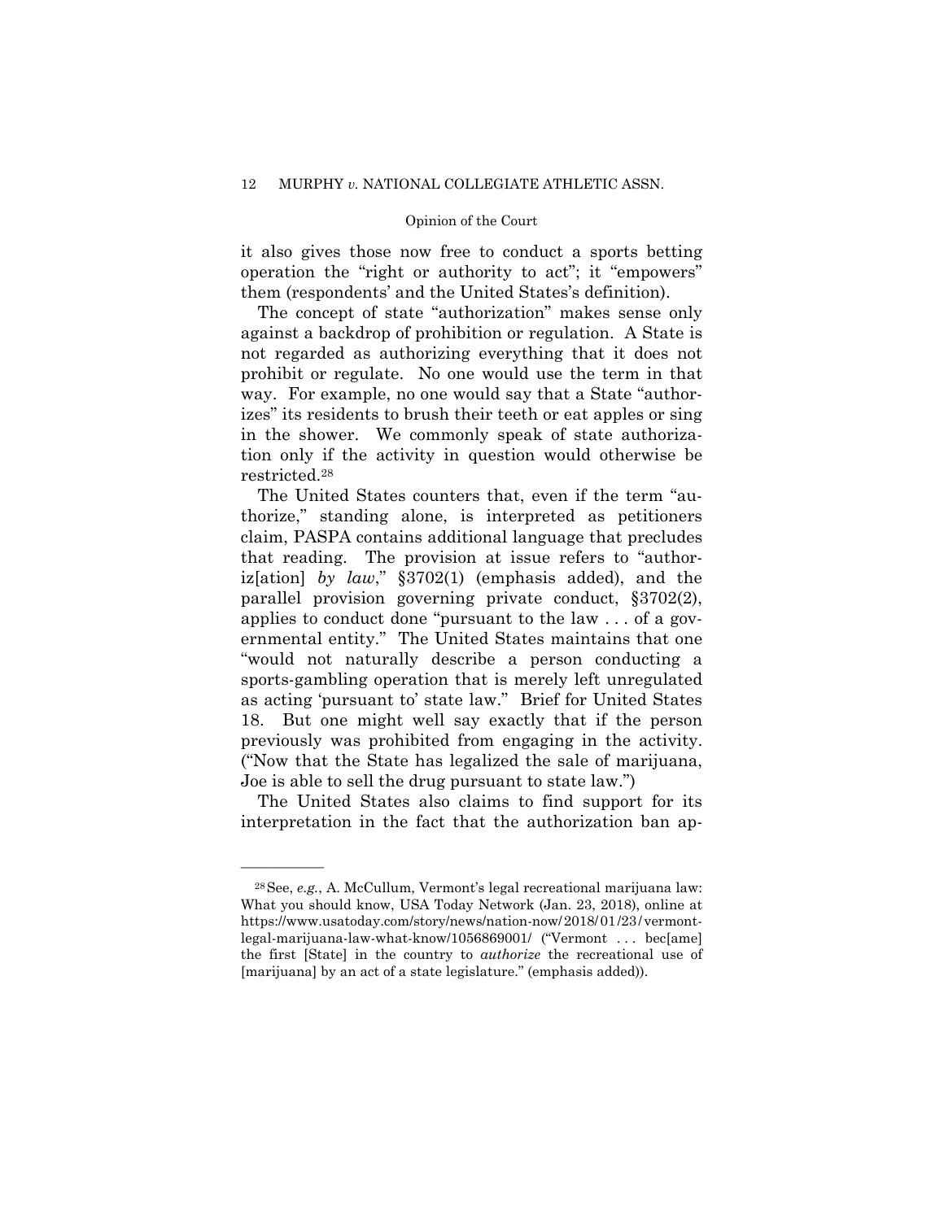it also gives those now free to conduct a sports betting operation the "right or authority to act"; it "empowers" them (respondents' and the United States's definition).

The concept of state "authorization" makes sense only against a backdrop of prohibition or regulation. A State is not regarded as authorizing everything that it does not prohibit or regulate. No one would use the term in that way. For example, no one would say that a State "authorizes" its residents to brush their teeth or eat apples or sing in the shower. We commonly speak of state authorization only if the activity in question would otherwise be restricted.[28]

The United States counters that, even if the term "authorize," standing alone, is interpreted as petitioners claim, PASPA contains additional language that precludes that reading. The provision at issue refers to "authoriz[ation] *by law*," §3702(1) (emphasis added), and the parallel provision governing private conduct, §3702(2), applies to conduct done "pursuant to the law . . . of a governmental entity." The United States maintains that one "would not naturally describe a person conducting a sports-gambling operation that is merely left unregulated as acting 'pursuant to' state law." Brief for United States 18. But one might well say exactly that if the person previously was prohibited from engaging in the activity. ("Now that the State has legalized the sale of marijuana, Joe is able to sell the drug pursuant to state law.")

The United States also claims to find support for its interpretation in the fact that the authorization ban ap-

---

[28] See, *e.g.*, A. McCullum, Vermont's legal recreational marijuana law: What you should know, USA Today Network (Jan. 23, 2018), online at https://www.usatoday.com/story/news/nation-now/2018/01/23/vermont-legal-marijuana-law-what-know/1056869001/ ("Vermont . . . bec[ame] the first [State] in the country to *authorize* the recreational use of [marijuana] by an act of a state legislature." (emphasis added)).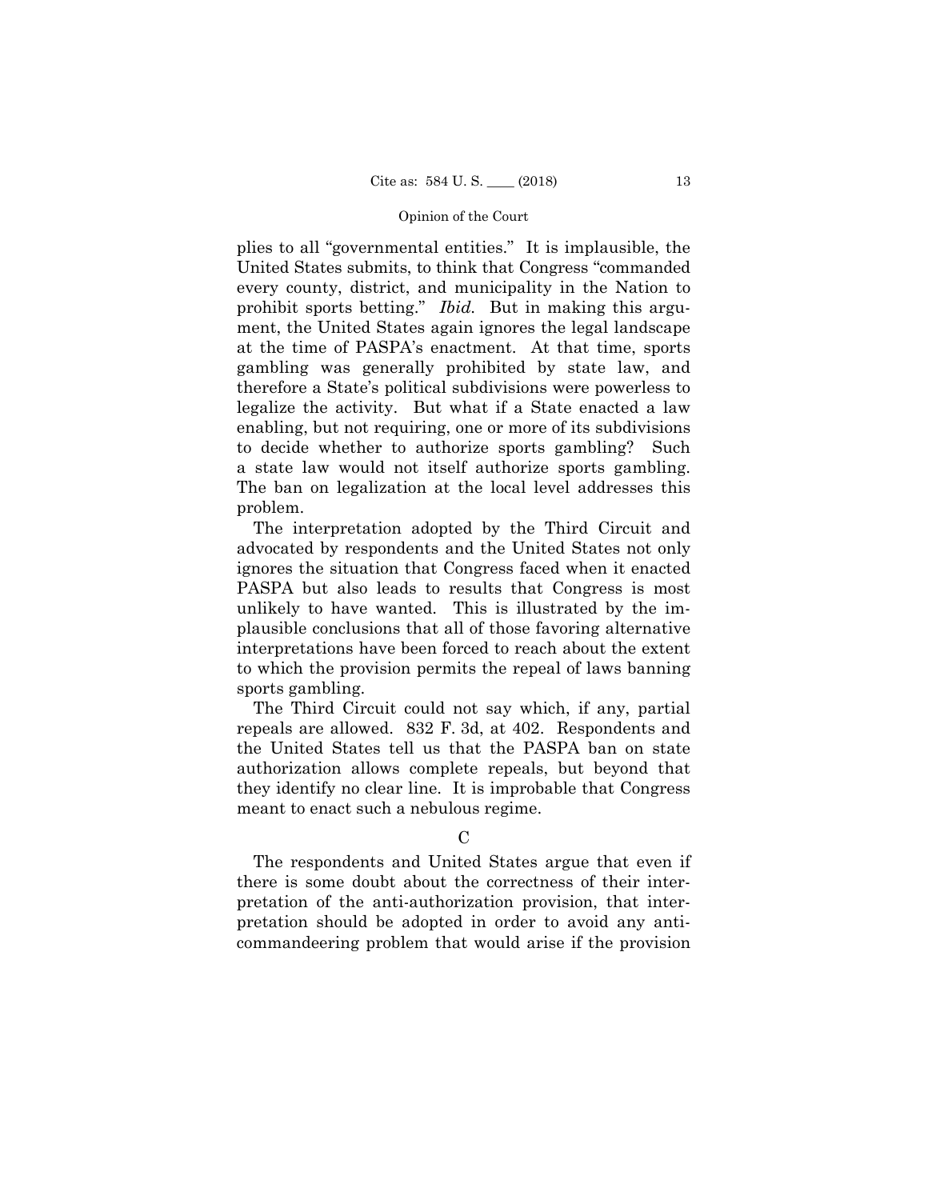plies to all "governmental entities." It is implausible, the United States submits, to think that Congress "commanded every county, district, and municipality in the Nation to prohibit sports betting." *Ibid.* But in making this argument, the United States again ignores the legal landscape at the time of PASPA's enactment. At that time, sports gambling was generally prohibited by state law, and therefore a State's political subdivisions were powerless to legalize the activity. But what if a State enacted a law enabling, but not requiring, one or more of its subdivisions to decide whether to authorize sports gambling? Such a state law would not itself authorize sports gambling. The ban on legalization at the local level addresses this problem.

The interpretation adopted by the Third Circuit and advocated by respondents and the United States not only ignores the situation that Congress faced when it enacted PASPA but also leads to results that Congress is most unlikely to have wanted. This is illustrated by the implausible conclusions that all of those favoring alternative interpretations have been forced to reach about the extent to which the provision permits the repeal of laws banning sports gambling.

The Third Circuit could not say which, if any, partial repeals are allowed. 832 F. 3d, at 402. Respondents and the United States tell us that the PASPA ban on state authorization allows complete repeals, but beyond that they identify no clear line. It is improbable that Congress meant to enact such a nebulous regime.

### C

The respondents and United States argue that even if there is some doubt about the correctness of their interpretation of the anti-authorization provision, that interpretation should be adopted in order to avoid any anticommandeering problem that would arise if the provision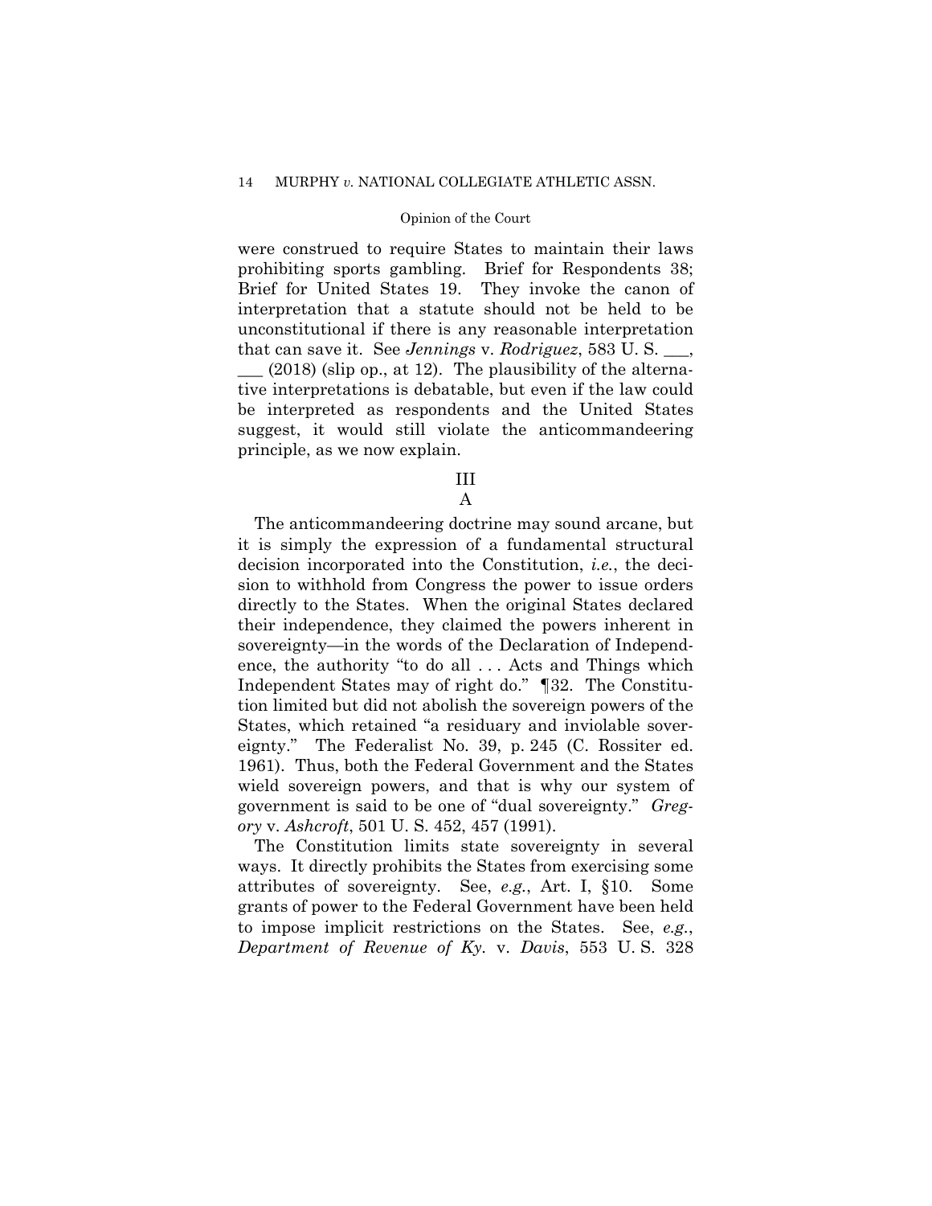were construed to require States to maintain their laws prohibiting sports gambling. Brief for Respondents 38; Brief for United States 19. They invoke the canon of interpretation that a statute should not be held to be unconstitutional if there is any reasonable interpretation that can save it. See *Jennings* v. *Rodriguez*, 583 U. S. ___, ___ (2018) (slip op., at 12). The plausibility of the alternative interpretations is debatable, but even if the law could be interpreted as respondents and the United States suggest, it would still violate the anticommandeering principle, as we now explain.

## III

### A

The anticommandeering doctrine may sound arcane, but it is simply the expression of a fundamental structural decision incorporated into the Constitution, *i.e.*, the decision to withhold from Congress the power to issue orders directly to the States. When the original States declared their independence, they claimed the powers inherent in sovereignty—in the words of the Declaration of Independence, the authority "to do all . . . Acts and Things which Independent States may of right do." ¶32. The Constitution limited but did not abolish the sovereign powers of the States, which retained "a residuary and inviolable sovereignty." The Federalist No. 39, p. 245 (C. Rossiter ed. 1961). Thus, both the Federal Government and the States wield sovereign powers, and that is why our system of government is said to be one of "dual sovereignty." *Gregory* v. *Ashcroft*, 501 U. S. 452, 457 (1991).

The Constitution limits state sovereignty in several ways. It directly prohibits the States from exercising some attributes of sovereignty. See, *e.g.*, Art. I, §10. Some grants of power to the Federal Government have been held to impose implicit restrictions on the States. See, *e.g.*, *Department of Revenue of Ky.* v. *Davis*, 553 U. S. 328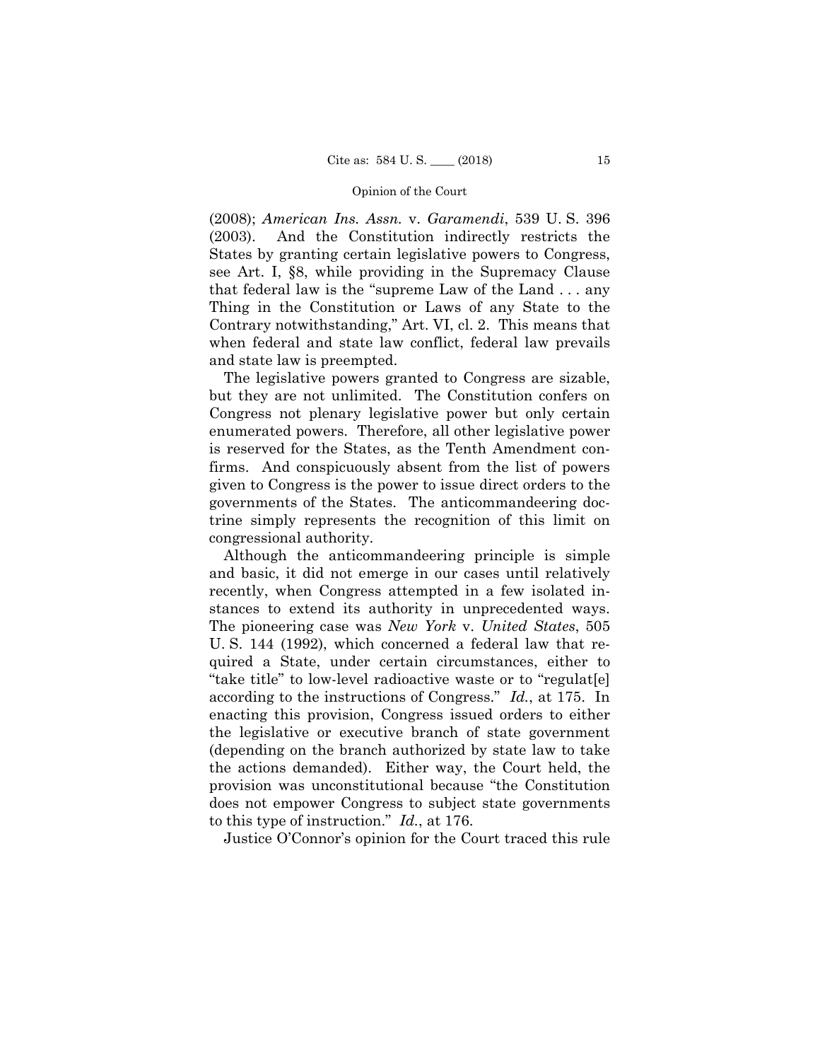(2008); *American Ins. Assn.* v. *Garamendi*, 539 U. S. 396 (2003). And the Constitution indirectly restricts the States by granting certain legislative powers to Congress, see Art. I, §8, while providing in the Supremacy Clause that federal law is the "supreme Law of the Land . . . any Thing in the Constitution or Laws of any State to the Contrary notwithstanding," Art. VI, cl. 2. This means that when federal and state law conflict, federal law prevails and state law is preempted.

The legislative powers granted to Congress are sizable, but they are not unlimited. The Constitution confers on Congress not plenary legislative power but only certain enumerated powers. Therefore, all other legislative power is reserved for the States, as the Tenth Amendment confirms. And conspicuously absent from the list of powers given to Congress is the power to issue direct orders to the governments of the States. The anticommandeering doctrine simply represents the recognition of this limit on congressional authority.

Although the anticommandeering principle is simple and basic, it did not emerge in our cases until relatively recently, when Congress attempted in a few isolated instances to extend its authority in unprecedented ways. The pioneering case was *New York* v. *United States*, 505 U. S. 144 (1992), which concerned a federal law that required a State, under certain circumstances, either to "take title" to low-level radioactive waste or to "regulat[e] according to the instructions of Congress." *Id.*, at 175. In enacting this provision, Congress issued orders to either the legislative or executive branch of state government (depending on the branch authorized by state law to take the actions demanded). Either way, the Court held, the provision was unconstitutional because "the Constitution does not empower Congress to subject state governments to this type of instruction." *Id.*, at 176.

Justice O'Connor's opinion for the Court traced this rule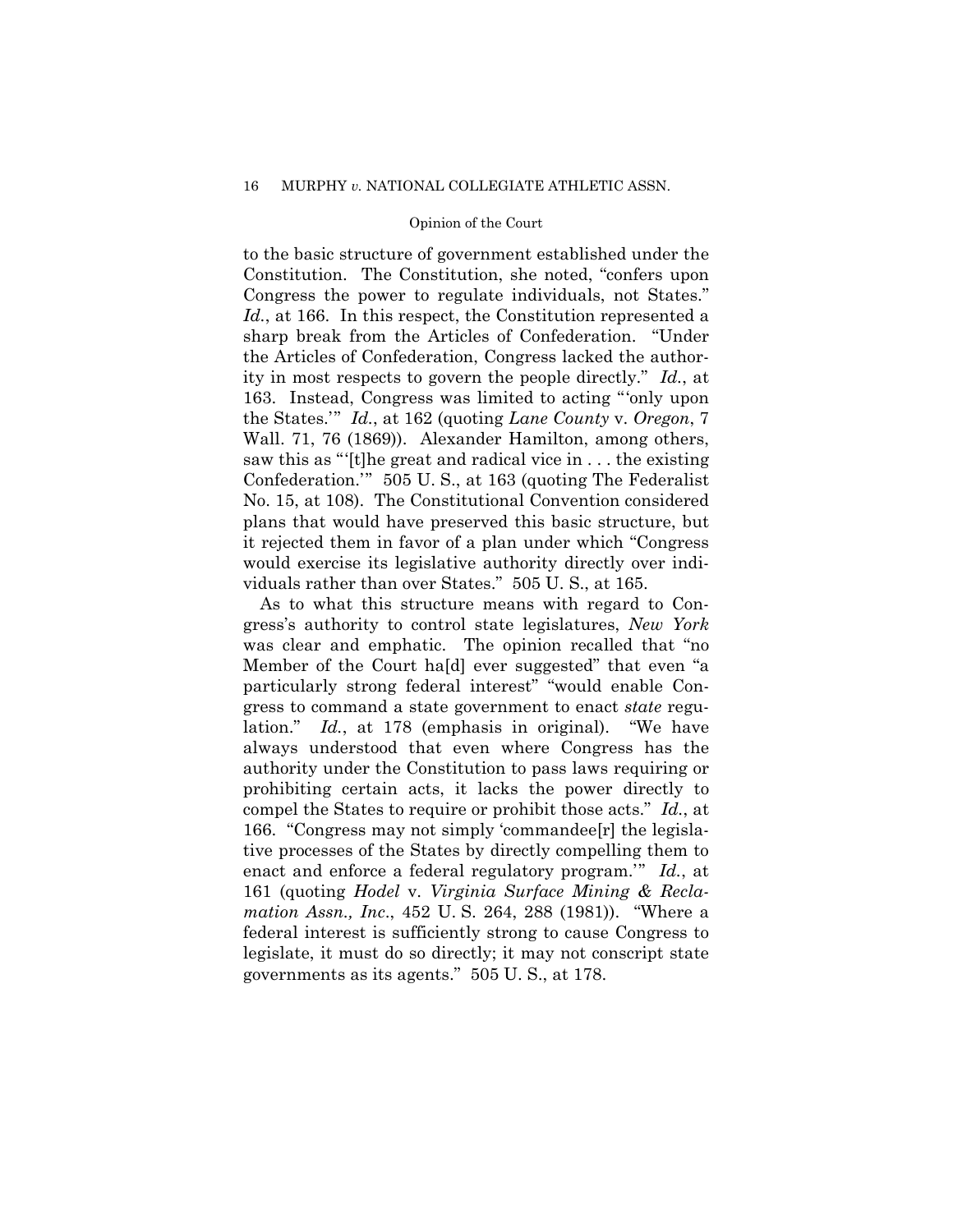to the basic structure of government established under the Constitution. The Constitution, she noted, "confers upon Congress the power to regulate individuals, not States." *Id.*, at 166. In this respect, the Constitution represented a sharp break from the Articles of Confederation. "Under the Articles of Confederation, Congress lacked the authority in most respects to govern the people directly." *Id.*, at 163. Instead, Congress was limited to acting "'only upon the States.'" *Id.*, at 162 (quoting *Lane County* v. *Oregon*, 7 Wall. 71, 76 (1869)). Alexander Hamilton, among others, saw this as "'[t]he great and radical vice in . . . the existing Confederation.'" 505 U. S., at 163 (quoting The Federalist No. 15, at 108). The Constitutional Convention considered plans that would have preserved this basic structure, but it rejected them in favor of a plan under which "Congress would exercise its legislative authority directly over individuals rather than over States." 505 U. S., at 165.

As to what this structure means with regard to Congress's authority to control state legislatures, *New York* was clear and emphatic. The opinion recalled that "no Member of the Court ha[d] ever suggested" that even "a particularly strong federal interest" "would enable Congress to command a state government to enact *state* regulation." *Id.*, at 178 (emphasis in original). "We have always understood that even where Congress has the authority under the Constitution to pass laws requiring or prohibiting certain acts, it lacks the power directly to compel the States to require or prohibit those acts." *Id.*, at 166. "Congress may not simply 'commandee[r] the legislative processes of the States by directly compelling them to enact and enforce a federal regulatory program.'" *Id.*, at 161 (quoting *Hodel* v. *Virginia Surface Mining & Reclamation Assn., Inc.*, 452 U. S. 264, 288 (1981)). "Where a federal interest is sufficiently strong to cause Congress to legislate, it must do so directly; it may not conscript state governments as its agents." 505 U. S., at 178.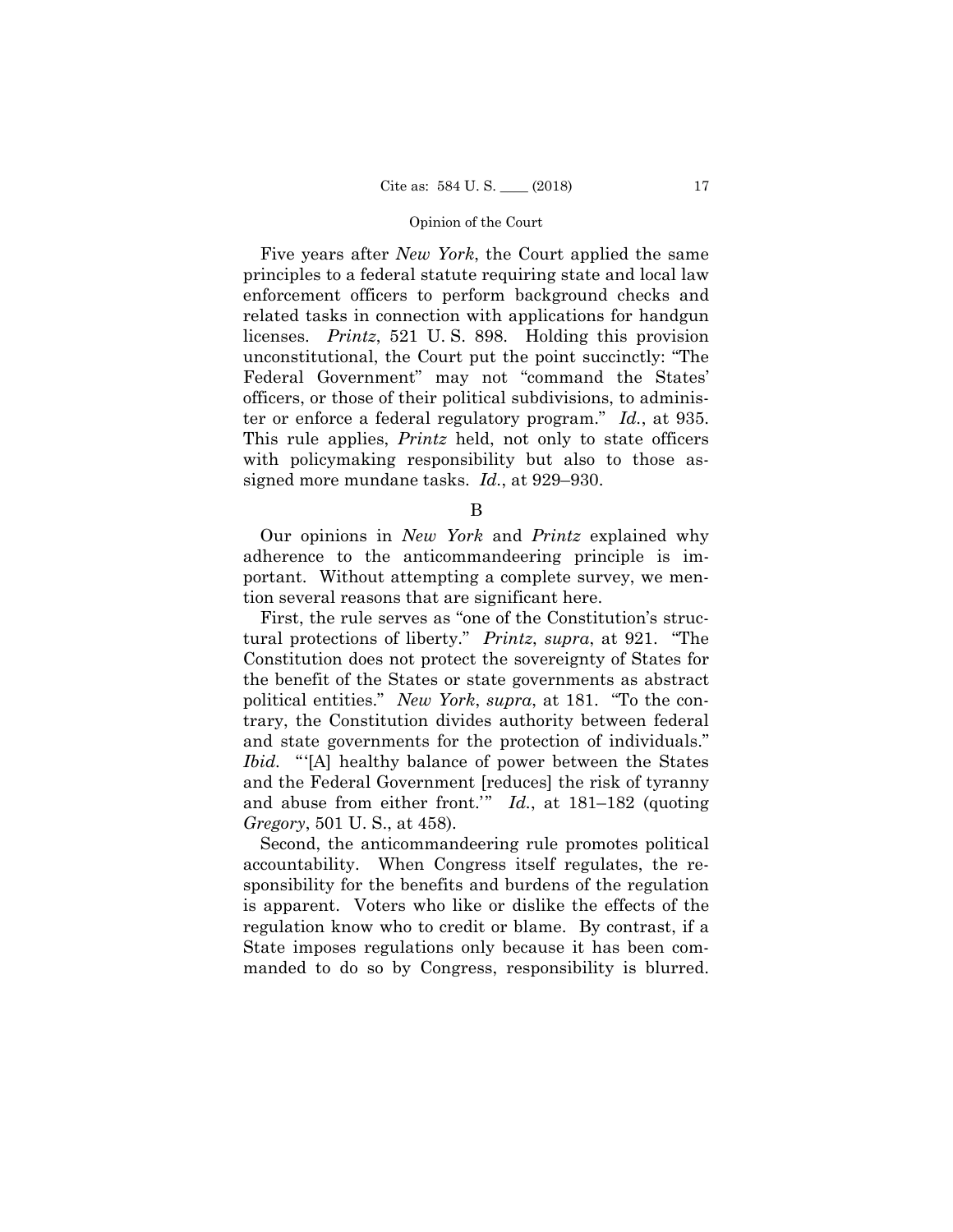Five years after *New York*, the Court applied the same principles to a federal statute requiring state and local law enforcement officers to perform background checks and related tasks in connection with applications for handgun licenses. *Printz*, 521 U. S. 898. Holding this provision unconstitutional, the Court put the point succinctly: "The Federal Government" may not "command the States' officers, or those of their political subdivisions, to administer or enforce a federal regulatory program." *Id.*, at 935. This rule applies, *Printz* held, not only to state officers with policymaking responsibility but also to those assigned more mundane tasks. *Id.*, at 929–930.

B

Our opinions in *New York* and *Printz* explained why adherence to the anticommandeering principle is important. Without attempting a complete survey, we mention several reasons that are significant here.

First, the rule serves as "one of the Constitution's structural protections of liberty." *Printz*, *supra*, at 921. "The Constitution does not protect the sovereignty of States for the benefit of the States or state governments as abstract political entities." *New York*, *supra*, at 181. "To the contrary, the Constitution divides authority between federal and state governments for the protection of individuals." *Ibid.* "'[A] healthy balance of power between the States and the Federal Government [reduces] the risk of tyranny and abuse from either front.'" *Id.*, at 181–182 (quoting *Gregory*, 501 U. S., at 458).

Second, the anticommandeering rule promotes political accountability. When Congress itself regulates, the responsibility for the benefits and burdens of the regulation is apparent. Voters who like or dislike the effects of the regulation know who to credit or blame. By contrast, if a State imposes regulations only because it has been commanded to do so by Congress, responsibility is blurred.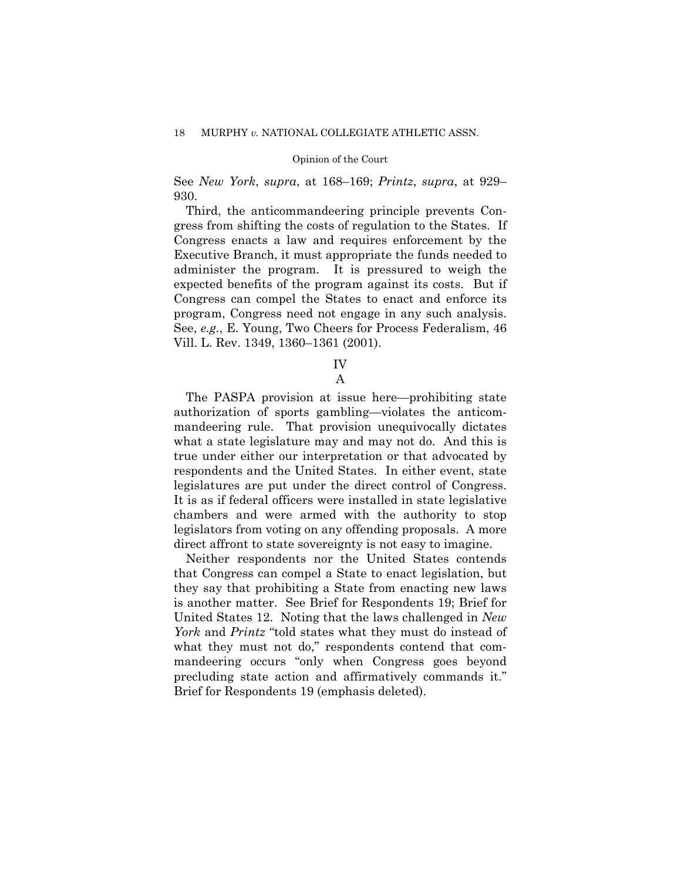See *New York*, *supra*, at 168–169; *Printz*, *supra*, at 929–930.

Third, the anticommandeering principle prevents Congress from shifting the costs of regulation to the States. If Congress enacts a law and requires enforcement by the Executive Branch, it must appropriate the funds needed to administer the program. It is pressured to weigh the expected benefits of the program against its costs. But if Congress can compel the States to enact and enforce its program, Congress need not engage in any such analysis. See, *e.g.*, E. Young, Two Cheers for Process Federalism, 46 Vill. L. Rev. 1349, 1360–1361 (2001).

## IV

### A

The PASPA provision at issue here—prohibiting state authorization of sports gambling—violates the anticommandeering rule. That provision unequivocally dictates what a state legislature may and may not do. And this is true under either our interpretation or that advocated by respondents and the United States. In either event, state legislatures are put under the direct control of Congress. It is as if federal officers were installed in state legislative chambers and were armed with the authority to stop legislators from voting on any offending proposals. A more direct affront to state sovereignty is not easy to imagine.

Neither respondents nor the United States contends that Congress can compel a State to enact legislation, but they say that prohibiting a State from enacting new laws is another matter. See Brief for Respondents 19; Brief for United States 12. Noting that the laws challenged in *New York* and *Printz* "told states what they must do instead of what they must not do," respondents contend that commandeering occurs "only when Congress goes beyond precluding state action and affirmatively commands it." Brief for Respondents 19 (emphasis deleted).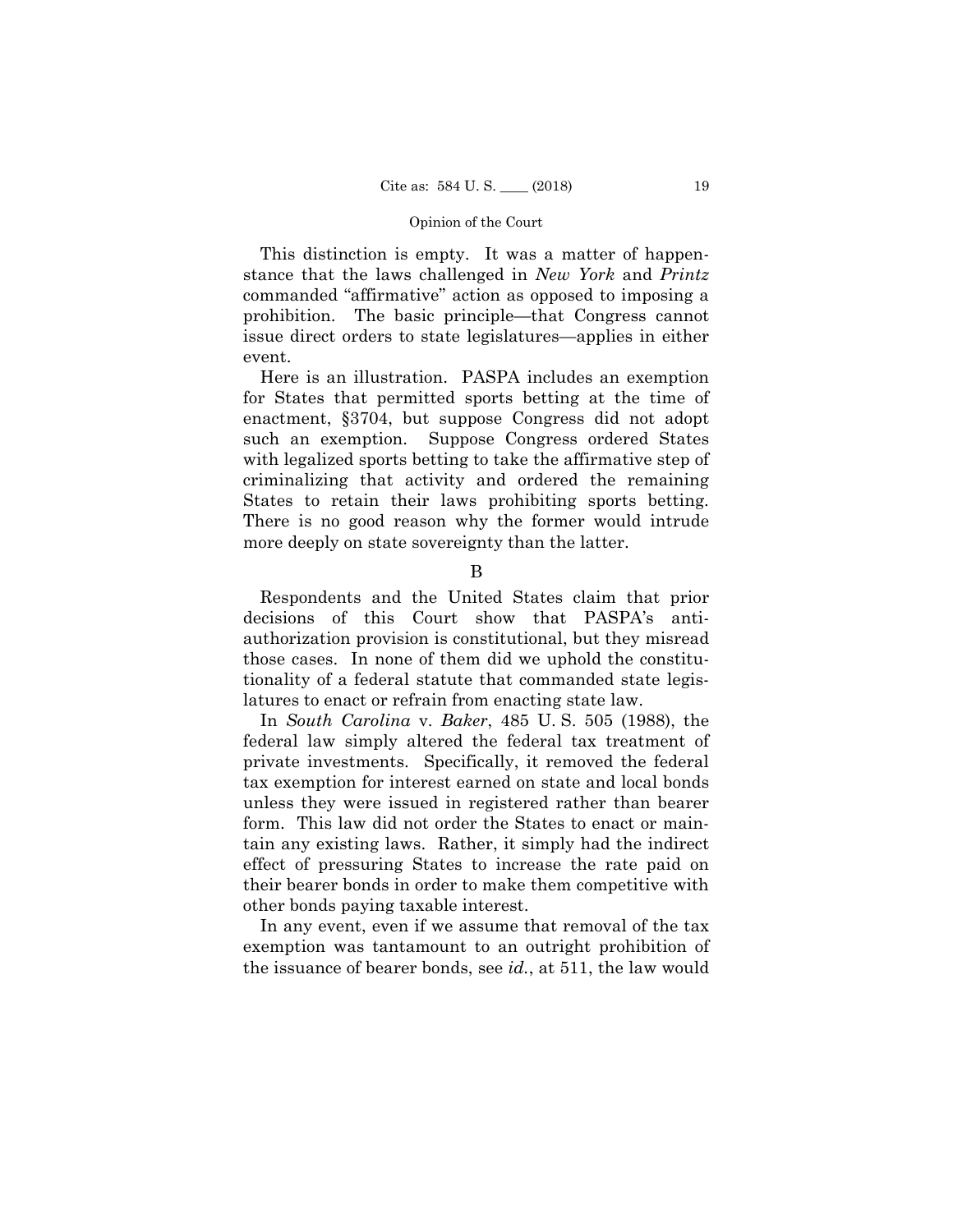This distinction is empty. It was a matter of happenstance that the laws challenged in *New York* and *Printz* commanded "affirmative" action as opposed to imposing a prohibition. The basic principle—that Congress cannot issue direct orders to state legislatures—applies in either event.

Here is an illustration. PASPA includes an exemption for States that permitted sports betting at the time of enactment, §3704, but suppose Congress did not adopt such an exemption. Suppose Congress ordered States with legalized sports betting to take the affirmative step of criminalizing that activity and ordered the remaining States to retain their laws prohibiting sports betting. There is no good reason why the former would intrude more deeply on state sovereignty than the latter.

### B

Respondents and the United States claim that prior decisions of this Court show that PASPA's anti-authorization provision is constitutional, but they misread those cases. In none of them did we uphold the constitutionality of a federal statute that commanded state legislatures to enact or refrain from enacting state law.

In *South Carolina* v. *Baker*, 485 U. S. 505 (1988), the federal law simply altered the federal tax treatment of private investments. Specifically, it removed the federal tax exemption for interest earned on state and local bonds unless they were issued in registered rather than bearer form. This law did not order the States to enact or maintain any existing laws. Rather, it simply had the indirect effect of pressuring States to increase the rate paid on their bearer bonds in order to make them competitive with other bonds paying taxable interest.

In any event, even if we assume that removal of the tax exemption was tantamount to an outright prohibition of the issuance of bearer bonds, see *id.*, at 511, the law would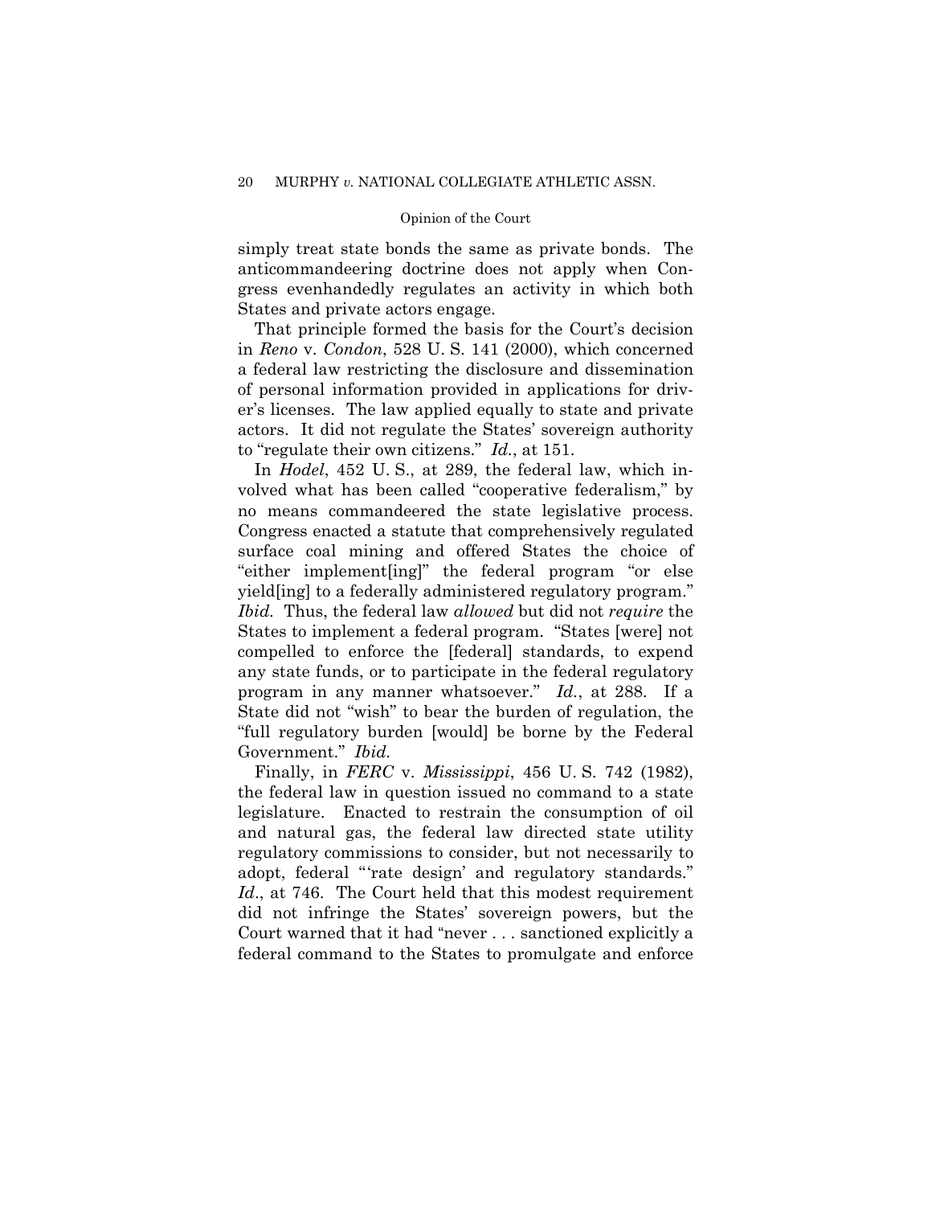simply treat state bonds the same as private bonds. The anticommandeering doctrine does not apply when Congress evenhandedly regulates an activity in which both States and private actors engage.

That principle formed the basis for the Court's decision in *Reno* v. *Condon*, 528 U. S. 141 (2000), which concerned a federal law restricting the disclosure and dissemination of personal information provided in applications for driver's licenses. The law applied equally to state and private actors. It did not regulate the States' sovereign authority to "regulate their own citizens." *Id.*, at 151.

In *Hodel*, 452 U. S., at 289, the federal law, which involved what has been called "cooperative federalism," by no means commandeered the state legislative process. Congress enacted a statute that comprehensively regulated surface coal mining and offered States the choice of "either implement[ing]" the federal program "or else yield[ing] to a federally administered regulatory program." *Ibid.* Thus, the federal law *allowed* but did not *require* the States to implement a federal program. "States [were] not compelled to enforce the [federal] standards, to expend any state funds, or to participate in the federal regulatory program in any manner whatsoever." *Id.*, at 288. If a State did not "wish" to bear the burden of regulation, the "full regulatory burden [would] be borne by the Federal Government." *Ibid.*

Finally, in *FERC* v. *Mississippi*, 456 U. S. 742 (1982), the federal law in question issued no command to a state legislature. Enacted to restrain the consumption of oil and natural gas, the federal law directed state utility regulatory commissions to consider, but not necessarily to adopt, federal "'rate design' and regulatory standards." *Id*., at 746. The Court held that this modest requirement did not infringe the States' sovereign powers, but the Court warned that it had "never . . . sanctioned explicitly a federal command to the States to promulgate and enforce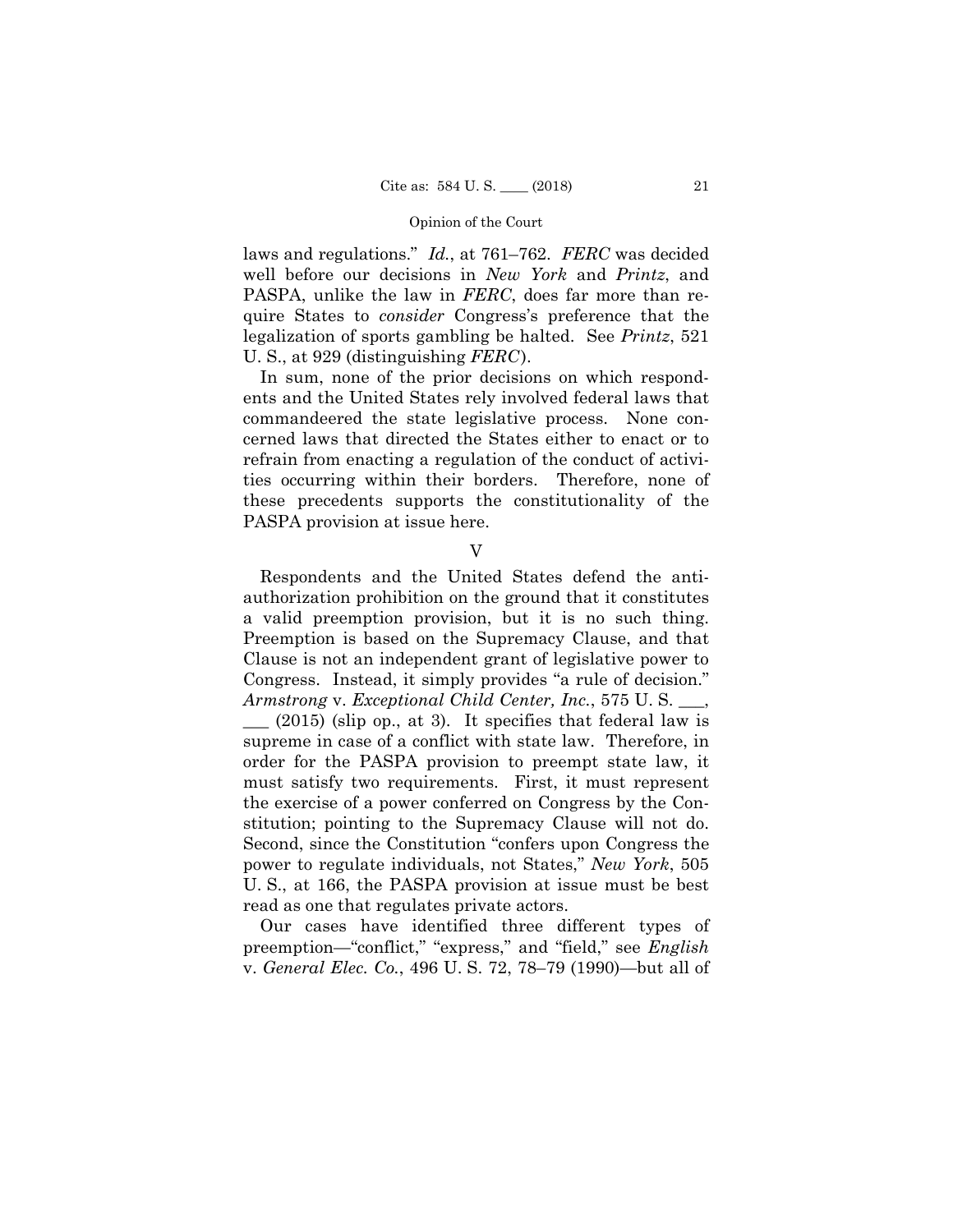laws and regulations." *Id.*, at 761–762. *FERC* was decided well before our decisions in *New York* and *Printz*, and PASPA, unlike the law in *FERC*, does far more than require States to *consider* Congress's preference that the legalization of sports gambling be halted. See *Printz*, 521 U. S., at 929 (distinguishing *FERC*).

In sum, none of the prior decisions on which respondents and the United States rely involved federal laws that commandeered the state legislative process. None concerned laws that directed the States either to enact or to refrain from enacting a regulation of the conduct of activities occurring within their borders. Therefore, none of these precedents supports the constitutionality of the PASPA provision at issue here.

## V

Respondents and the United States defend the anti-authorization prohibition on the ground that it constitutes a valid preemption provision, but it is no such thing. Preemption is based on the Supremacy Clause, and that Clause is not an independent grant of legislative power to Congress. Instead, it simply provides "a rule of decision." *Armstrong* v. *Exceptional Child Center, Inc.*, 575 U. S. \_\_\_, \_\_\_ (2015) (slip op., at 3). It specifies that federal law is supreme in case of a conflict with state law. Therefore, in order for the PASPA provision to preempt state law, it must satisfy two requirements. First, it must represent the exercise of a power conferred on Congress by the Constitution; pointing to the Supremacy Clause will not do. Second, since the Constitution "confers upon Congress the power to regulate individuals, not States," *New York*, 505 U. S., at 166, the PASPA provision at issue must be best read as one that regulates private actors.

Our cases have identified three different types of preemption—"conflict," "express," and "field," see *English* v. *General Elec. Co.*, 496 U. S. 72, 78–79 (1990)—but all of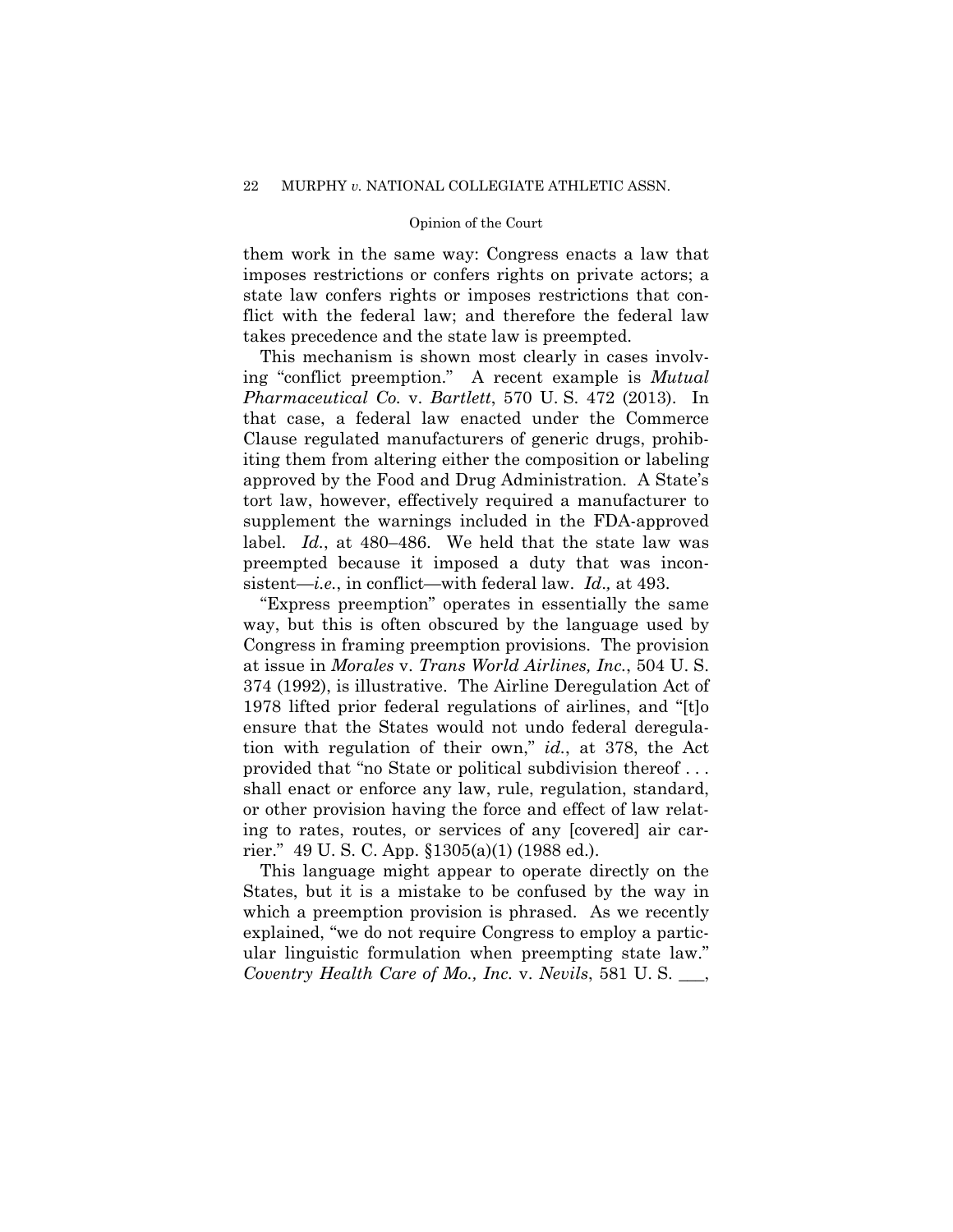them work in the same way: Congress enacts a law that imposes restrictions or confers rights on private actors; a state law confers rights or imposes restrictions that conflict with the federal law; and therefore the federal law takes precedence and the state law is preempted.

This mechanism is shown most clearly in cases involving "conflict preemption." A recent example is *Mutual Pharmaceutical Co.* v. *Bartlett*, 570 U. S. 472 (2013). In that case, a federal law enacted under the Commerce Clause regulated manufacturers of generic drugs, prohibiting them from altering either the composition or labeling approved by the Food and Drug Administration. A State's tort law, however, effectively required a manufacturer to supplement the warnings included in the FDA-approved label. *Id.*, at 480–486. We held that the state law was preempted because it imposed a duty that was inconsistent—*i.e.*, in conflict—with federal law. *Id.,* at 493.

"Express preemption" operates in essentially the same way, but this is often obscured by the language used by Congress in framing preemption provisions. The provision at issue in *Morales* v. *Trans World Airlines, Inc.*, 504 U. S. 374 (1992), is illustrative. The Airline Deregulation Act of 1978 lifted prior federal regulations of airlines, and "[t]o ensure that the States would not undo federal deregulation with regulation of their own," *id.*, at 378, the Act provided that "no State or political subdivision thereof . . . shall enact or enforce any law, rule, regulation, standard, or other provision having the force and effect of law relating to rates, routes, or services of any [covered] air carrier." 49 U. S. C. App. §1305(a)(1) (1988 ed.).

This language might appear to operate directly on the States, but it is a mistake to be confused by the way in which a preemption provision is phrased. As we recently explained, "we do not require Congress to employ a particular linguistic formulation when preempting state law." *Coventry Health Care of Mo., Inc.* v. *Nevils*, 581 U. S. \_\_\_,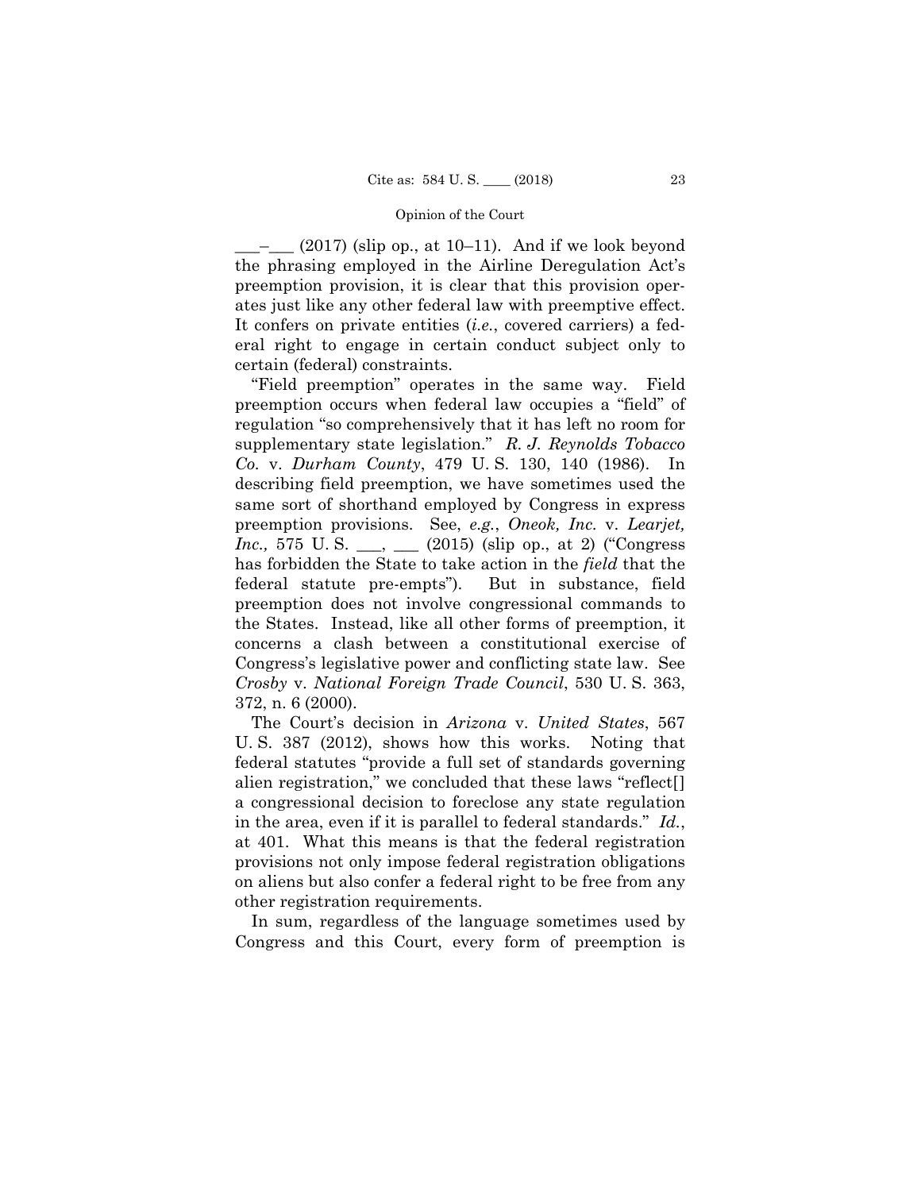___–___ (2017) (slip op., at 10–11). And if we look beyond the phrasing employed in the Airline Deregulation Act's preemption provision, it is clear that this provision operates just like any other federal law with preemptive effect. It confers on private entities (*i.e.*, covered carriers) a federal right to engage in certain conduct subject only to certain (federal) constraints.

"Field preemption" operates in the same way. Field preemption occurs when federal law occupies a "field" of regulation "so comprehensively that it has left no room for supplementary state legislation." *R. J. Reynolds Tobacco Co.* v. *Durham County*, 479 U. S. 130, 140 (1986). In describing field preemption, we have sometimes used the same sort of shorthand employed by Congress in express preemption provisions. See, *e.g.*, *Oneok, Inc.* v. *Learjet, Inc.,* 575 U. S. ___, ___ (2015) (slip op., at 2) ("Congress has forbidden the State to take action in the *field* that the federal statute pre-empts"). But in substance, field preemption does not involve congressional commands to the States. Instead, like all other forms of preemption, it concerns a clash between a constitutional exercise of Congress's legislative power and conflicting state law. See *Crosby* v. *National Foreign Trade Council*, 530 U. S. 363, 372, n. 6 (2000).

The Court's decision in *Arizona* v. *United States*, 567 U. S. 387 (2012), shows how this works. Noting that federal statutes "provide a full set of standards governing alien registration," we concluded that these laws "reflect[] a congressional decision to foreclose any state regulation in the area, even if it is parallel to federal standards." *Id.*, at 401. What this means is that the federal registration provisions not only impose federal registration obligations on aliens but also confer a federal right to be free from any other registration requirements.

In sum, regardless of the language sometimes used by Congress and this Court, every form of preemption is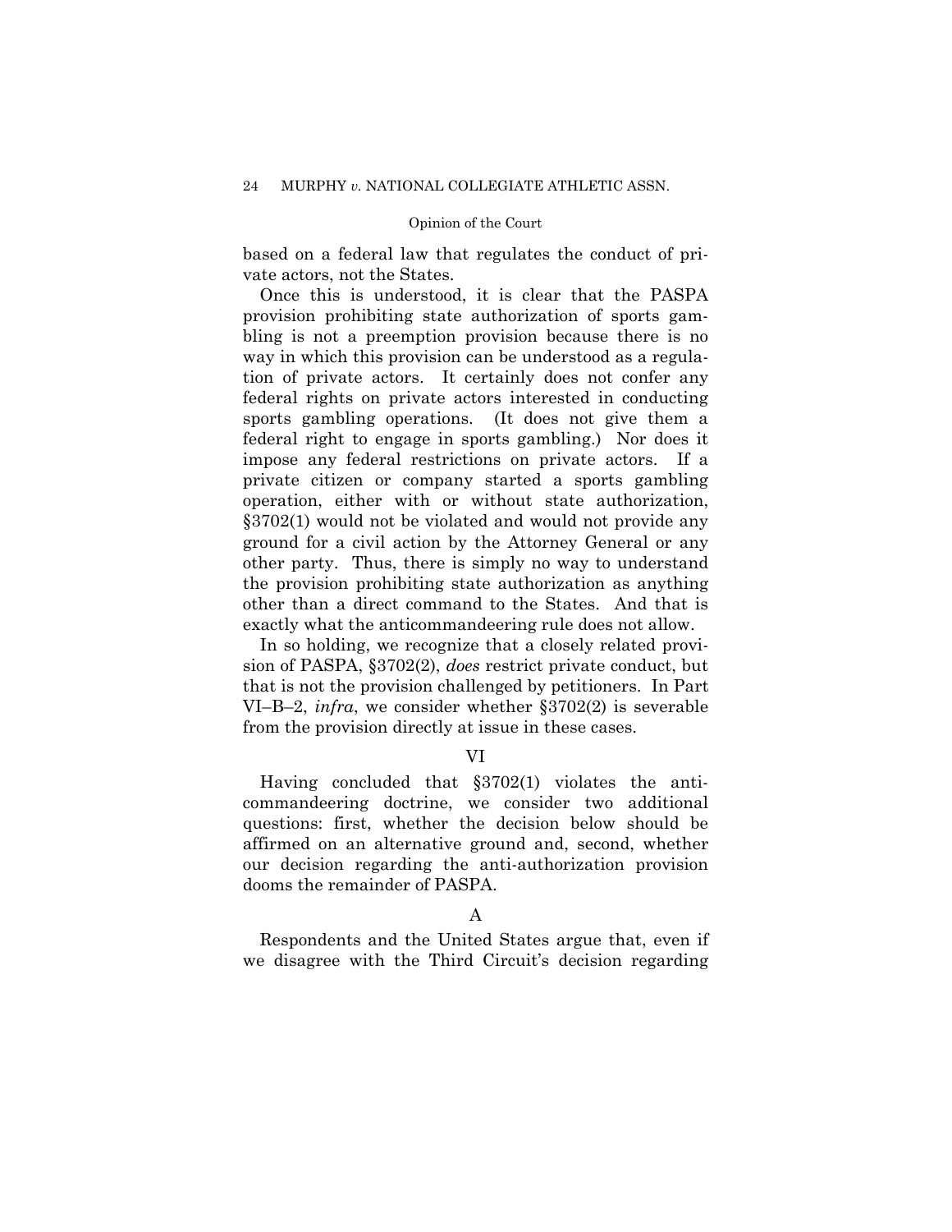based on a federal law that regulates the conduct of private actors, not the States.

Once this is understood, it is clear that the PASPA provision prohibiting state authorization of sports gambling is not a preemption provision because there is no way in which this provision can be understood as a regulation of private actors. It certainly does not confer any federal rights on private actors interested in conducting sports gambling operations. (It does not give them a federal right to engage in sports gambling.) Nor does it impose any federal restrictions on private actors. If a private citizen or company started a sports gambling operation, either with or without state authorization, §3702(1) would not be violated and would not provide any ground for a civil action by the Attorney General or any other party. Thus, there is simply no way to understand the provision prohibiting state authorization as anything other than a direct command to the States. And that is exactly what the anticommandeering rule does not allow.

In so holding, we recognize that a closely related provision of PASPA, §3702(2), *does* restrict private conduct, but that is not the provision challenged by petitioners. In Part VI–B–2, *infra*, we consider whether §3702(2) is severable from the provision directly at issue in these cases.

## VI

Having concluded that §3702(1) violates the anti-commandeering doctrine, we consider two additional questions: first, whether the decision below should be affirmed on an alternative ground and, second, whether our decision regarding the anti-authorization provision dooms the remainder of PASPA.

### A

Respondents and the United States argue that, even if we disagree with the Third Circuit's decision regarding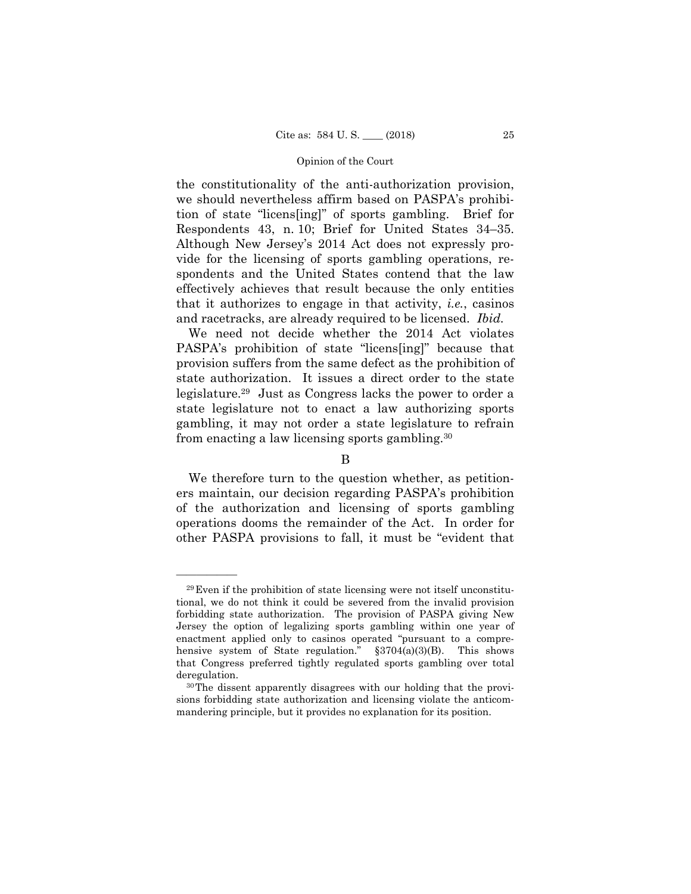the constitutionality of the anti-authorization provision, we should nevertheless affirm based on PASPA's prohibition of state "licens[ing]" of sports gambling. Brief for Respondents 43, n. 10; Brief for United States 34–35. Although New Jersey's 2014 Act does not expressly provide for the licensing of sports gambling operations, respondents and the United States contend that the law effectively achieves that result because the only entities that it authorizes to engage in that activity, *i.e.*, casinos and racetracks, are already required to be licensed. *Ibid.*

We need not decide whether the 2014 Act violates PASPA's prohibition of state "licens[ing]" because that provision suffers from the same defect as the prohibition of state authorization. It issues a direct order to the state legislature.[29] Just as Congress lacks the power to order a state legislature not to enact a law authorizing sports gambling, it may not order a state legislature to refrain from enacting a law licensing sports gambling.[30]

## B

We therefore turn to the question whether, as petitioners maintain, our decision regarding PASPA's prohibition of the authorization and licensing of sports gambling operations dooms the remainder of the Act. In order for other PASPA provisions to fall, it must be "evident that

---

[29] Even if the prohibition of state licensing were not itself unconstitutional, we do not think it could be severed from the invalid provision forbidding state authorization. The provision of PASPA giving New Jersey the option of legalizing sports gambling within one year of enactment applied only to casinos operated "pursuant to a comprehensive system of State regulation." §3704(a)(3)(B). This shows that Congress preferred tightly regulated sports gambling over total deregulation.

[30] The dissent apparently disagrees with our holding that the provisions forbidding state authorization and licensing violate the anticommandeering principle, but it provides no explanation for its position.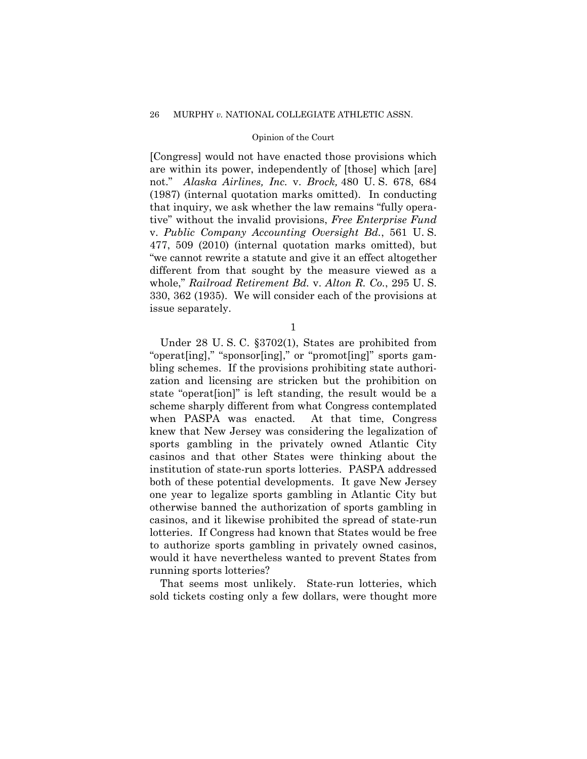[Congress] would not have enacted those provisions which are within its power, independently of [those] which [are] not." *Alaska Airlines, Inc.* v. *Brock,* 480 U. S. 678, 684 (1987) (internal quotation marks omitted). In conducting that inquiry, we ask whether the law remains "fully operative" without the invalid provisions, *Free Enterprise Fund* v. *Public Company Accounting Oversight Bd.*, 561 U. S. 477, 509 (2010) (internal quotation marks omitted), but "we cannot rewrite a statute and give it an effect altogether different from that sought by the measure viewed as a whole," *Railroad Retirement Bd.* v. *Alton R. Co.*, 295 U. S. 330, 362 (1935). We will consider each of the provisions at issue separately.

1

Under 28 U. S. C. §3702(1), States are prohibited from "operat[ing]," "sponsor[ing]," or "promot[ing]" sports gambling schemes. If the provisions prohibiting state authorization and licensing are stricken but the prohibition on state "operat[ion]" is left standing, the result would be a scheme sharply different from what Congress contemplated when PASPA was enacted. At that time, Congress knew that New Jersey was considering the legalization of sports gambling in the privately owned Atlantic City casinos and that other States were thinking about the institution of state-run sports lotteries. PASPA addressed both of these potential developments. It gave New Jersey one year to legalize sports gambling in Atlantic City but otherwise banned the authorization of sports gambling in casinos, and it likewise prohibited the spread of state-run lotteries. If Congress had known that States would be free to authorize sports gambling in privately owned casinos, would it have nevertheless wanted to prevent States from running sports lotteries?

That seems most unlikely. State-run lotteries, which sold tickets costing only a few dollars, were thought more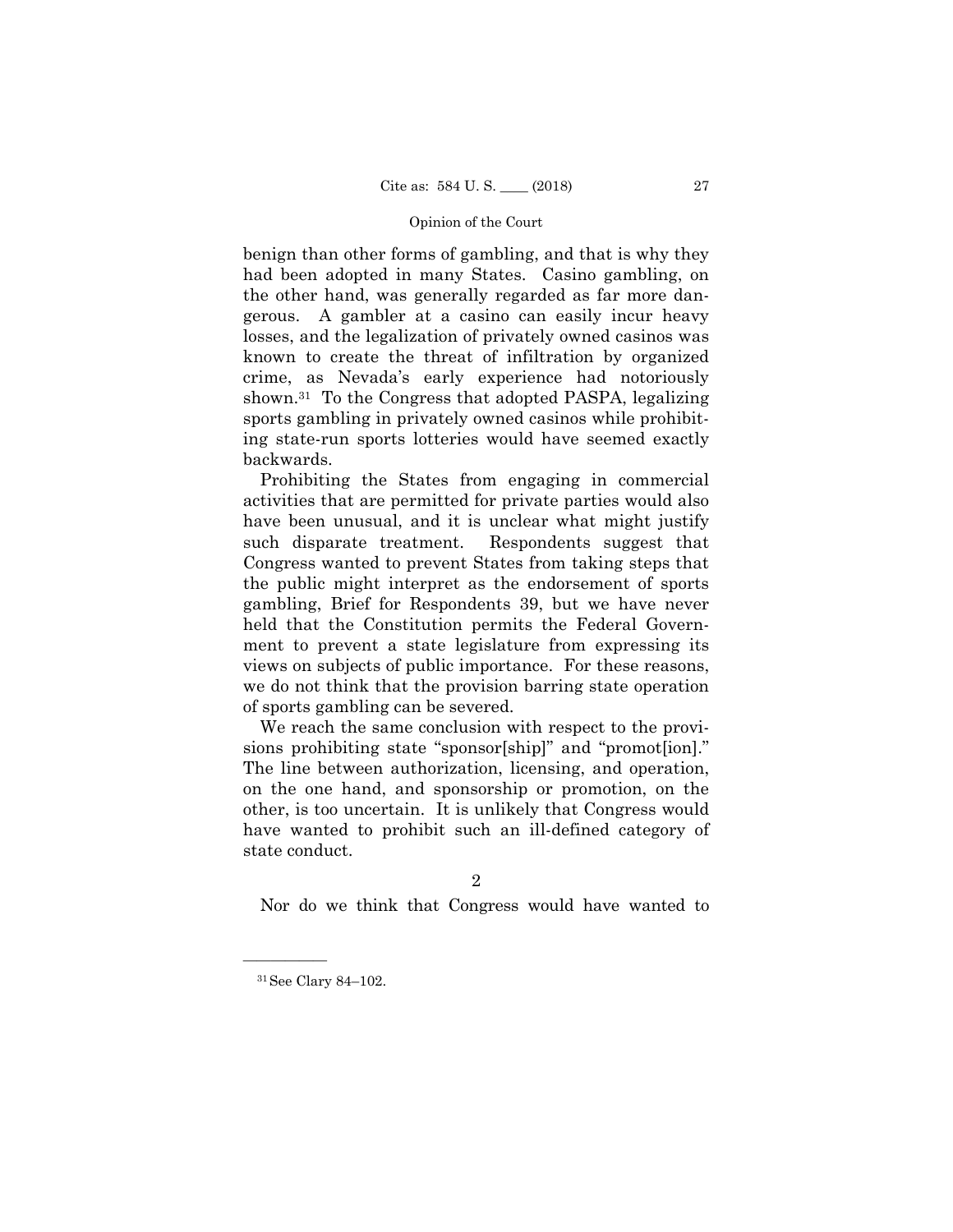benign than other forms of gambling, and that is why they had been adopted in many States. Casino gambling, on the other hand, was generally regarded as far more dangerous. A gambler at a casino can easily incur heavy losses, and the legalization of privately owned casinos was known to create the threat of infiltration by organized crime, as Nevada's early experience had notoriously shown.[31] To the Congress that adopted PASPA, legalizing sports gambling in privately owned casinos while prohibiting state-run sports lotteries would have seemed exactly backwards.

Prohibiting the States from engaging in commercial activities that are permitted for private parties would also have been unusual, and it is unclear what might justify such disparate treatment. Respondents suggest that Congress wanted to prevent States from taking steps that the public might interpret as the endorsement of sports gambling, Brief for Respondents 39, but we have never held that the Constitution permits the Federal Government to prevent a state legislature from expressing its views on subjects of public importance. For these reasons, we do not think that the provision barring state operation of sports gambling can be severed.

We reach the same conclusion with respect to the provisions prohibiting state "sponsor[ship]" and "promot[ion]." The line between authorization, licensing, and operation, on the one hand, and sponsorship or promotion, on the other, is too uncertain. It is unlikely that Congress would have wanted to prohibit such an ill-defined category of state conduct.

2

Nor do we think that Congress would have wanted to

---

[31] See Clary 84–102.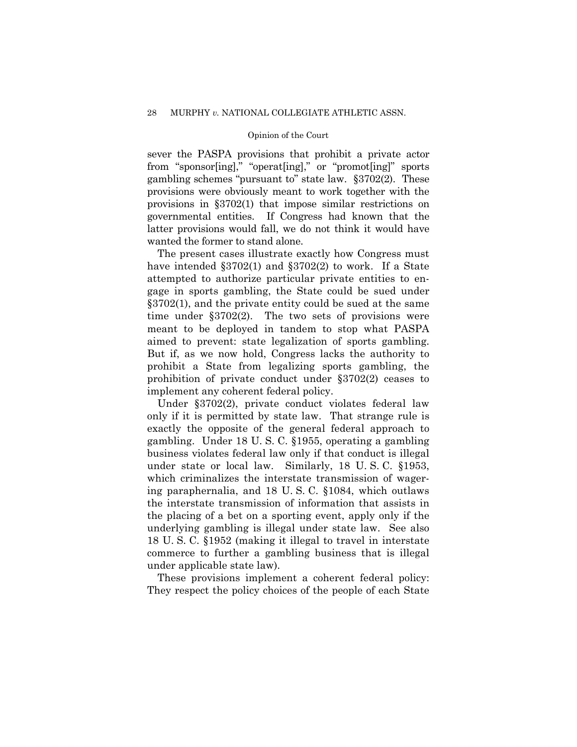sever the PASPA provisions that prohibit a private actor from "sponsor[ing]," "operat[ing]," or "promot[ing]" sports gambling schemes "pursuant to" state law. §3702(2). These provisions were obviously meant to work together with the provisions in §3702(1) that impose similar restrictions on governmental entities. If Congress had known that the latter provisions would fall, we do not think it would have wanted the former to stand alone.

The present cases illustrate exactly how Congress must have intended §3702(1) and §3702(2) to work. If a State attempted to authorize particular private entities to engage in sports gambling, the State could be sued under §3702(1), and the private entity could be sued at the same time under §3702(2). The two sets of provisions were meant to be deployed in tandem to stop what PASPA aimed to prevent: state legalization of sports gambling. But if, as we now hold, Congress lacks the authority to prohibit a State from legalizing sports gambling, the prohibition of private conduct under §3702(2) ceases to implement any coherent federal policy.

Under §3702(2), private conduct violates federal law only if it is permitted by state law. That strange rule is exactly the opposite of the general federal approach to gambling. Under 18 U. S. C. §1955, operating a gambling business violates federal law only if that conduct is illegal under state or local law. Similarly, 18 U. S. C. §1953, which criminalizes the interstate transmission of wagering paraphernalia, and 18 U. S. C. §1084, which outlaws the interstate transmission of information that assists in the placing of a bet on a sporting event, apply only if the underlying gambling is illegal under state law. See also 18 U. S. C. §1952 (making it illegal to travel in interstate commerce to further a gambling business that is illegal under applicable state law).

These provisions implement a coherent federal policy: They respect the policy choices of the people of each State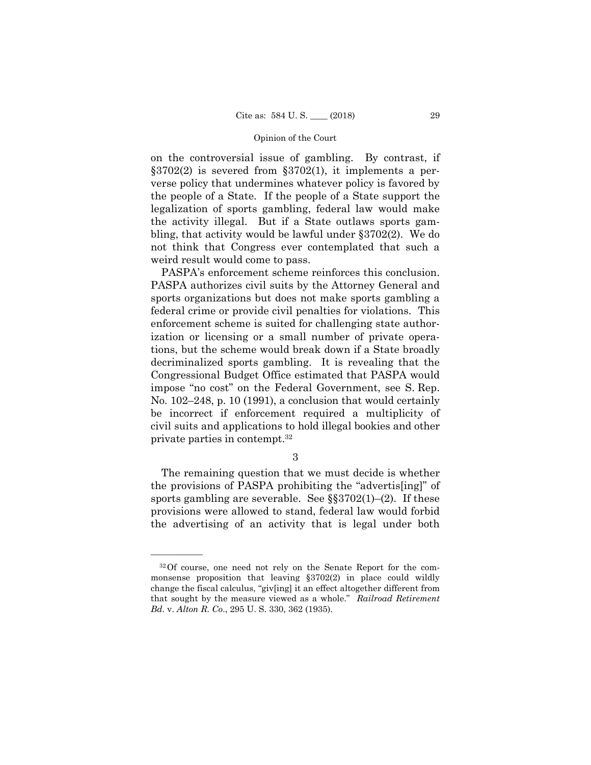on the controversial issue of gambling. By contrast, if §3702(2) is severed from §3702(1), it implements a perverse policy that undermines whatever policy is favored by the people of a State. If the people of a State support the legalization of sports gambling, federal law would make the activity illegal. But if a State outlaws sports gambling, that activity would be lawful under §3702(2). We do not think that Congress ever contemplated that such a weird result would come to pass.

PASPA's enforcement scheme reinforces this conclusion. PASPA authorizes civil suits by the Attorney General and sports organizations but does not make sports gambling a federal crime or provide civil penalties for violations. This enforcement scheme is suited for challenging state authorization or licensing or a small number of private operations, but the scheme would break down if a State broadly decriminalized sports gambling. It is revealing that the Congressional Budget Office estimated that PASPA would impose "no cost" on the Federal Government, see S. Rep. No. 102–248, p. 10 (1991), a conclusion that would certainly be incorrect if enforcement required a multiplicity of civil suits and applications to hold illegal bookies and other private parties in contempt.[32]

3

The remaining question that we must decide is whether the provisions of PASPA prohibiting the "advertis[ing]" of sports gambling are severable. See §§3702(1)–(2). If these provisions were allowed to stand, federal law would forbid the advertising of an activity that is legal under both

---

[32] Of course, one need not rely on the Senate Report for the commonsense proposition that leaving §3702(2) in place could wildly change the fiscal calculus, "giv[ing] it an effect altogether different from that sought by the measure viewed as a whole." *Railroad Retirement Bd.* v. *Alton R. Co.*, 295 U. S. 330, 362 (1935).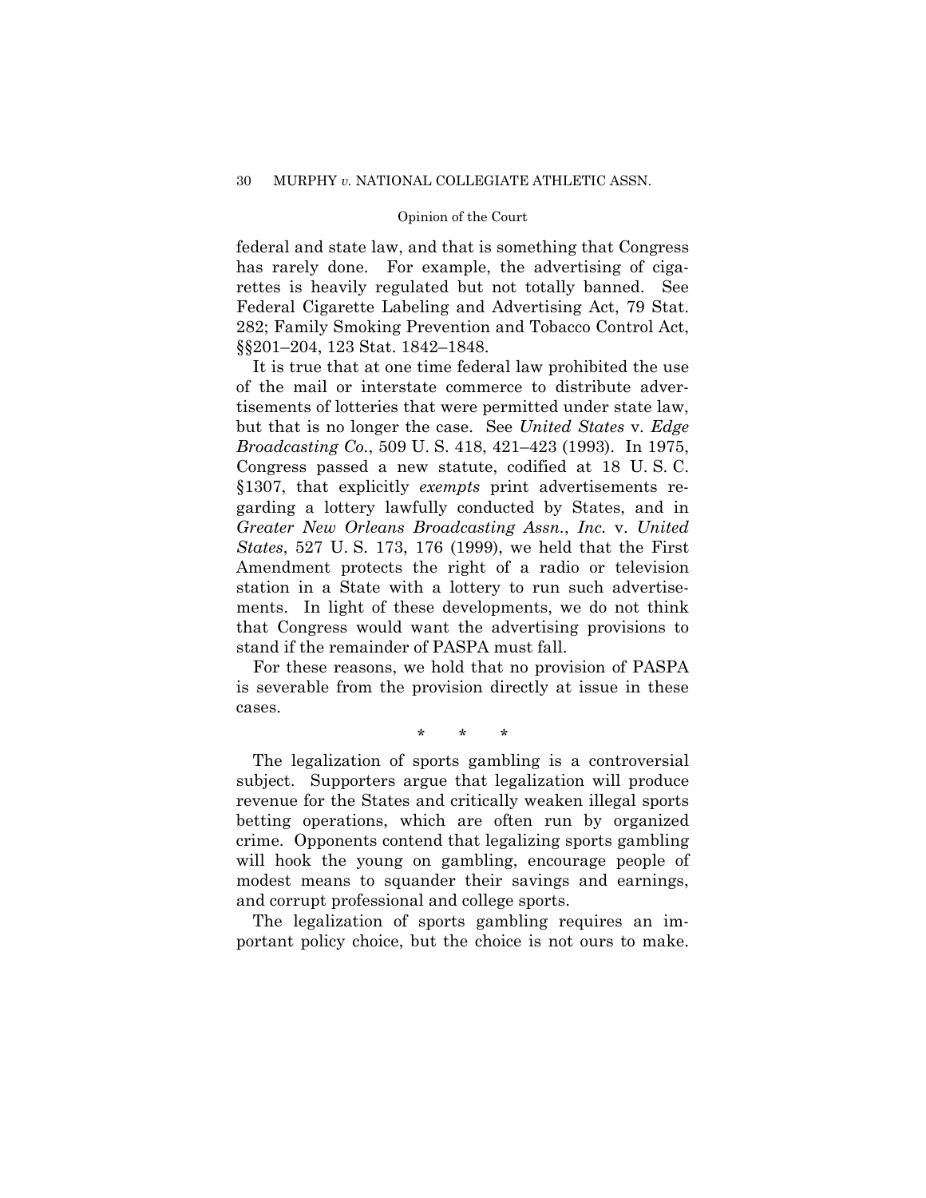federal and state law, and that is something that Congress has rarely done. For example, the advertising of cigarettes is heavily regulated but not totally banned. See Federal Cigarette Labeling and Advertising Act, 79 Stat. 282; Family Smoking Prevention and Tobacco Control Act, §§201–204, 123 Stat. 1842–1848.

It is true that at one time federal law prohibited the use of the mail or interstate commerce to distribute advertisements of lotteries that were permitted under state law, but that is no longer the case. See *United States* v. *Edge Broadcasting Co.*, 509 U. S. 418, 421–423 (1993). In 1975, Congress passed a new statute, codified at 18 U. S. C. §1307, that explicitly *exempts* print advertisements regarding a lottery lawfully conducted by States, and in *Greater New Orleans Broadcasting Assn., Inc.* v. *United States*, 527 U. S. 173, 176 (1999), we held that the First Amendment protects the right of a radio or television station in a State with a lottery to run such advertisements. In light of these developments, we do not think that Congress would want the advertising provisions to stand if the remainder of PASPA must fall.

For these reasons, we hold that no provision of PASPA is severable from the provision directly at issue in these cases.

\* \* \*

The legalization of sports gambling is a controversial subject. Supporters argue that legalization will produce revenue for the States and critically weaken illegal sports betting operations, which are often run by organized crime. Opponents contend that legalizing sports gambling will hook the young on gambling, encourage people of modest means to squander their savings and earnings, and corrupt professional and college sports.

The legalization of sports gambling requires an important policy choice, but the choice is not ours to make.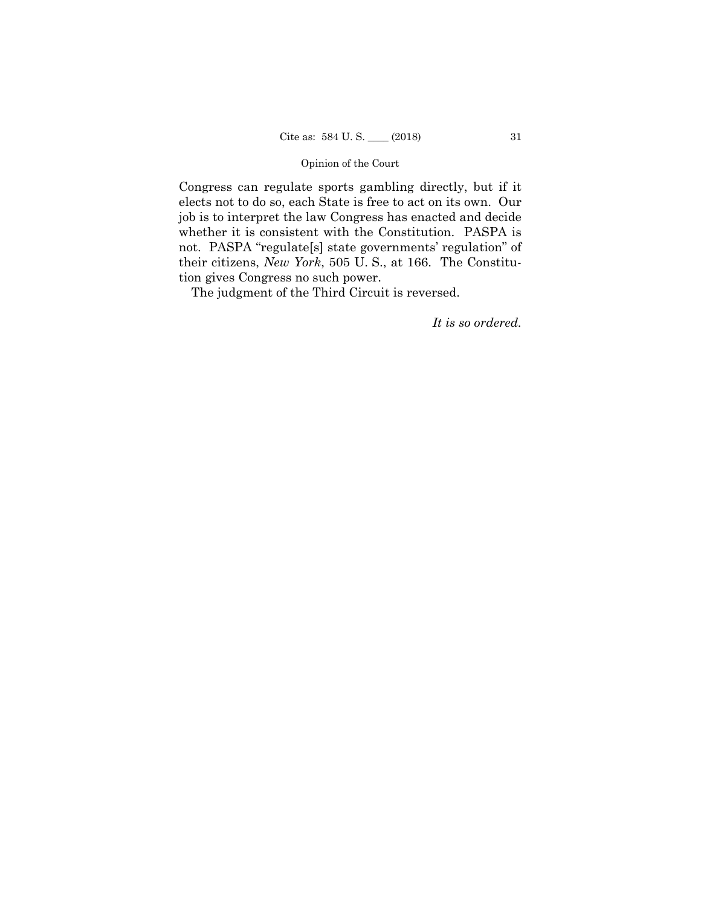Congress can regulate sports gambling directly, but if it elects not to do so, each State is free to act on its own. Our job is to interpret the law Congress has enacted and decide whether it is consistent with the Constitution. PASPA is not. PASPA "regulate[s] state governments' regulation" of their citizens, *New York*, 505 U. S., at 166. The Constitution gives Congress no such power.

The judgment of the Third Circuit is reversed.

*It is so ordered.*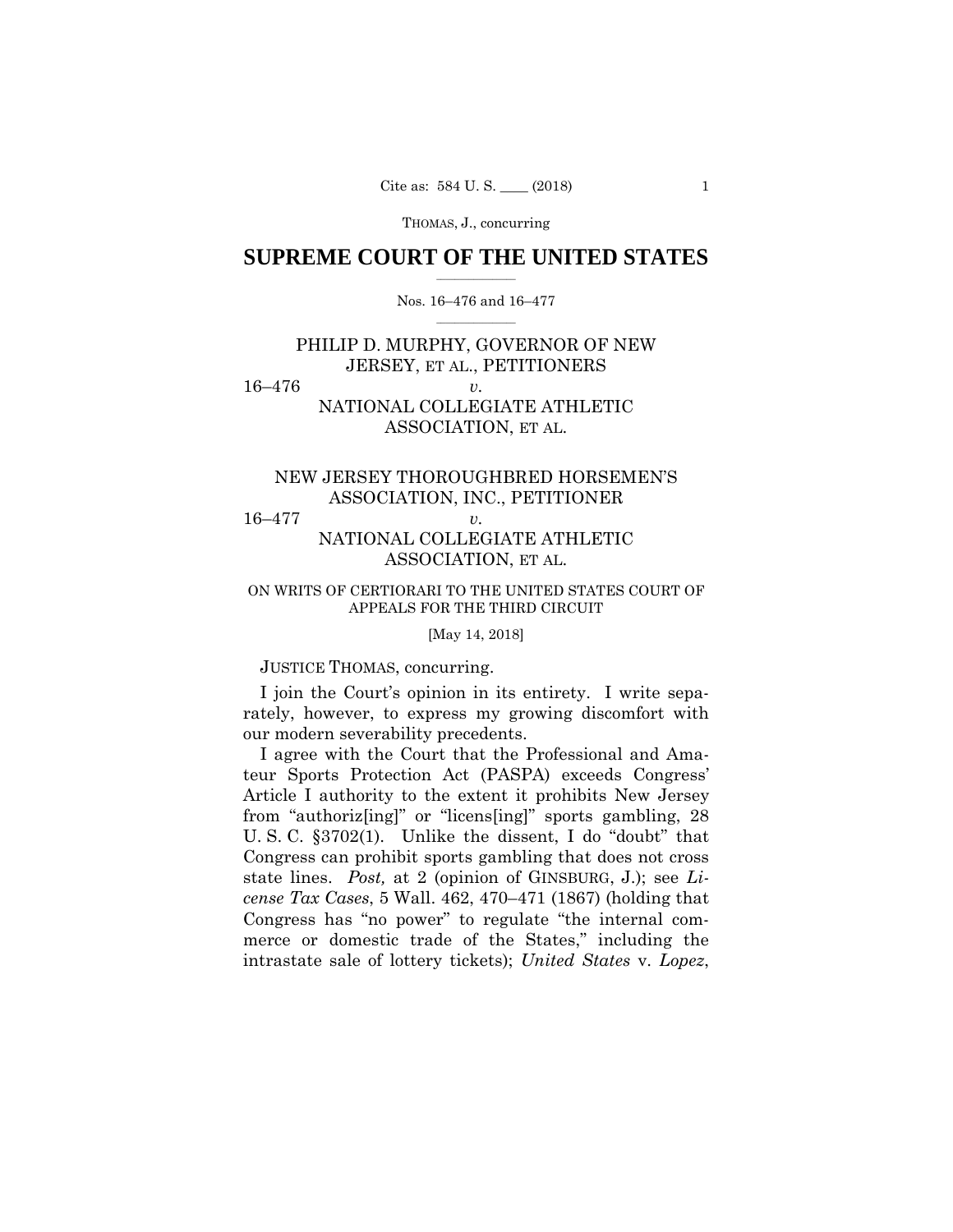# SUPREME COURT OF THE UNITED STATES

Nos. 16–476 and 16–477

PHILIP D. MURPHY, GOVERNOR OF NEW JERSEY, ET AL., PETITIONERS

16–476 *v.*

NATIONAL COLLEGIATE ATHLETIC ASSOCIATION, ET AL.

NEW JERSEY THOROUGHBRED HORSEMEN'S ASSOCIATION, INC., PETITIONER

16–477 *v.*

NATIONAL COLLEGIATE ATHLETIC ASSOCIATION, ET AL.

ON WRITS OF CERTIORARI TO THE UNITED STATES COURT OF APPEALS FOR THE THIRD CIRCUIT

[May 14, 2018]

JUSTICE THOMAS, concurring.

I join the Court's opinion in its entirety. I write separately, however, to express my growing discomfort with our modern severability precedents.

I agree with the Court that the Professional and Amateur Sports Protection Act (PASPA) exceeds Congress' Article I authority to the extent it prohibits New Jersey from "authoriz[ing]" or "licens[ing]" sports gambling, 28 U. S. C. §3702(1). Unlike the dissent, I do "doubt" that Congress can prohibit sports gambling that does not cross state lines. *Post,* at 2 (opinion of GINSBURG, J.); see *License Tax Cases*, 5 Wall. 462, 470–471 (1867) (holding that Congress has "no power" to regulate "the internal commerce or domestic trade of the States," including the intrastate sale of lottery tickets); *United States* v. *Lopez*,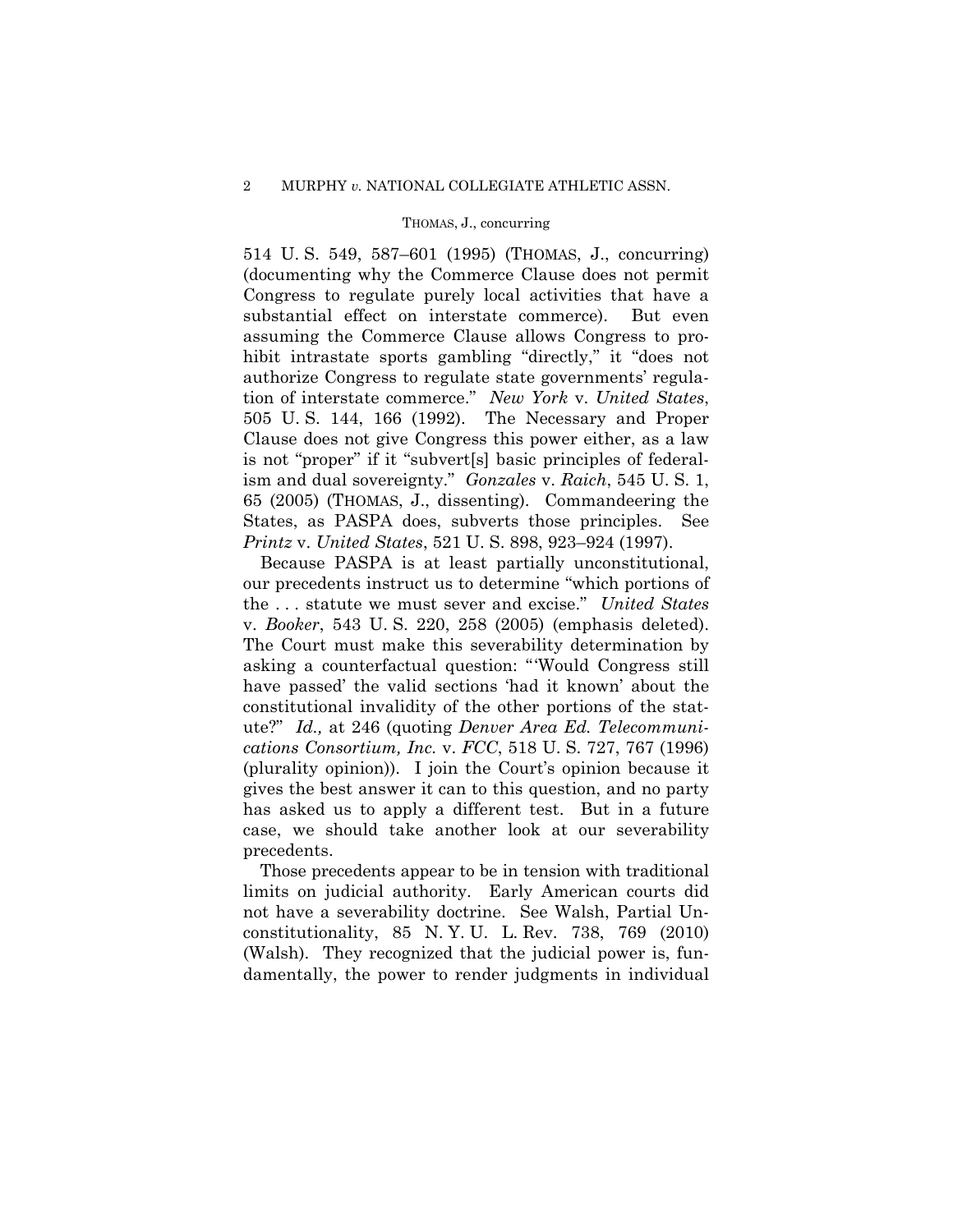514 U. S. 549, 587–601 (1995) (THOMAS, J., concurring) (documenting why the Commerce Clause does not permit Congress to regulate purely local activities that have a substantial effect on interstate commerce). But even assuming the Commerce Clause allows Congress to prohibit intrastate sports gambling "directly," it "does not authorize Congress to regulate state governments' regulation of interstate commerce." *New York* v. *United States*, 505 U. S. 144, 166 (1992). The Necessary and Proper Clause does not give Congress this power either, as a law is not "proper" if it "subvert[s] basic principles of federalism and dual sovereignty." *Gonzales* v. *Raich*, 545 U. S. 1, 65 (2005) (THOMAS, J., dissenting). Commandeering the States, as PASPA does, subverts those principles. See *Printz* v. *United States*, 521 U. S. 898, 923–924 (1997).

Because PASPA is at least partially unconstitutional, our precedents instruct us to determine "which portions of the . . . statute we must sever and excise." *United States* v. *Booker*, 543 U. S. 220, 258 (2005) (emphasis deleted). The Court must make this severability determination by asking a counterfactual question: "'Would Congress still have passed' the valid sections 'had it known' about the constitutional invalidity of the other portions of the statute?" *Id.,* at 246 (quoting *Denver Area Ed. Telecommunications Consortium, Inc.* v. *FCC*, 518 U. S. 727, 767 (1996) (plurality opinion)). I join the Court's opinion because it gives the best answer it can to this question, and no party has asked us to apply a different test. But in a future case, we should take another look at our severability precedents.

Those precedents appear to be in tension with traditional limits on judicial authority. Early American courts did not have a severability doctrine. See Walsh, Partial Unconstitutionality, 85 N. Y. U. L. Rev. 738, 769 (2010) (Walsh). They recognized that the judicial power is, fundamentally, the power to render judgments in individual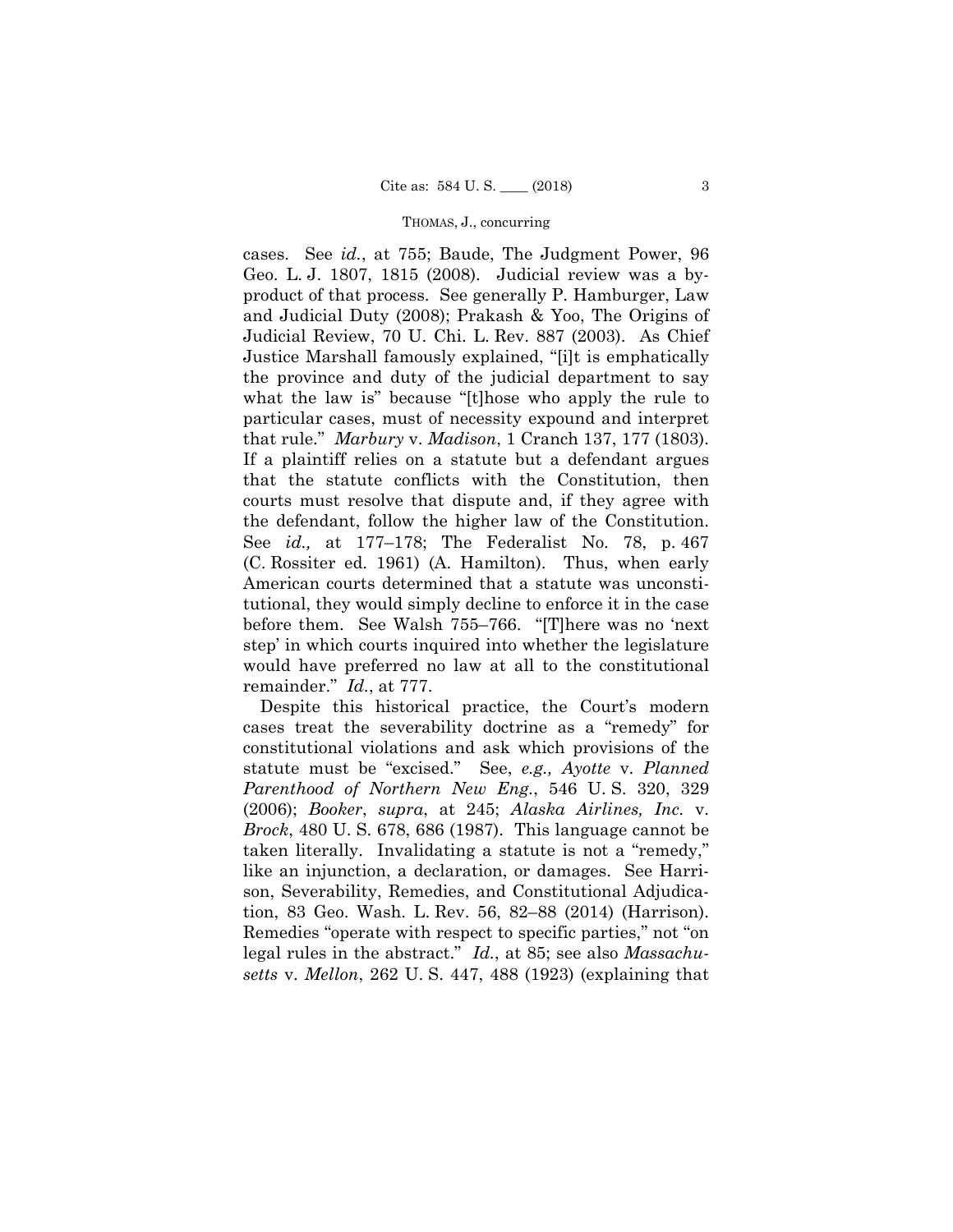cases. See *id.*, at 755; Baude, The Judgment Power, 96 Geo. L. J. 1807, 1815 (2008). Judicial review was a byproduct of that process. See generally P. Hamburger, Law and Judicial Duty (2008); Prakash & Yoo, The Origins of Judicial Review, 70 U. Chi. L. Rev. 887 (2003). As Chief Justice Marshall famously explained, "[i]t is emphatically the province and duty of the judicial department to say what the law is" because "[t]hose who apply the rule to particular cases, must of necessity expound and interpret that rule." *Marbury* v. *Madison*, 1 Cranch 137, 177 (1803). If a plaintiff relies on a statute but a defendant argues that the statute conflicts with the Constitution, then courts must resolve that dispute and, if they agree with the defendant, follow the higher law of the Constitution. See *id.,* at 177–178; The Federalist No. 78, p. 467 (C. Rossiter ed. 1961) (A. Hamilton). Thus, when early American courts determined that a statute was unconstitutional, they would simply decline to enforce it in the case before them. See Walsh 755–766. "[T]here was no 'next step' in which courts inquired into whether the legislature would have preferred no law at all to the constitutional remainder." *Id.*, at 777.

Despite this historical practice, the Court's modern cases treat the severability doctrine as a "remedy" for constitutional violations and ask which provisions of the statute must be "excised." See, *e.g., Ayotte* v. *Planned Parenthood of Northern New Eng.*, 546 U. S. 320, 329 (2006); *Booker*, *supra*, at 245; *Alaska Airlines, Inc.* v. *Brock*, 480 U. S. 678, 686 (1987). This language cannot be taken literally. Invalidating a statute is not a "remedy," like an injunction, a declaration, or damages. See Harrison, Severability, Remedies, and Constitutional Adjudication, 83 Geo. Wash. L. Rev. 56, 82–88 (2014) (Harrison). Remedies "operate with respect to specific parties," not "on legal rules in the abstract." *Id.*, at 85; see also *Massachusetts* v. *Mellon*, 262 U. S. 447, 488 (1923) (explaining that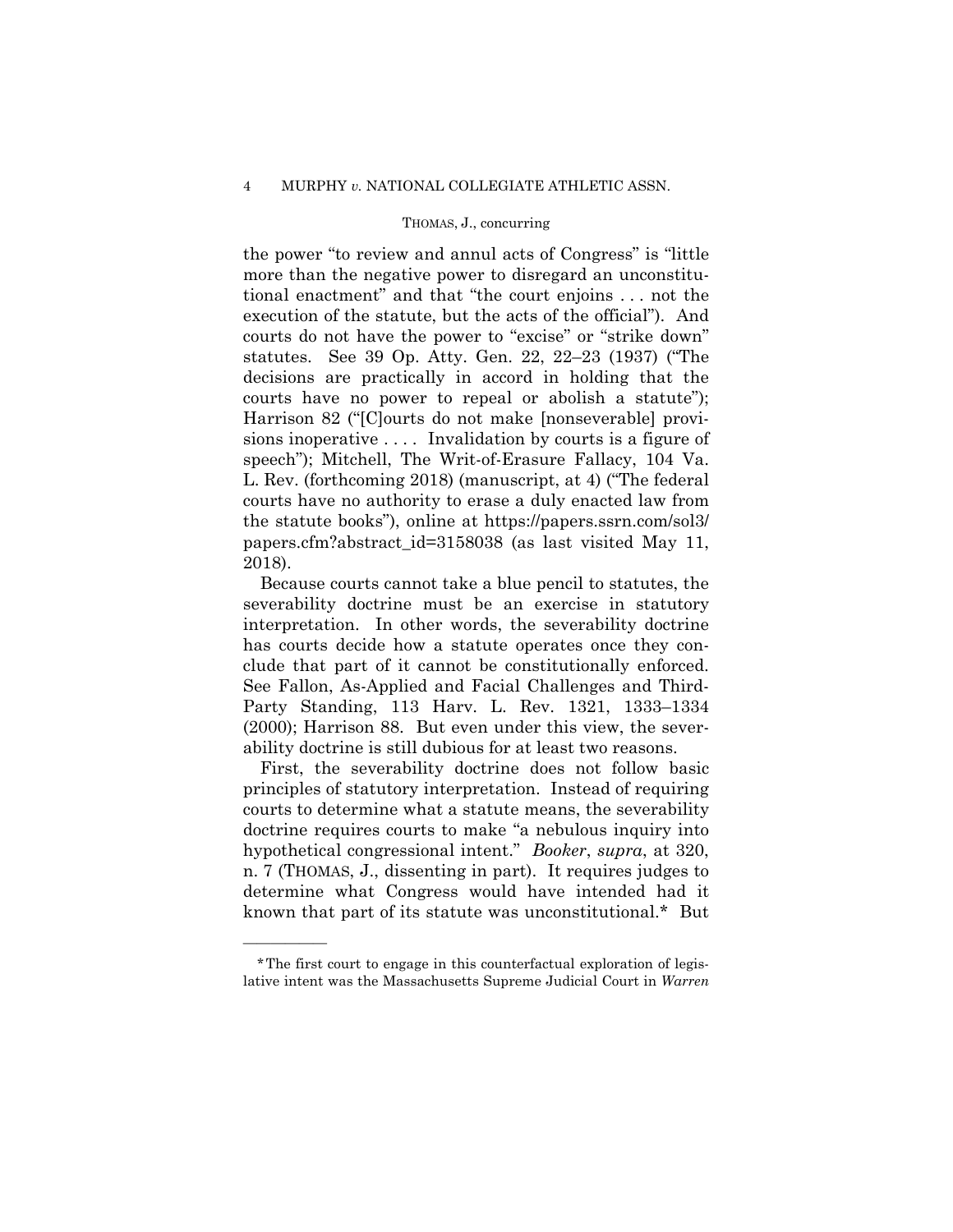the power "to review and annul acts of Congress" is "little more than the negative power to disregard an unconstitutional enactment" and that "the court enjoins . . . not the execution of the statute, but the acts of the official"). And courts do not have the power to "excise" or "strike down" statutes. See 39 Op. Atty. Gen. 22, 22–23 (1937) ("The decisions are practically in accord in holding that the courts have no power to repeal or abolish a statute"); Harrison 82 ("[C]ourts do not make [nonseverable] provisions inoperative . . . . Invalidation by courts is a figure of speech"); Mitchell, The Writ-of-Erasure Fallacy, 104 Va. L. Rev. (forthcoming 2018) (manuscript, at 4) ("The federal courts have no authority to erase a duly enacted law from the statute books"), online at https://papers.ssrn.com/sol3/papers.cfm?abstract_id=3158038 (as last visited May 11, 2018).

Because courts cannot take a blue pencil to statutes, the severability doctrine must be an exercise in statutory interpretation. In other words, the severability doctrine has courts decide how a statute operates once they conclude that part of it cannot be constitutionally enforced. See Fallon, As-Applied and Facial Challenges and Third-Party Standing, 113 Harv. L. Rev. 1321, 1333–1334 (2000); Harrison 88. But even under this view, the severability doctrine is still dubious for at least two reasons.

First, the severability doctrine does not follow basic principles of statutory interpretation. Instead of requiring courts to determine what a statute means, the severability doctrine requires courts to make "a nebulous inquiry into hypothetical congressional intent." *Booker*, *supra*, at 320, n. 7 (THOMAS, J., dissenting in part). It requires judges to determine what Congress would have intended had it known that part of its statute was unconstitutional.* But

---

*The first court to engage in this counterfactual exploration of legislative intent was the Massachusetts Supreme Judicial Court in *Warren*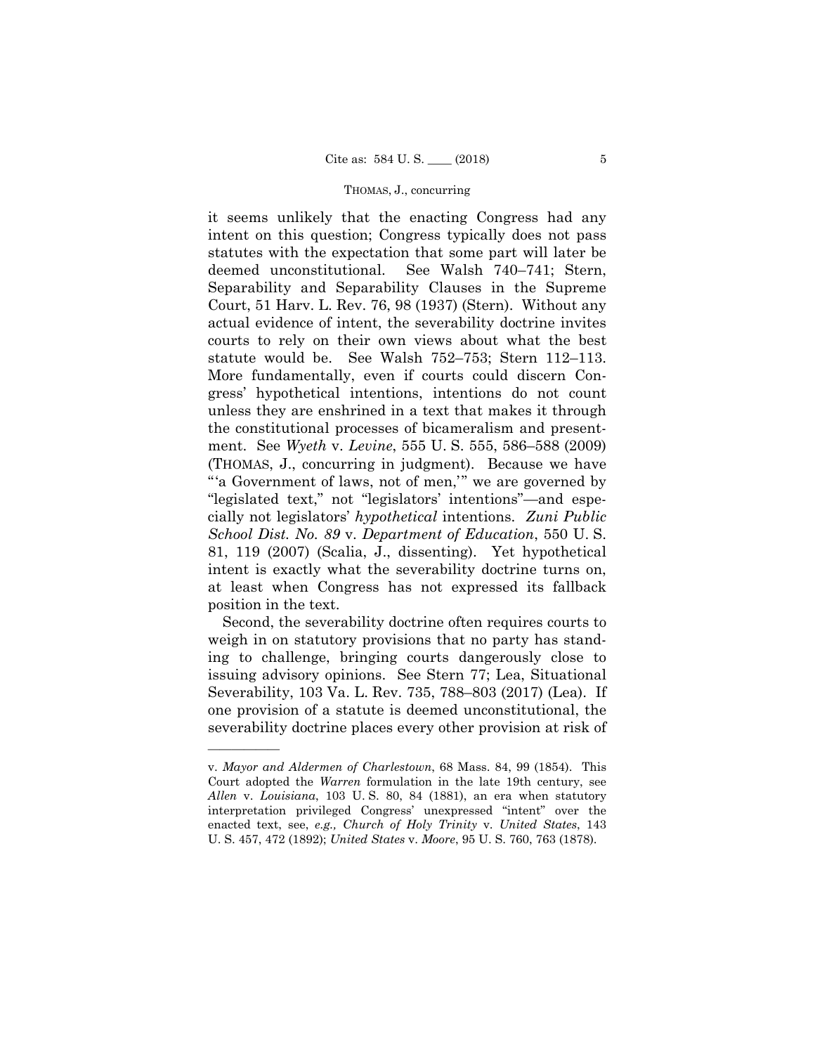it seems unlikely that the enacting Congress had any intent on this question; Congress typically does not pass statutes with the expectation that some part will later be deemed unconstitutional. See Walsh 740–741; Stern, Separability and Separability Clauses in the Supreme Court, 51 Harv. L. Rev. 76, 98 (1937) (Stern). Without any actual evidence of intent, the severability doctrine invites courts to rely on their own views about what the best statute would be. See Walsh 752–753; Stern 112–113. More fundamentally, even if courts could discern Congress' hypothetical intentions, intentions do not count unless they are enshrined in a text that makes it through the constitutional processes of bicameralism and presentment. See *Wyeth* v. *Levine*, 555 U. S. 555, 586–588 (2009) (THOMAS, J., concurring in judgment). Because we have "'a Government of laws, not of men,'" we are governed by "legislated text," not "legislators' intentions"—and especially not legislators' *hypothetical* intentions. *Zuni Public School Dist. No. 89* v. *Department of Education*, 550 U. S. 81, 119 (2007) (Scalia, J., dissenting). Yet hypothetical intent is exactly what the severability doctrine turns on, at least when Congress has not expressed its fallback position in the text.

Second, the severability doctrine often requires courts to weigh in on statutory provisions that no party has standing to challenge, bringing courts dangerously close to issuing advisory opinions. See Stern 77; Lea, Situational Severability, 103 Va. L. Rev. 735, 788–803 (2017) (Lea). If one provision of a statute is deemed unconstitutional, the severability doctrine places every other provision at risk of

---

v. *Mayor and Aldermen of Charlestown*, 68 Mass. 84, 99 (1854). This Court adopted the *Warren* formulation in the late 19th century, see *Allen* v. *Louisiana*, 103 U. S. 80, 84 (1881), an era when statutory interpretation privileged Congress' unexpressed "intent" over the enacted text, see, *e.g., Church of Holy Trinity* v. *United States*, 143 U. S. 457, 472 (1892); *United States* v. *Moore*, 95 U. S. 760, 763 (1878).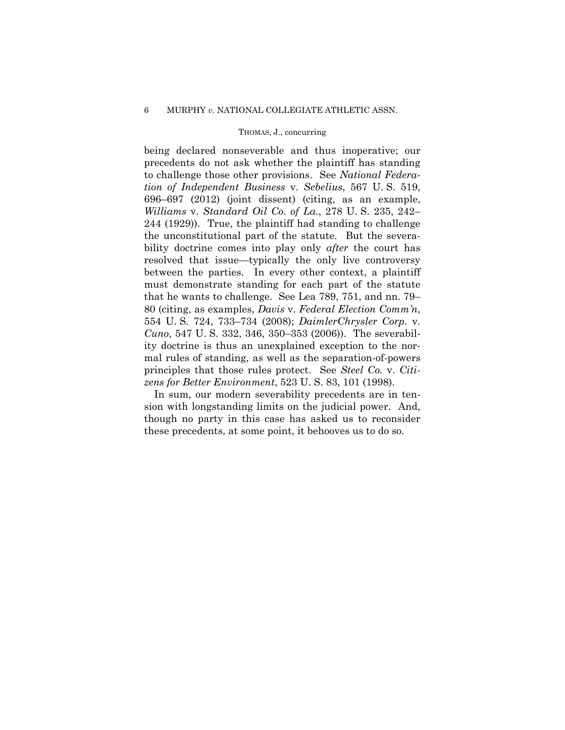being declared nonseverable and thus inoperative; our precedents do not ask whether the plaintiff has standing to challenge those other provisions. See *National Federation of Independent Business* v. *Sebelius*, 567 U. S. 519, 696–697 (2012) (joint dissent) (citing, as an example, *Williams* v. *Standard Oil Co. of La.*, 278 U. S. 235, 242–244 (1929)). True, the plaintiff had standing to challenge the unconstitutional part of the statute. But the severability doctrine comes into play only *after* the court has resolved that issue—typically the only live controversy between the parties. In every other context, a plaintiff must demonstrate standing for each part of the statute that he wants to challenge. See Lea 789, 751, and nn. 79–80 (citing, as examples, *Davis* v. *Federal Election Comm'n*, 554 U. S. 724, 733–734 (2008); *DaimlerChrysler Corp.* v. *Cuno*, 547 U. S. 332, 346, 350–353 (2006)). The severability doctrine is thus an unexplained exception to the normal rules of standing, as well as the separation-of-powers principles that those rules protect. See *Steel Co.* v. *Citizens for Better Environment*, 523 U. S. 83, 101 (1998).

In sum, our modern severability precedents are in tension with longstanding limits on the judicial power. And, though no party in this case has asked us to reconsider these precedents, at some point, it behooves us to do so.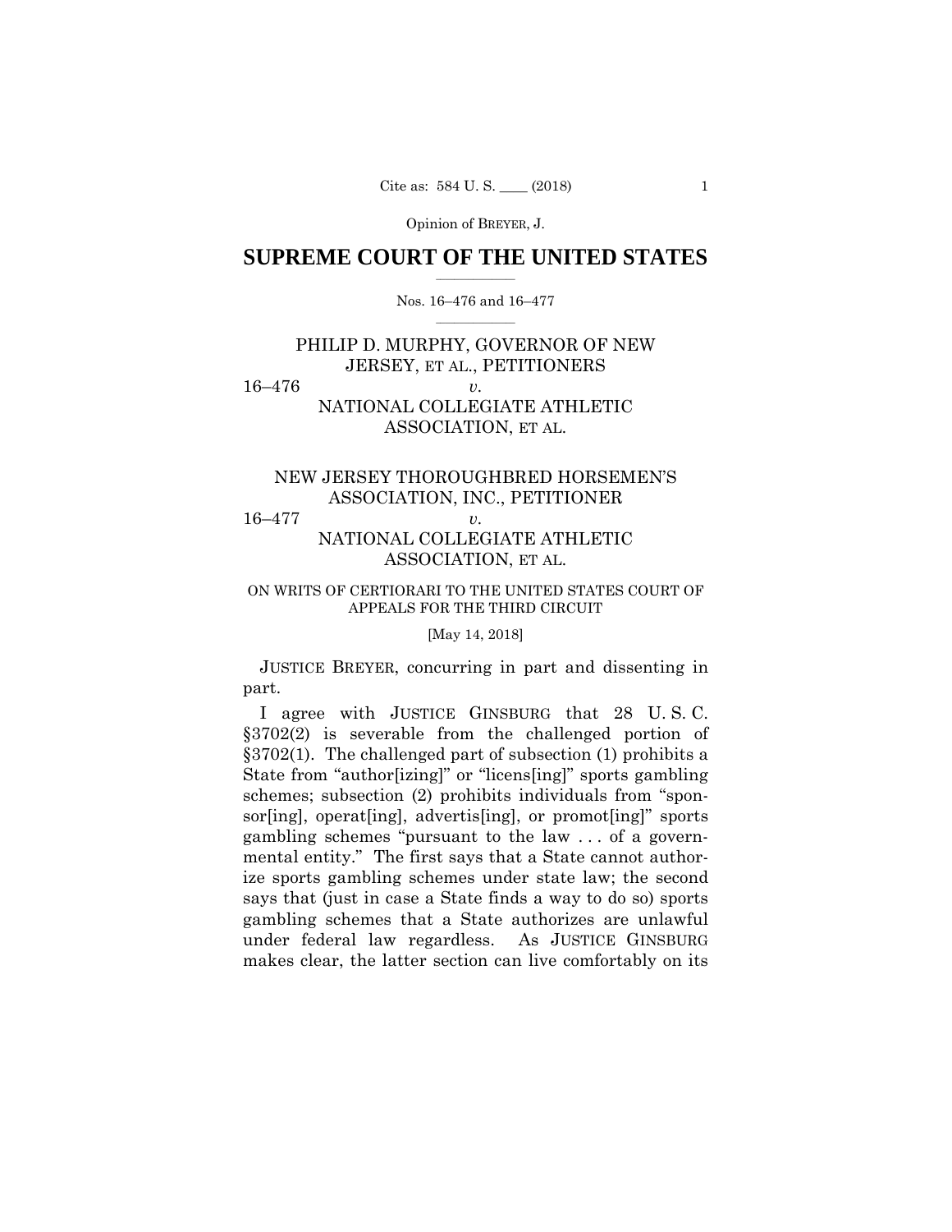# SUPREME COURT OF THE UNITED STATES

Nos. 16–476 and 16–477

PHILIP D. MURPHY, GOVERNOR OF NEW JERSEY, ET AL., PETITIONERS

16–476 *v.*

NATIONAL COLLEGIATE ATHLETIC ASSOCIATION, ET AL.

NEW JERSEY THOROUGHBRED HORSEMEN'S ASSOCIATION, INC., PETITIONER

16–477 *v.*

NATIONAL COLLEGIATE ATHLETIC ASSOCIATION, ET AL.

ON WRITS OF CERTIORARI TO THE UNITED STATES COURT OF APPEALS FOR THE THIRD CIRCUIT

[May 14, 2018]

JUSTICE BREYER, concurring in part and dissenting in part.

I agree with JUSTICE GINSBURG that 28 U. S. C. §3702(2) is severable from the challenged portion of §3702(1). The challenged part of subsection (1) prohibits a State from "author[izing]" or "licens[ing]" sports gambling schemes; subsection (2) prohibits individuals from "sponsor[ing], operat[ing], advertis[ing], or promot[ing]" sports gambling schemes "pursuant to the law . . . of a governmental entity." The first says that a State cannot authorize sports gambling schemes under state law; the second says that (just in case a State finds a way to do so) sports gambling schemes that a State authorizes are unlawful under federal law regardless. As JUSTICE GINSBURG makes clear, the latter section can live comfortably on its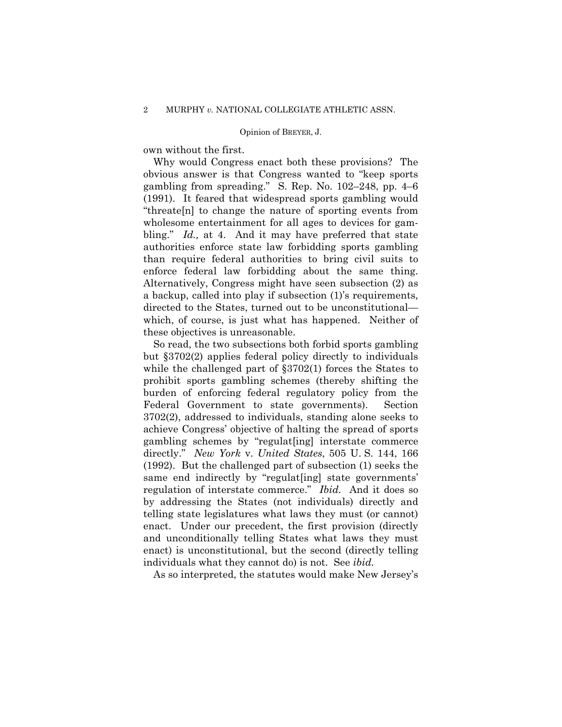own without the first.

Why would Congress enact both these provisions? The obvious answer is that Congress wanted to "keep sports gambling from spreading." S. Rep. No. 102–248, pp. 4–6 (1991). It feared that widespread sports gambling would "threate[n] to change the nature of sporting events from wholesome entertainment for all ages to devices for gambling." *Id.,* at 4. And it may have preferred that state authorities enforce state law forbidding sports gambling than require federal authorities to bring civil suits to enforce federal law forbidding about the same thing. Alternatively, Congress might have seen subsection (2) as a backup, called into play if subsection (1)'s requirements, directed to the States, turned out to be unconstitutional—which, of course, is just what has happened. Neither of these objectives is unreasonable.

So read, the two subsections both forbid sports gambling but §3702(2) applies federal policy directly to individuals while the challenged part of §3702(1) forces the States to prohibit sports gambling schemes (thereby shifting the burden of enforcing federal regulatory policy from the Federal Government to state governments). Section 3702(2), addressed to individuals, standing alone seeks to achieve Congress' objective of halting the spread of sports gambling schemes by "regulat[ing] interstate commerce directly." *New York* v. *United States*, 505 U. S. 144, 166 (1992). But the challenged part of subsection (1) seeks the same end indirectly by "regulat[ing] state governments' regulation of interstate commerce." *Ibid.* And it does so by addressing the States (not individuals) directly and telling state legislatures what laws they must (or cannot) enact. Under our precedent, the first provision (directly and unconditionally telling States what laws they must enact) is unconstitutional, but the second (directly telling individuals what they cannot do) is not. See *ibid.*

As so interpreted, the statutes would make New Jersey's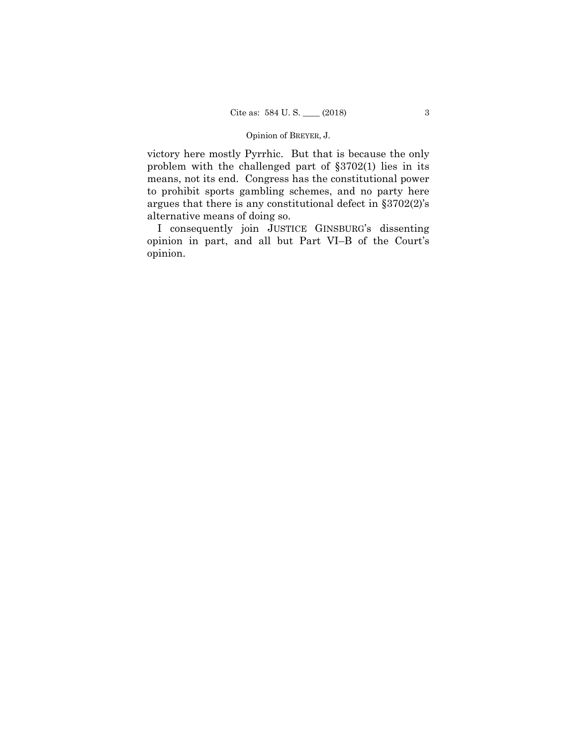victory here mostly Pyrrhic. But that is because the only problem with the challenged part of §3702(1) lies in its means, not its end. Congress has the constitutional power to prohibit sports gambling schemes, and no party here argues that there is any constitutional defect in §3702(2)'s alternative means of doing so.

I consequently join JUSTICE GINSBURG's dissenting opinion in part, and all but Part VI–B of the Court's opinion.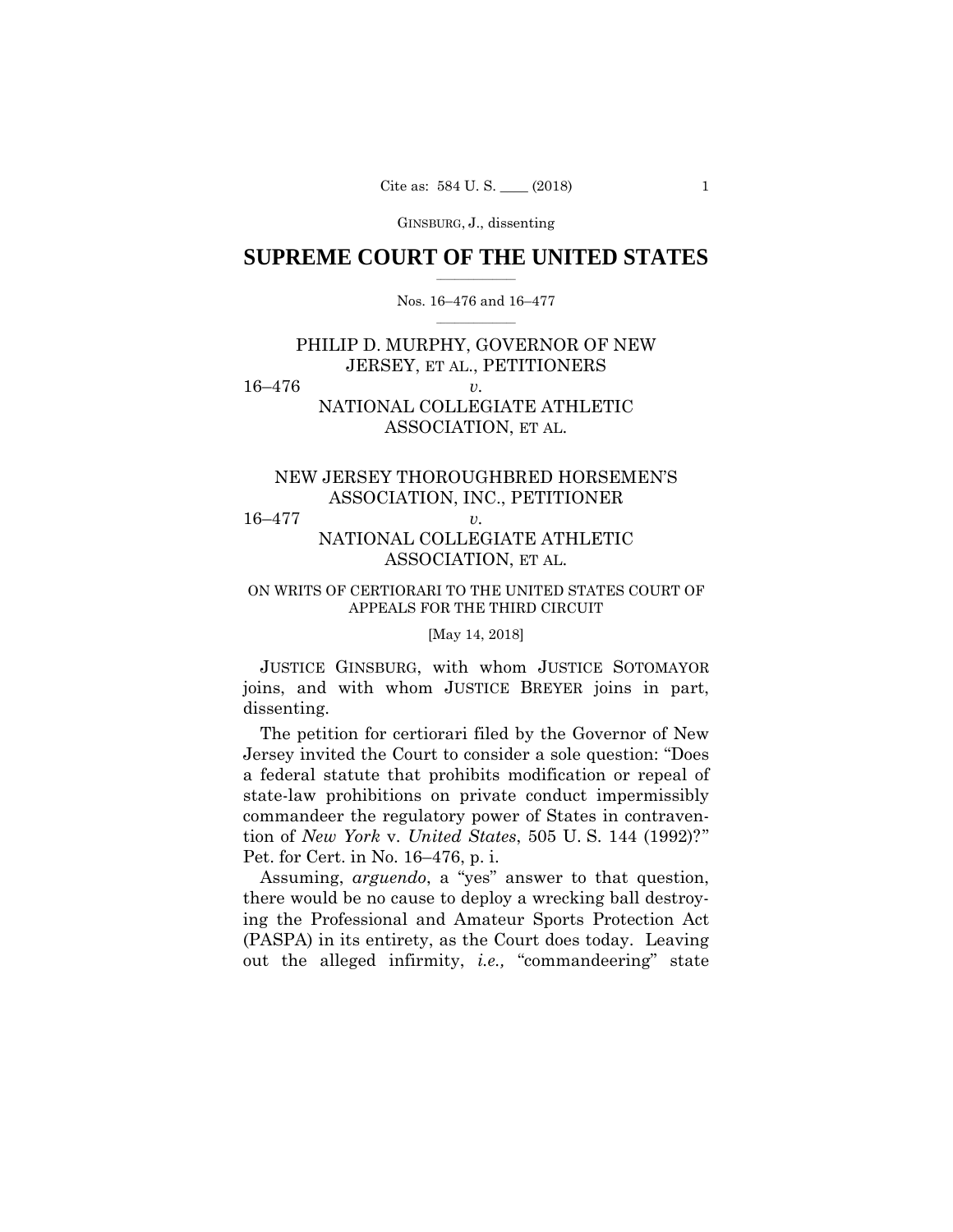GINSBURG, J., dissenting

# SUPREME COURT OF THE UNITED STATES

Nos. 16–476 and 16–477

PHILIP D. MURPHY, GOVERNOR OF NEW JERSEY, ET AL., PETITIONERS

16–476 *v.*

NATIONAL COLLEGIATE ATHLETIC ASSOCIATION, ET AL.

NEW JERSEY THOROUGHBRED HORSEMEN'S ASSOCIATION, INC., PETITIONER

16–477 *v.*

NATIONAL COLLEGIATE ATHLETIC ASSOCIATION, ET AL.

ON WRITS OF CERTIORARI TO THE UNITED STATES COURT OF APPEALS FOR THE THIRD CIRCUIT

[May 14, 2018]

JUSTICE GINSBURG, with whom JUSTICE SOTOMAYOR joins, and with whom JUSTICE BREYER joins in part, dissenting.

The petition for certiorari filed by the Governor of New Jersey invited the Court to consider a sole question: "Does a federal statute that prohibits modification or repeal of state-law prohibitions on private conduct impermissibly commandeer the regulatory power of States in contravention of *New York* v. *United States*, 505 U. S. 144 (1992)?" Pet. for Cert. in No. 16–476, p. i.

Assuming, *arguendo*, a "yes" answer to that question, there would be no cause to deploy a wrecking ball destroying the Professional and Amateur Sports Protection Act (PASPA) in its entirety, as the Court does today. Leaving out the alleged infirmity, *i.e.,* "commandeering" state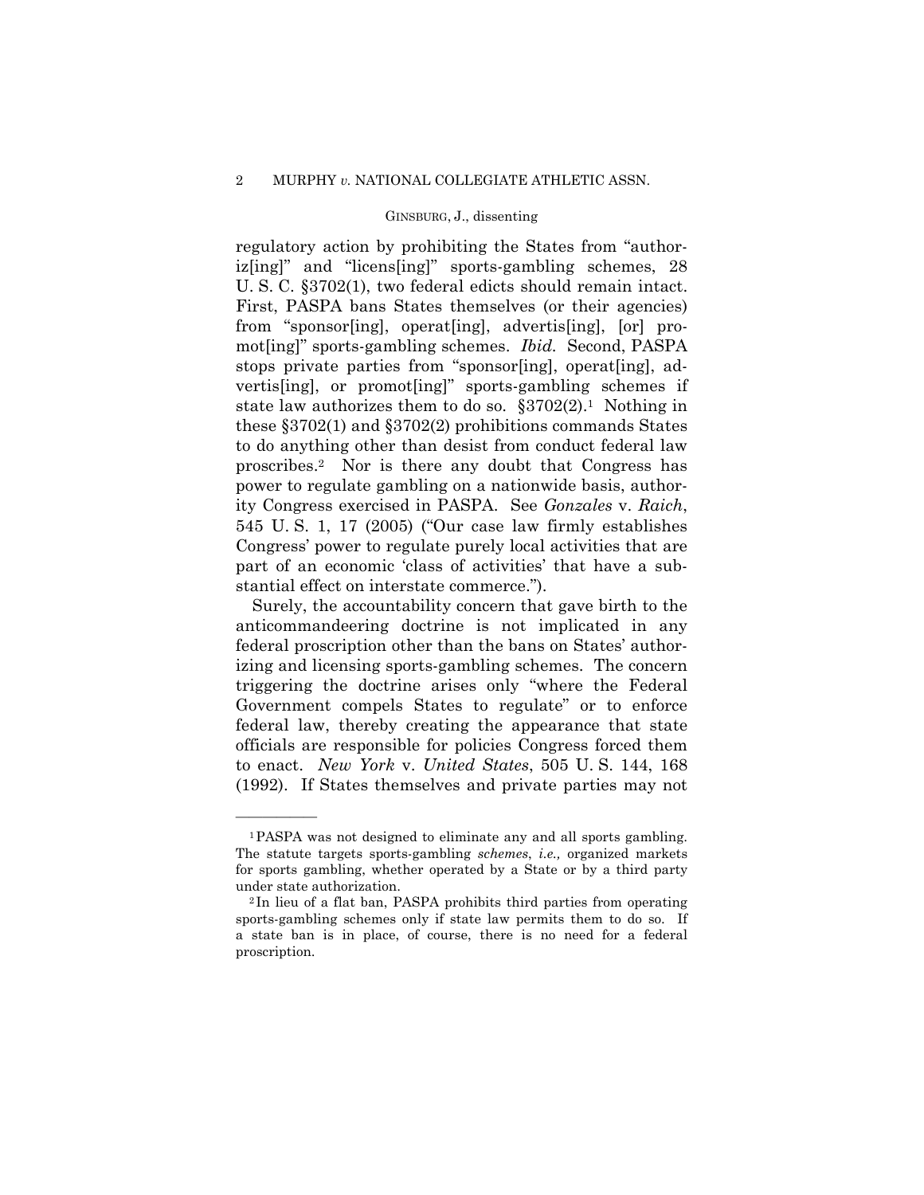regulatory action by prohibiting the States from "authoriz[ing]" and "licens[ing]" sports-gambling schemes, 28 U. S. C. §3702(1), two federal edicts should remain intact. First, PASPA bans States themselves (or their agencies) from "sponsor[ing], operat[ing], advertis[ing], [or] promot[ing]" sports-gambling schemes. *Ibid.* Second, PASPA stops private parties from "sponsor[ing], operat[ing], advertis[ing], or promot[ing]" sports-gambling schemes if state law authorizes them to do so. §3702(2).[1] Nothing in these §3702(1) and §3702(2) prohibitions commands States to do anything other than desist from conduct federal law proscribes.[2] Nor is there any doubt that Congress has power to regulate gambling on a nationwide basis, authority Congress exercised in PASPA. See *Gonzales* v. *Raich*, 545 U. S. 1, 17 (2005) ("Our case law firmly establishes Congress' power to regulate purely local activities that are part of an economic 'class of activities' that have a substantial effect on interstate commerce.").

Surely, the accountability concern that gave birth to the anticommandeering doctrine is not implicated in any federal proscription other than the bans on States' authorizing and licensing sports-gambling schemes. The concern triggering the doctrine arises only "where the Federal Government compels States to regulate" or to enforce federal law, thereby creating the appearance that state officials are responsible for policies Congress forced them to enact. *New York* v. *United States*, 505 U. S. 144, 168 (1992). If States themselves and private parties may not

---

[1] PASPA was not designed to eliminate any and all sports gambling. The statute targets sports-gambling *schemes*, *i.e.,* organized markets for sports gambling, whether operated by a State or by a third party under state authorization.

[2] In lieu of a flat ban, PASPA prohibits third parties from operating sports-gambling schemes only if state law permits them to do so. If a state ban is in place, of course, there is no need for a federal proscription.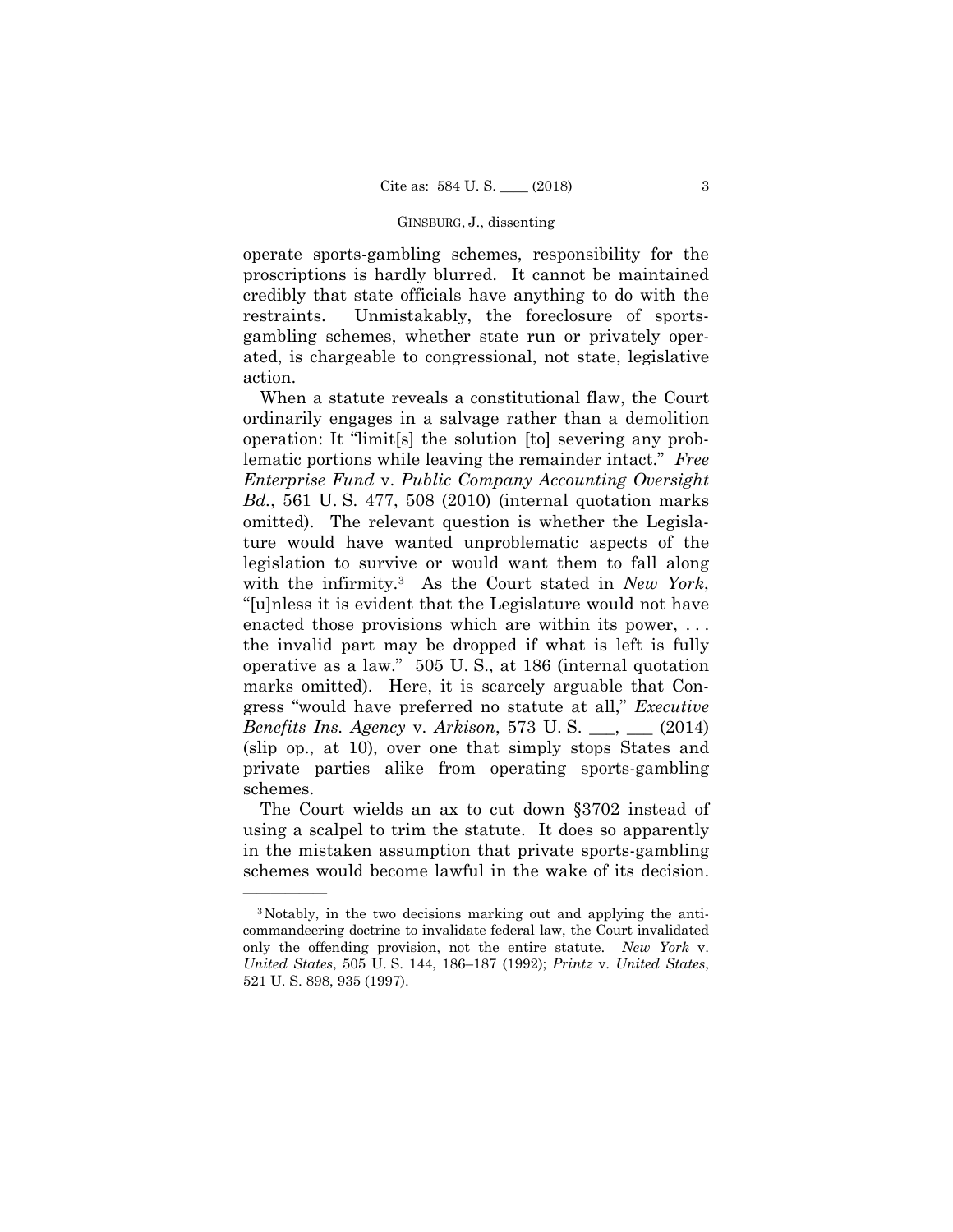operate sports-gambling schemes, responsibility for the proscriptions is hardly blurred. It cannot be maintained credibly that state officials have anything to do with the restraints. Unmistakably, the foreclosure of sports-gambling schemes, whether state run or privately operated, is chargeable to congressional, not state, legislative action.

When a statute reveals a constitutional flaw, the Court ordinarily engages in a salvage rather than a demolition operation: It "limit[s] the solution [to] severing any problematic portions while leaving the remainder intact." *Free Enterprise Fund* v. *Public Company Accounting Oversight Bd.*, 561 U. S. 477, 508 (2010) (internal quotation marks omitted). The relevant question is whether the Legislature would have wanted unproblematic aspects of the legislation to survive or would want them to fall along with the infirmity.[3] As the Court stated in *New York*, "[u]nless it is evident that the Legislature would not have enacted those provisions which are within its power, . . . the invalid part may be dropped if what is left is fully operative as a law." 505 U. S., at 186 (internal quotation marks omitted). Here, it is scarcely arguable that Congress "would have preferred no statute at all," *Executive Benefits Ins. Agency* v. *Arkison*, 573 U. S. ___, ___ (2014) (slip op., at 10), over one that simply stops States and private parties alike from operating sports-gambling schemes.

The Court wields an ax to cut down §3702 instead of using a scalpel to trim the statute. It does so apparently in the mistaken assumption that private sports-gambling schemes would become lawful in the wake of its decision.

---

[3] Notably, in the two decisions marking out and applying the anticommandeering doctrine to invalidate federal law, the Court invalidated only the offending provision, not the entire statute. *New York* v. *United States*, 505 U. S. 144, 186–187 (1992); *Printz* v. *United States*, 521 U. S. 898, 935 (1997).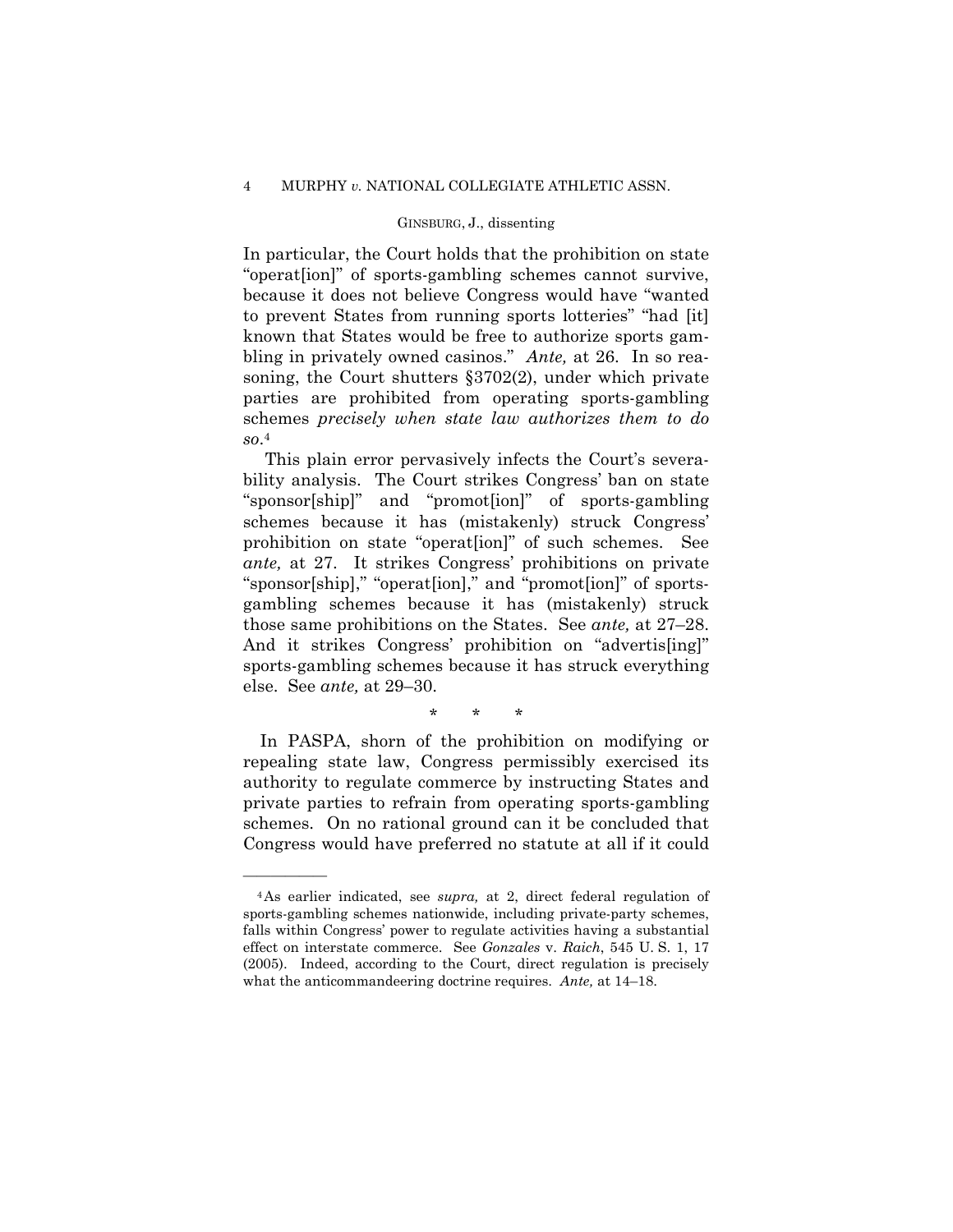In particular, the Court holds that the prohibition on state "operat[ion]" of sports-gambling schemes cannot survive, because it does not believe Congress would have "wanted to prevent States from running sports lotteries" "had [it] known that States would be free to authorize sports gambling in privately owned casinos." *Ante,* at 26. In so reasoning, the Court shutters §3702(2), under which private parties are prohibited from operating sports-gambling schemes *precisely when state law authorizes them to do so*.[4]

This plain error pervasively infects the Court's severability analysis. The Court strikes Congress' ban on state "sponsor[ship]" and "promot[ion]" of sports-gambling schemes because it has (mistakenly) struck Congress' prohibition on state "operat[ion]" of such schemes. See *ante,* at 27. It strikes Congress' prohibitions on private "sponsor[ship]," "operat[ion]," and "promot[ion]" of sports-gambling schemes because it has (mistakenly) struck those same prohibitions on the States. See *ante,* at 27–28. And it strikes Congress' prohibition on "advertis[ing]" sports-gambling schemes because it has struck everything else. See *ante,* at 29–30.

\* \* \*

In PASPA, shorn of the prohibition on modifying or repealing state law, Congress permissibly exercised its authority to regulate commerce by instructing States and private parties to refrain from operating sports-gambling schemes. On no rational ground can it be concluded that Congress would have preferred no statute at all if it could

---

[4] As earlier indicated, see *supra,* at 2, direct federal regulation of sports-gambling schemes nationwide, including private-party schemes, falls within Congress' power to regulate activities having a substantial effect on interstate commerce. See *Gonzales* v. *Raich*, 545 U. S. 1, 17 (2005). Indeed, according to the Court, direct regulation is precisely what the anticommandeering doctrine requires. *Ante,* at 14–18.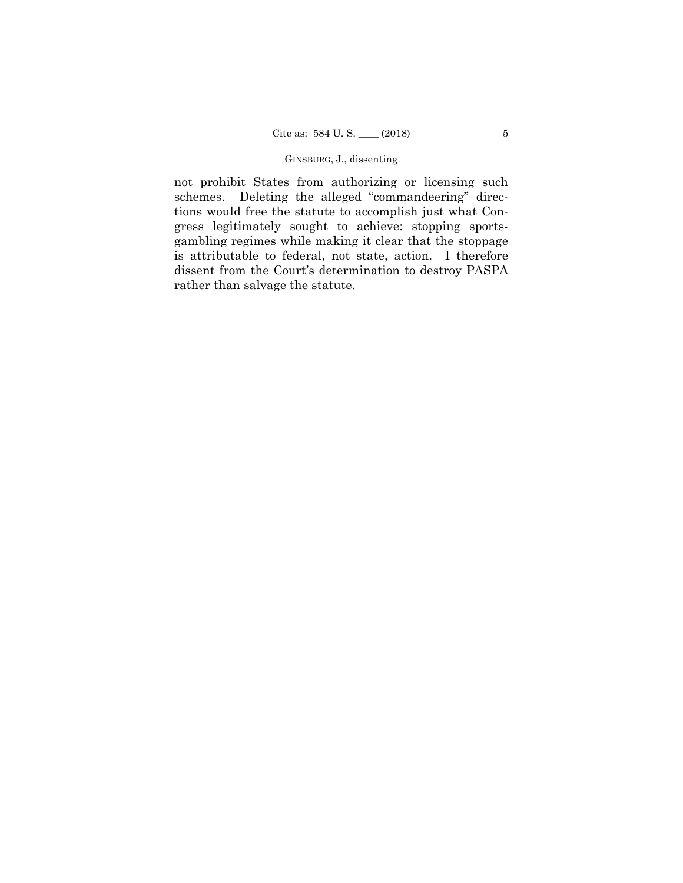not prohibit States from authorizing or licensing such schemes. Deleting the alleged "commandeering" directions would free the statute to accomplish just what Congress legitimately sought to achieve: stopping sports-gambling regimes while making it clear that the stoppage is attributable to federal, not state, action. I therefore dissent from the Court's determination to destroy PASPA rather than salvage the statute.